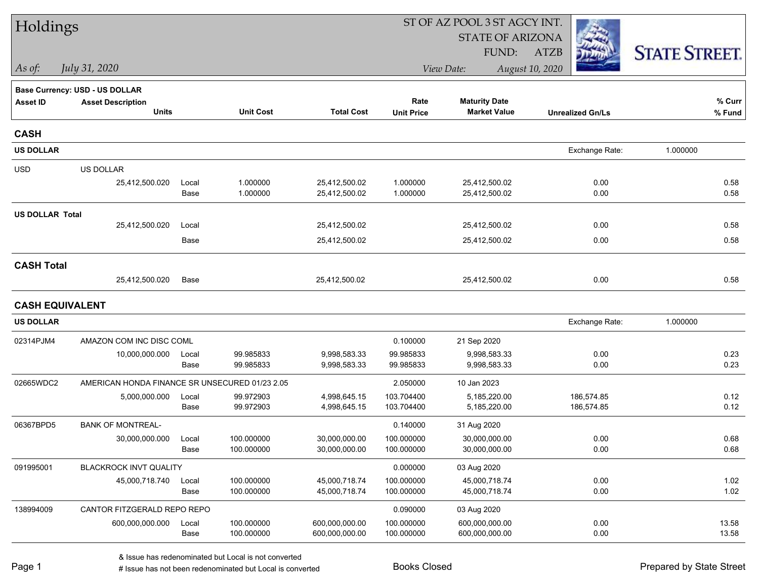# Holdings

ST OF AZ POOL 3 ST AGCY INT.
STATE OF ARIZONA
FUND: ATZB

*As of: July 31, 2020*

*View Date: August 10, 2020*

STATE STREET

**Base Currency: USD - US DOLLAR**

| Asset ID | Asset Description / Units | | Unit Cost | Total Cost | Rate / Unit Price | Maturity Date / Market Value | Unrealized Gn/Ls | % Curr / % Fund |
|---|---|---|---|---|---|---|---|---|
| **CASH** | | | | | | | | |
| **US DOLLAR** | | | | | | | Exchange Rate: | 1.000000 |
| USD | US DOLLAR | | | | | | | |
| | 25,412,500.020 | Local | 1.000000 | 25,412,500.02 | 1.000000 | 25,412,500.02 | 0.00 | 0.58 |
| | | Base | 1.000000 | 25,412,500.02 | 1.000000 | 25,412,500.02 | 0.00 | 0.58 |
| **US DOLLAR Total** | | | | | | | | |
| | 25,412,500.020 | Local | | 25,412,500.02 | | 25,412,500.02 | 0.00 | 0.58 |
| | | Base | | 25,412,500.02 | | 25,412,500.02 | 0.00 | 0.58 |
| **CASH Total** | | | | | | | | |
| | 25,412,500.020 | Base | | 25,412,500.02 | | 25,412,500.02 | 0.00 | 0.58 |
| **CASH EQUIVALENT** | | | | | | | | |
| **US DOLLAR** | | | | | | | Exchange Rate: | 1.000000 |
| 02314PJM4 | AMAZON COM INC DISC COML | | | | 0.100000 | 21 Sep 2020 | | |
| | 10,000,000.000 | Local | 99.985833 | 9,998,583.33 | 99.985833 | 9,998,583.33 | 0.00 | 0.23 |
| | | Base | 99.985833 | 9,998,583.33 | 99.985833 | 9,998,583.33 | 0.00 | 0.23 |
| 02665WDC2 | AMERICAN HONDA FINANCE SR UNSECURED 01/23 2.05 | | | | 2.050000 | 10 Jan 2023 | | |
| | 5,000,000.000 | Local | 99.972903 | 4,998,645.15 | 103.704400 | 5,185,220.00 | 186,574.85 | 0.12 |
| | | Base | 99.972903 | 4,998,645.15 | 103.704400 | 5,185,220.00 | 186,574.85 | 0.12 |
| 06367BPD5 | BANK OF MONTREAL- | | | | 0.140000 | 31 Aug 2020 | | |
| | 30,000,000.000 | Local | 100.000000 | 30,000,000.00 | 100.000000 | 30,000,000.00 | 0.00 | 0.68 |
| | | Base | 100.000000 | 30,000,000.00 | 100.000000 | 30,000,000.00 | 0.00 | 0.68 |
| 091995001 | BLACKROCK INVT QUALITY | | | | 0.000000 | 03 Aug 2020 | | |
| | 45,000,718.740 | Local | 100.000000 | 45,000,718.74 | 100.000000 | 45,000,718.74 | 0.00 | 1.02 |
| | | Base | 100.000000 | 45,000,718.74 | 100.000000 | 45,000,718.74 | 0.00 | 1.02 |
| 138994009 | CANTOR FITZGERALD REPO REPO | | | | 0.090000 | 03 Aug 2020 | | |
| | 600,000,000.000 | Local | 100.000000 | 600,000,000.00 | 100.000000 | 600,000,000.00 | 0.00 | 13.58 |
| | | Base | 100.000000 | 600,000,000.00 | 100.000000 | 600,000,000.00 | 0.00 | 13.58 |

& Issue has redenominated but Local is not converted
# Issue has not been redenominated but Local is converted

Books Closed

Prepared by State Street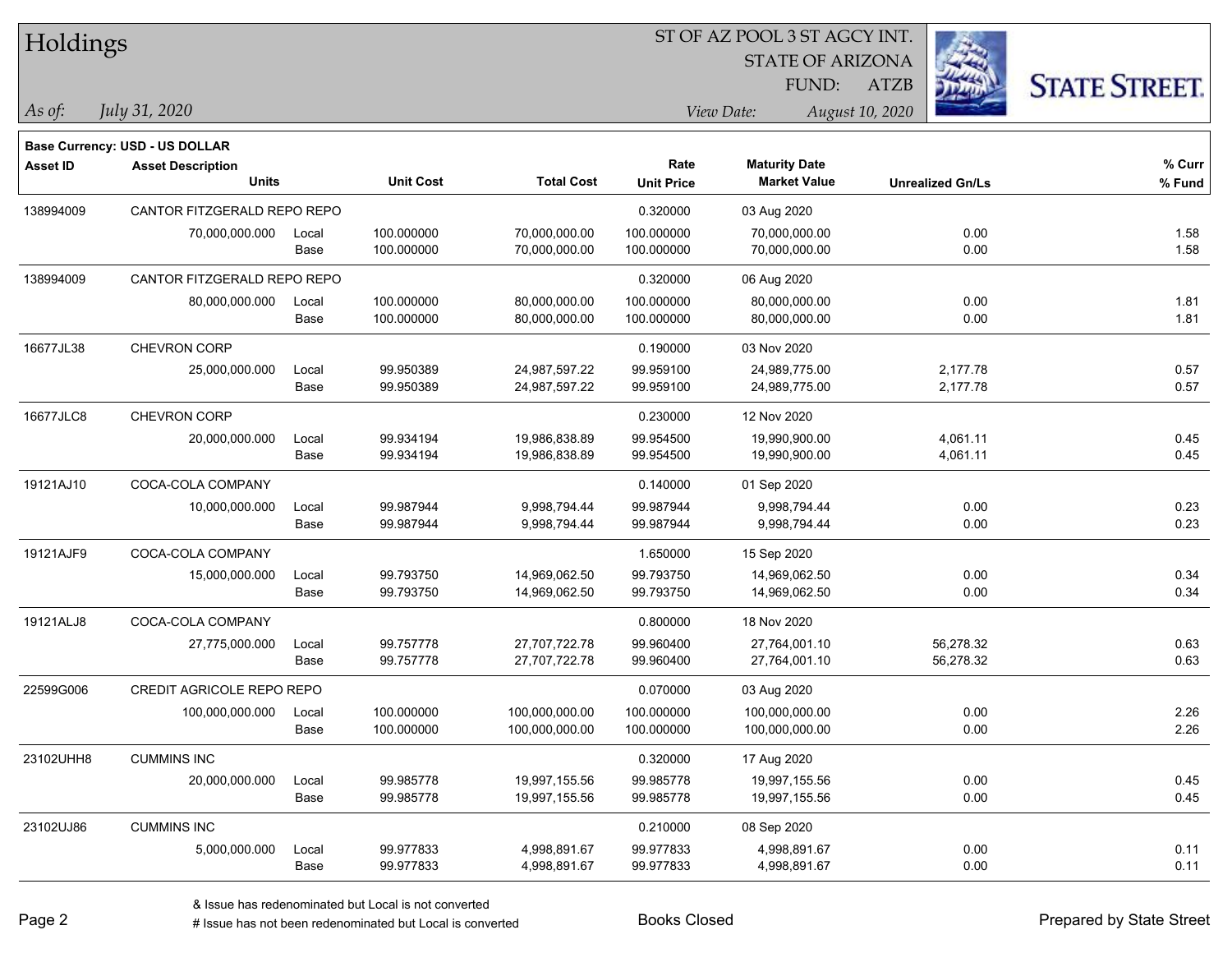# Holdings

ST OF AZ POOL 3 ST AGCY INT.
STATE OF ARIZONA
FUND: ATZB

*As of:* *July 31, 2020*

*View Date:* *August 10, 2020*

**Base Currency: USD - US DOLLAR**

| Asset ID | Asset Description / Units | | Unit Cost | Total Cost | Rate / Unit Price | Maturity Date / Market Value | Unrealized Gn/Ls | % Curr / % Fund |
|---|---|---|---|---|---|---|---|---|
| 138994009 | CANTOR FITZGERALD REPO REPO | | | | 0.320000 | 03 Aug 2020 | | |
| | 70,000,000.000 | Local | 100.000000 | 70,000,000.00 | 100.000000 | 70,000,000.00 | 0.00 | 1.58 |
| | | Base | 100.000000 | 70,000,000.00 | 100.000000 | 70,000,000.00 | 0.00 | 1.58 |
| 138994009 | CANTOR FITZGERALD REPO REPO | | | | 0.320000 | 06 Aug 2020 | | |
| | 80,000,000.000 | Local | 100.000000 | 80,000,000.00 | 100.000000 | 80,000,000.00 | 0.00 | 1.81 |
| | | Base | 100.000000 | 80,000,000.00 | 100.000000 | 80,000,000.00 | 0.00 | 1.81 |
| 16677JL38 | CHEVRON CORP | | | | 0.190000 | 03 Nov 2020 | | |
| | 25,000,000.000 | Local | 99.950389 | 24,987,597.22 | 99.959100 | 24,989,775.00 | 2,177.78 | 0.57 |
| | | Base | 99.950389 | 24,987,597.22 | 99.959100 | 24,989,775.00 | 2,177.78 | 0.57 |
| 16677JLC8 | CHEVRON CORP | | | | 0.230000 | 12 Nov 2020 | | |
| | 20,000,000.000 | Local | 99.934194 | 19,986,838.89 | 99.954500 | 19,990,900.00 | 4,061.11 | 0.45 |
| | | Base | 99.934194 | 19,986,838.89 | 99.954500 | 19,990,900.00 | 4,061.11 | 0.45 |
| 19121AJ10 | COCA-COLA COMPANY | | | | 0.140000 | 01 Sep 2020 | | |
| | 10,000,000.000 | Local | 99.987944 | 9,998,794.44 | 99.987944 | 9,998,794.44 | 0.00 | 0.23 |
| | | Base | 99.987944 | 9,998,794.44 | 99.987944 | 9,998,794.44 | 0.00 | 0.23 |
| 19121AJF9 | COCA-COLA COMPANY | | | | 1.650000 | 15 Sep 2020 | | |
| | 15,000,000.000 | Local | 99.793750 | 14,969,062.50 | 99.793750 | 14,969,062.50 | 0.00 | 0.34 |
| | | Base | 99.793750 | 14,969,062.50 | 99.793750 | 14,969,062.50 | 0.00 | 0.34 |
| 19121ALJ8 | COCA-COLA COMPANY | | | | 0.800000 | 18 Nov 2020 | | |
| | 27,775,000.000 | Local | 99.757778 | 27,707,722.78 | 99.960400 | 27,764,001.10 | 56,278.32 | 0.63 |
| | | Base | 99.757778 | 27,707,722.78 | 99.960400 | 27,764,001.10 | 56,278.32 | 0.63 |
| 22599G006 | CREDIT AGRICOLE REPO REPO | | | | 0.070000 | 03 Aug 2020 | | |
| | 100,000,000.000 | Local | 100.000000 | 100,000,000.00 | 100.000000 | 100,000,000.00 | 0.00 | 2.26 |
| | | Base | 100.000000 | 100,000,000.00 | 100.000000 | 100,000,000.00 | 0.00 | 2.26 |
| 23102UHH8 | CUMMINS INC | | | | 0.320000 | 17 Aug 2020 | | |
| | 20,000,000.000 | Local | 99.985778 | 19,997,155.56 | 99.985778 | 19,997,155.56 | 0.00 | 0.45 |
| | | Base | 99.985778 | 19,997,155.56 | 99.985778 | 19,997,155.56 | 0.00 | 0.45 |
| 23102UJ86 | CUMMINS INC | | | | 0.210000 | 08 Sep 2020 | | |
| | 5,000,000.000 | Local | 99.977833 | 4,998,891.67 | 99.977833 | 4,998,891.67 | 0.00 | 0.11 |
| | | Base | 99.977833 | 4,998,891.67 | 99.977833 | 4,998,891.67 | 0.00 | 0.11 |

& Issue has redenominated but Local is not converted
# Issue has not been redenominated but Local is converted

Books Closed

Prepared by State Street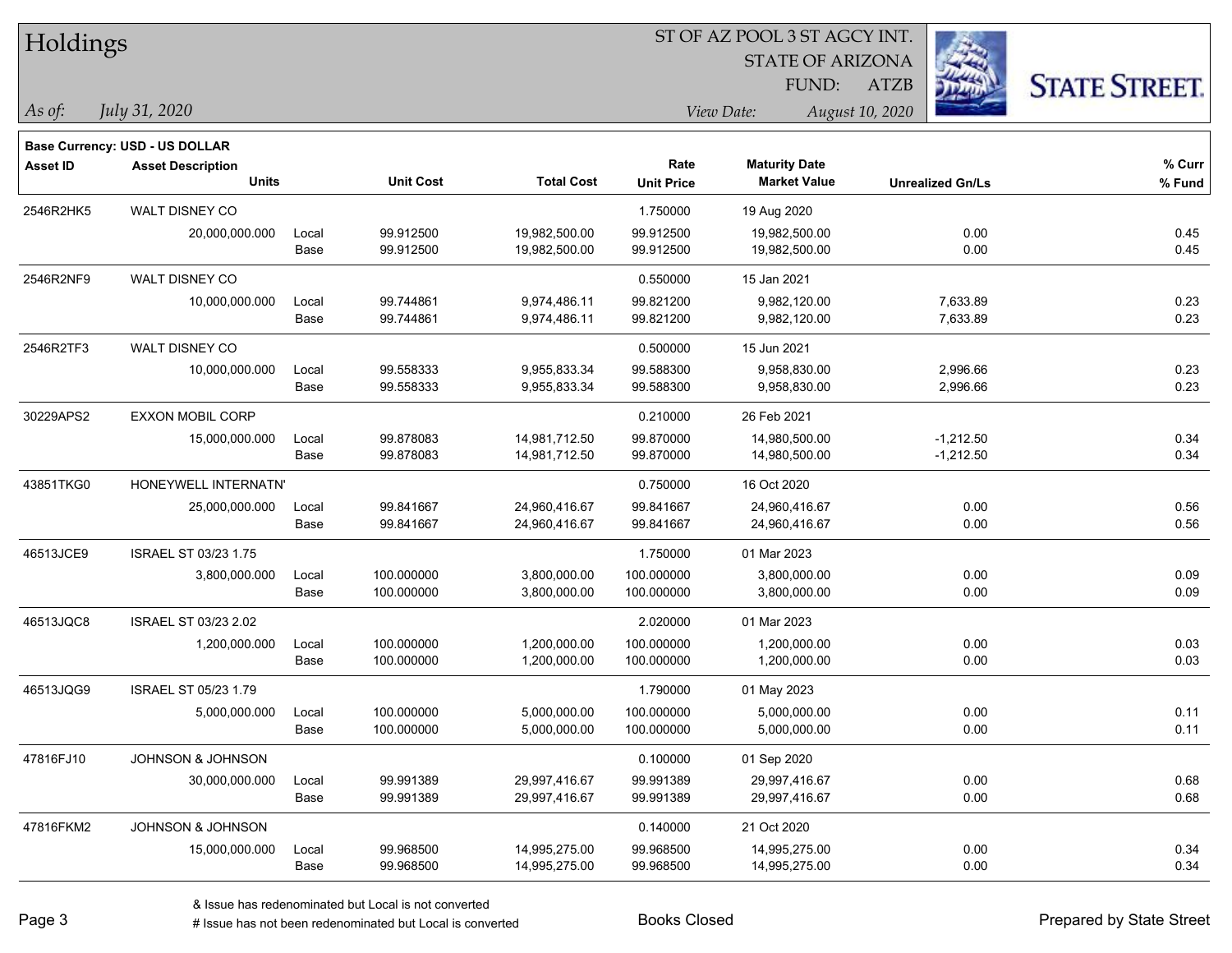# Holdings

ST OF AZ POOL 3 ST AGCY INT.
STATE OF ARIZONA
FUND: ATZB

*As of:* *July 31, 2020*

*View Date:* *August 10, 2020*

**STATE STREET.**

**Base Currency: USD - US DOLLAR**

| Asset ID | Asset Description / Units | | Unit Cost | Total Cost | Rate / Unit Price | Maturity Date / Market Value | Unrealized Gn/Ls | % Curr / % Fund |
|---|---|---|---|---|---|---|---|---|
| 2546R2HK5 | WALT DISNEY CO | | | | 1.750000 | 19 Aug 2020 | | |
| | 20,000,000.000 | Local | 99.912500 | 19,982,500.00 | 99.912500 | 19,982,500.00 | 0.00 | 0.45 |
| | | Base | 99.912500 | 19,982,500.00 | 99.912500 | 19,982,500.00 | 0.00 | 0.45 |
| 2546R2NF9 | WALT DISNEY CO | | | | 0.550000 | 15 Jan 2021 | | |
| | 10,000,000.000 | Local | 99.744861 | 9,974,486.11 | 99.821200 | 9,982,120.00 | 7,633.89 | 0.23 |
| | | Base | 99.744861 | 9,974,486.11 | 99.821200 | 9,982,120.00 | 7,633.89 | 0.23 |
| 2546R2TF3 | WALT DISNEY CO | | | | 0.500000 | 15 Jun 2021 | | |
| | 10,000,000.000 | Local | 99.558333 | 9,955,833.34 | 99.588300 | 9,958,830.00 | 2,996.66 | 0.23 |
| | | Base | 99.558333 | 9,955,833.34 | 99.588300 | 9,958,830.00 | 2,996.66 | 0.23 |
| 30229APS2 | EXXON MOBIL CORP | | | | 0.210000 | 26 Feb 2021 | | |
| | 15,000,000.000 | Local | 99.878083 | 14,981,712.50 | 99.870000 | 14,980,500.00 | -1,212.50 | 0.34 |
| | | Base | 99.878083 | 14,981,712.50 | 99.870000 | 14,980,500.00 | -1,212.50 | 0.34 |
| 43851TKG0 | HONEYWELL INTERNATN' | | | | 0.750000 | 16 Oct 2020 | | |
| | 25,000,000.000 | Local | 99.841667 | 24,960,416.67 | 99.841667 | 24,960,416.67 | 0.00 | 0.56 |
| | | Base | 99.841667 | 24,960,416.67 | 99.841667 | 24,960,416.67 | 0.00 | 0.56 |
| 46513JCE9 | ISRAEL ST 03/23 1.75 | | | | 1.750000 | 01 Mar 2023 | | |
| | 3,800,000.000 | Local | 100.000000 | 3,800,000.00 | 100.000000 | 3,800,000.00 | 0.00 | 0.09 |
| | | Base | 100.000000 | 3,800,000.00 | 100.000000 | 3,800,000.00 | 0.00 | 0.09 |
| 46513JQC8 | ISRAEL ST 03/23 2.02 | | | | 2.020000 | 01 Mar 2023 | | |
| | 1,200,000.000 | Local | 100.000000 | 1,200,000.00 | 100.000000 | 1,200,000.00 | 0.00 | 0.03 |
| | | Base | 100.000000 | 1,200,000.00 | 100.000000 | 1,200,000.00 | 0.00 | 0.03 |
| 46513JQG9 | ISRAEL ST 05/23 1.79 | | | | 1.790000 | 01 May 2023 | | |
| | 5,000,000.000 | Local | 100.000000 | 5,000,000.00 | 100.000000 | 5,000,000.00 | 0.00 | 0.11 |
| | | Base | 100.000000 | 5,000,000.00 | 100.000000 | 5,000,000.00 | 0.00 | 0.11 |
| 47816FJ10 | JOHNSON & JOHNSON | | | | 0.100000 | 01 Sep 2020 | | |
| | 30,000,000.000 | Local | 99.991389 | 29,997,416.67 | 99.991389 | 29,997,416.67 | 0.00 | 0.68 |
| | | Base | 99.991389 | 29,997,416.67 | 99.991389 | 29,997,416.67 | 0.00 | 0.68 |
| 47816FKM2 | JOHNSON & JOHNSON | | | | 0.140000 | 21 Oct 2020 | | |
| | 15,000,000.000 | Local | 99.968500 | 14,995,275.00 | 99.968500 | 14,995,275.00 | 0.00 | 0.34 |
| | | Base | 99.968500 | 14,995,275.00 | 99.968500 | 14,995,275.00 | 0.00 | 0.34 |

& Issue has redenominated but Local is not converted
# Issue has not been redenominated but Local is converted

Books Closed

Prepared by State Street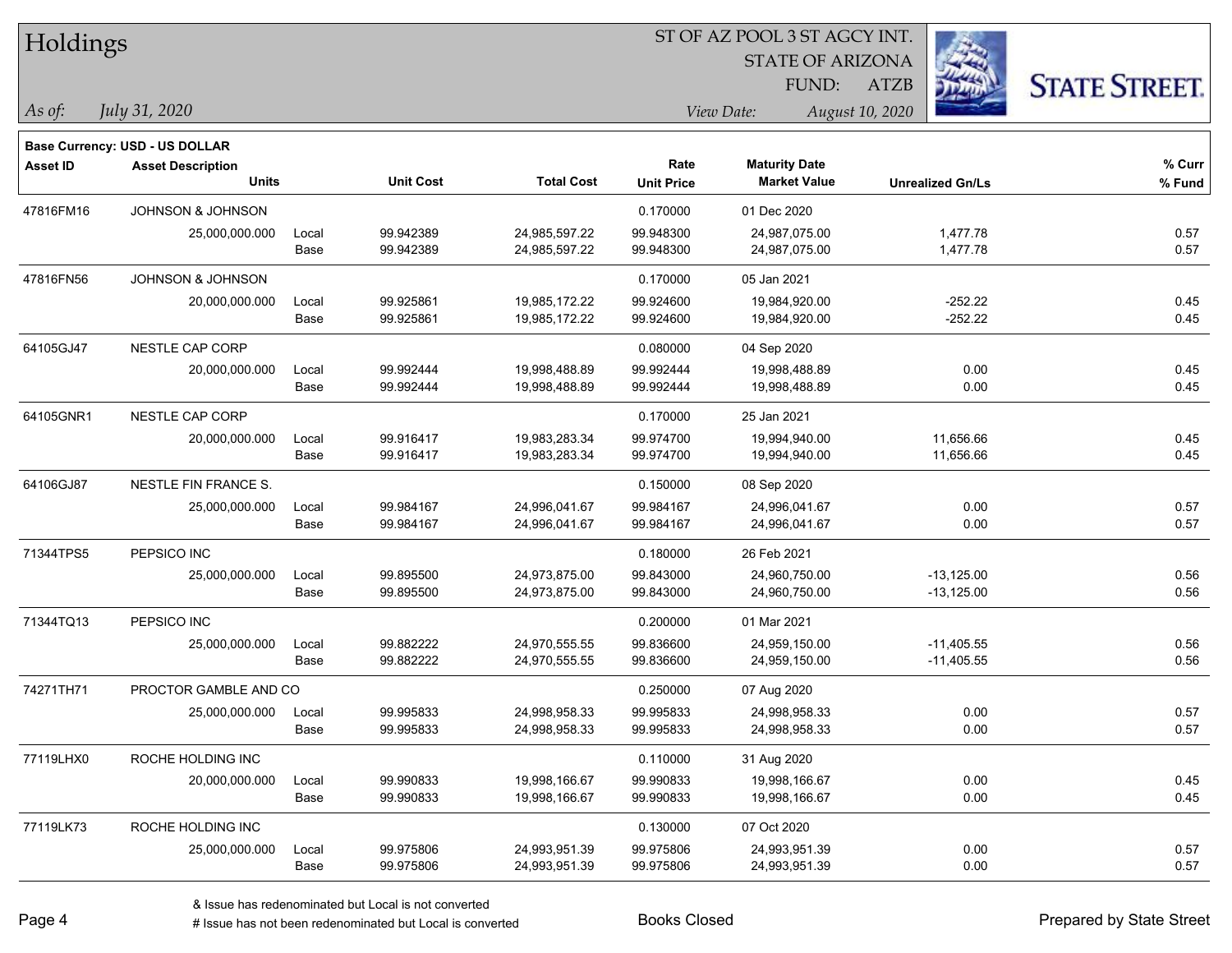# Holdings

ST OF AZ POOL 3 ST AGCY INT.
STATE OF ARIZONA
FUND: ATZB

*As of:* *July 31, 2020*

*View Date:* *August 10, 2020*

**Base Currency: USD - US DOLLAR**

| Asset ID | Asset Description / Units | | Unit Cost | Total Cost | Rate / Unit Price | Maturity Date / Market Value | Unrealized Gn/Ls | % Curr / % Fund |
|---|---|---|---|---|---|---|---|---|
| 47816FM16 | JOHNSON & JOHNSON | | | | 0.170000 | 01 Dec 2020 | | |
| | 25,000,000.000 | Local | 99.942389 | 24,985,597.22 | 99.948300 | 24,987,075.00 | 1,477.78 | 0.57 |
| | | Base | 99.942389 | 24,985,597.22 | 99.948300 | 24,987,075.00 | 1,477.78 | 0.57 |
| 47816FN56 | JOHNSON & JOHNSON | | | | 0.170000 | 05 Jan 2021 | | |
| | 20,000,000.000 | Local | 99.925861 | 19,985,172.22 | 99.924600 | 19,984,920.00 | -252.22 | 0.45 |
| | | Base | 99.925861 | 19,985,172.22 | 99.924600 | 19,984,920.00 | -252.22 | 0.45 |
| 64105GJ47 | NESTLE CAP CORP | | | | 0.080000 | 04 Sep 2020 | | |
| | 20,000,000.000 | Local | 99.992444 | 19,998,488.89 | 99.992444 | 19,998,488.89 | 0.00 | 0.45 |
| | | Base | 99.992444 | 19,998,488.89 | 99.992444 | 19,998,488.89 | 0.00 | 0.45 |
| 64105GNR1 | NESTLE CAP CORP | | | | 0.170000 | 25 Jan 2021 | | |
| | 20,000,000.000 | Local | 99.916417 | 19,983,283.34 | 99.974700 | 19,994,940.00 | 11,656.66 | 0.45 |
| | | Base | 99.916417 | 19,983,283.34 | 99.974700 | 19,994,940.00 | 11,656.66 | 0.45 |
| 64106GJ87 | NESTLE FIN FRANCE S. | | | | 0.150000 | 08 Sep 2020 | | |
| | 25,000,000.000 | Local | 99.984167 | 24,996,041.67 | 99.984167 | 24,996,041.67 | 0.00 | 0.57 |
| | | Base | 99.984167 | 24,996,041.67 | 99.984167 | 24,996,041.67 | 0.00 | 0.57 |
| 71344TPS5 | PEPSICO INC | | | | 0.180000 | 26 Feb 2021 | | |
| | 25,000,000.000 | Local | 99.895500 | 24,973,875.00 | 99.843000 | 24,960,750.00 | -13,125.00 | 0.56 |
| | | Base | 99.895500 | 24,973,875.00 | 99.843000 | 24,960,750.00 | -13,125.00 | 0.56 |
| 71344TQ13 | PEPSICO INC | | | | 0.200000 | 01 Mar 2021 | | |
| | 25,000,000.000 | Local | 99.882222 | 24,970,555.55 | 99.836600 | 24,959,150.00 | -11,405.55 | 0.56 |
| | | Base | 99.882222 | 24,970,555.55 | 99.836600 | 24,959,150.00 | -11,405.55 | 0.56 |
| 74271TH71 | PROCTOR GAMBLE AND CO | | | | 0.250000 | 07 Aug 2020 | | |
| | 25,000,000.000 | Local | 99.995833 | 24,998,958.33 | 99.995833 | 24,998,958.33 | 0.00 | 0.57 |
| | | Base | 99.995833 | 24,998,958.33 | 99.995833 | 24,998,958.33 | 0.00 | 0.57 |
| 77119LHX0 | ROCHE HOLDING INC | | | | 0.110000 | 31 Aug 2020 | | |
| | 20,000,000.000 | Local | 99.990833 | 19,998,166.67 | 99.990833 | 19,998,166.67 | 0.00 | 0.45 |
| | | Base | 99.990833 | 19,998,166.67 | 99.990833 | 19,998,166.67 | 0.00 | 0.45 |
| 77119LK73 | ROCHE HOLDING INC | | | | 0.130000 | 07 Oct 2020 | | |
| | 25,000,000.000 | Local | 99.975806 | 24,993,951.39 | 99.975806 | 24,993,951.39 | 0.00 | 0.57 |
| | | Base | 99.975806 | 24,993,951.39 | 99.975806 | 24,993,951.39 | 0.00 | 0.57 |

& Issue has redenominated but Local is not converted
# Issue has not been redenominated but Local is converted

Books Closed

Prepared by State Street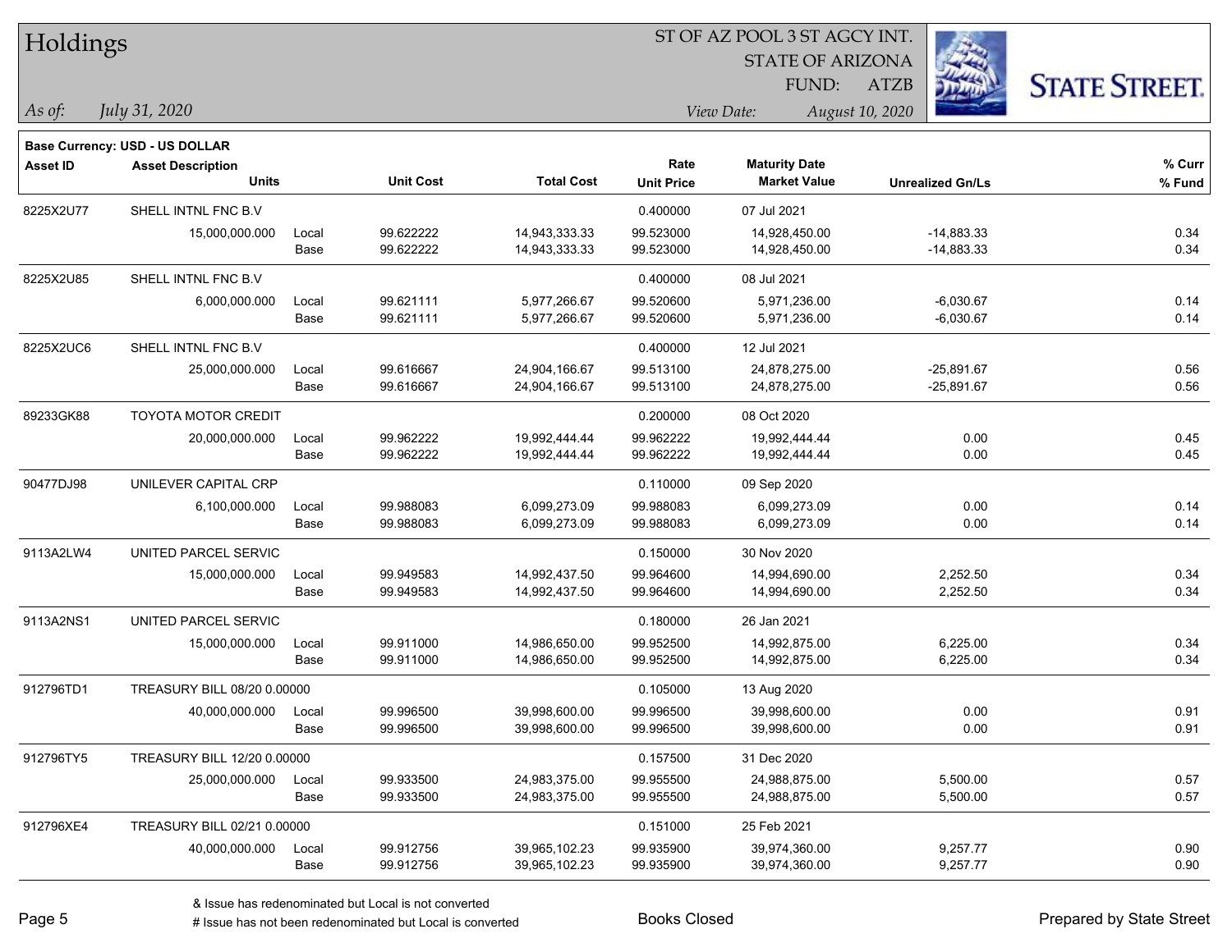# Holdings

ST OF AZ POOL 3 ST AGCY INT.
STATE OF ARIZONA
FUND: ATZB

*As of:* *July 31, 2020*

*View Date:* *August 10, 2020*

**Base Currency: USD - US DOLLAR**

| Asset ID | Asset Description / Units | | Unit Cost | Total Cost | Rate / Unit Price | Maturity Date / Market Value | Unrealized Gn/Ls | % Curr / % Fund |
|---|---|---|---|---|---|---|---|---|
| 8225X2U77 | SHELL INTNL FNC B.V | | | | 0.400000 | 07 Jul 2021 | | |
| | 15,000,000.000 | Local | 99.622222 | 14,943,333.33 | 99.523000 | 14,928,450.00 | -14,883.33 | 0.34 |
| | | Base | 99.622222 | 14,943,333.33 | 99.523000 | 14,928,450.00 | -14,883.33 | 0.34 |
| 8225X2U85 | SHELL INTNL FNC B.V | | | | 0.400000 | 08 Jul 2021 | | |
| | 6,000,000.000 | Local | 99.621111 | 5,977,266.67 | 99.520600 | 5,971,236.00 | -6,030.67 | 0.14 |
| | | Base | 99.621111 | 5,977,266.67 | 99.520600 | 5,971,236.00 | -6,030.67 | 0.14 |
| 8225X2UC6 | SHELL INTNL FNC B.V | | | | 0.400000 | 12 Jul 2021 | | |
| | 25,000,000.000 | Local | 99.616667 | 24,904,166.67 | 99.513100 | 24,878,275.00 | -25,891.67 | 0.56 |
| | | Base | 99.616667 | 24,904,166.67 | 99.513100 | 24,878,275.00 | -25,891.67 | 0.56 |
| 89233GK88 | TOYOTA MOTOR CREDIT | | | | 0.200000 | 08 Oct 2020 | | |
| | 20,000,000.000 | Local | 99.962222 | 19,992,444.44 | 99.962222 | 19,992,444.44 | 0.00 | 0.45 |
| | | Base | 99.962222 | 19,992,444.44 | 99.962222 | 19,992,444.44 | 0.00 | 0.45 |
| 90477DJ98 | UNILEVER CAPITAL CRP | | | | 0.110000 | 09 Sep 2020 | | |
| | 6,100,000.000 | Local | 99.988083 | 6,099,273.09 | 99.988083 | 6,099,273.09 | 0.00 | 0.14 |
| | | Base | 99.988083 | 6,099,273.09 | 99.988083 | 6,099,273.09 | 0.00 | 0.14 |
| 9113A2LW4 | UNITED PARCEL SERVIC | | | | 0.150000 | 30 Nov 2020 | | |
| | 15,000,000.000 | Local | 99.949583 | 14,992,437.50 | 99.964600 | 14,994,690.00 | 2,252.50 | 0.34 |
| | | Base | 99.949583 | 14,992,437.50 | 99.964600 | 14,994,690.00 | 2,252.50 | 0.34 |
| 9113A2NS1 | UNITED PARCEL SERVIC | | | | 0.180000 | 26 Jan 2021 | | |
| | 15,000,000.000 | Local | 99.911000 | 14,986,650.00 | 99.952500 | 14,992,875.00 | 6,225.00 | 0.34 |
| | | Base | 99.911000 | 14,986,650.00 | 99.952500 | 14,992,875.00 | 6,225.00 | 0.34 |
| 912796TD1 | TREASURY BILL 08/20 0.00000 | | | | 0.105000 | 13 Aug 2020 | | |
| | 40,000,000.000 | Local | 99.996500 | 39,998,600.00 | 99.996500 | 39,998,600.00 | 0.00 | 0.91 |
| | | Base | 99.996500 | 39,998,600.00 | 99.996500 | 39,998,600.00 | 0.00 | 0.91 |
| 912796TY5 | TREASURY BILL 12/20 0.00000 | | | | 0.157500 | 31 Dec 2020 | | |
| | 25,000,000.000 | Local | 99.933500 | 24,983,375.00 | 99.955500 | 24,988,875.00 | 5,500.00 | 0.57 |
| | | Base | 99.933500 | 24,983,375.00 | 99.955500 | 24,988,875.00 | 5,500.00 | 0.57 |
| 912796XE4 | TREASURY BILL 02/21 0.00000 | | | | 0.151000 | 25 Feb 2021 | | |
| | 40,000,000.000 | Local | 99.912756 | 39,965,102.23 | 99.935900 | 39,974,360.00 | 9,257.77 | 0.90 |
| | | Base | 99.912756 | 39,965,102.23 | 99.935900 | 39,974,360.00 | 9,257.77 | 0.90 |

& Issue has redenominated but Local is not converted
# Issue has not been redenominated but Local is converted

Books Closed

Prepared by State Street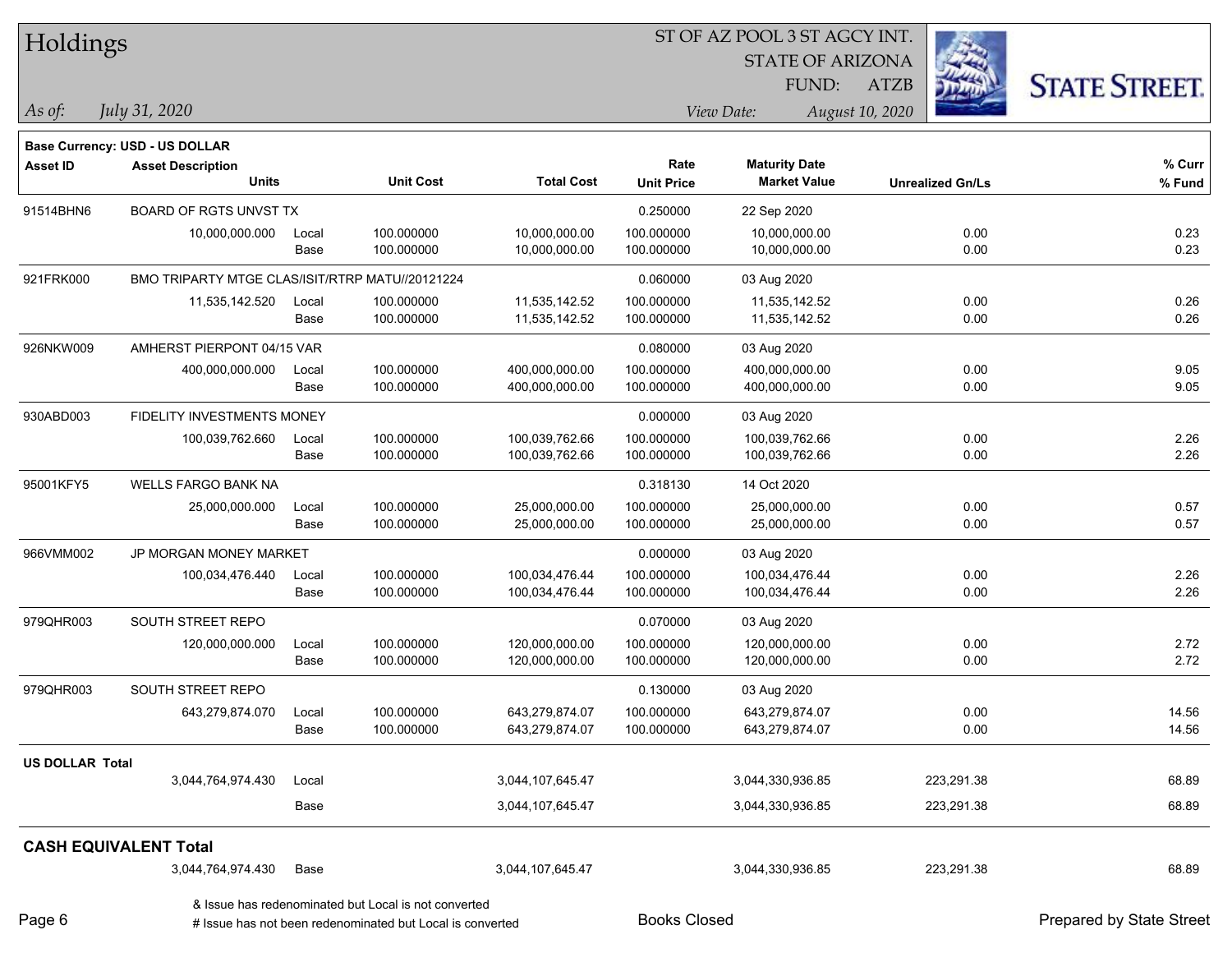# Holdings

ST OF AZ POOL 3 ST AGCY INT.
STATE OF ARIZONA
FUND: ATZB

*As of: July 31, 2020*

*View Date: August 10, 2020*

STATE STREET.

**Base Currency: USD - US DOLLAR**

| Asset ID | Asset Description / Units | | Unit Cost | Total Cost | Rate / Unit Price | Maturity Date / Market Value | Unrealized Gn/Ls | % Curr / % Fund |
|---|---|---|---|---|---|---|---|---|
| 91514BHN6 | BOARD OF RGTS UNVST TX | | | | 0.250000 | 22 Sep 2020 | | |
| | 10,000,000.000 | Local | 100.000000 | 10,000,000.00 | 100.000000 | 10,000,000.00 | 0.00 | 0.23 |
| | | Base | 100.000000 | 10,000,000.00 | 100.000000 | 10,000,000.00 | 0.00 | 0.23 |
| 921FRK000 | BMO TRIPARTY MTGE CLAS/ISIT/RTRP MATU//20121224 | | | | 0.060000 | 03 Aug 2020 | | |
| | 11,535,142.520 | Local | 100.000000 | 11,535,142.52 | 100.000000 | 11,535,142.52 | 0.00 | 0.26 |
| | | Base | 100.000000 | 11,535,142.52 | 100.000000 | 11,535,142.52 | 0.00 | 0.26 |
| 926NKW009 | AMHERST PIERPONT 04/15 VAR | | | | 0.080000 | 03 Aug 2020 | | |
| | 400,000,000.000 | Local | 100.000000 | 400,000,000.00 | 100.000000 | 400,000,000.00 | 0.00 | 9.05 |
| | | Base | 100.000000 | 400,000,000.00 | 100.000000 | 400,000,000.00 | 0.00 | 9.05 |
| 930ABD003 | FIDELITY INVESTMENTS MONEY | | | | 0.000000 | 03 Aug 2020 | | |
| | 100,039,762.660 | Local | 100.000000 | 100,039,762.66 | 100.000000 | 100,039,762.66 | 0.00 | 2.26 |
| | | Base | 100.000000 | 100,039,762.66 | 100.000000 | 100,039,762.66 | 0.00 | 2.26 |
| 95001KFY5 | WELLS FARGO BANK NA | | | | 0.318130 | 14 Oct 2020 | | |
| | 25,000,000.000 | Local | 100.000000 | 25,000,000.00 | 100.000000 | 25,000,000.00 | 0.00 | 0.57 |
| | | Base | 100.000000 | 25,000,000.00 | 100.000000 | 25,000,000.00 | 0.00 | 0.57 |
| 966VMM002 | JP MORGAN MONEY MARKET | | | | 0.000000 | 03 Aug 2020 | | |
| | 100,034,476.440 | Local | 100.000000 | 100,034,476.44 | 100.000000 | 100,034,476.44 | 0.00 | 2.26 |
| | | Base | 100.000000 | 100,034,476.44 | 100.000000 | 100,034,476.44 | 0.00 | 2.26 |
| 979QHR003 | SOUTH STREET REPO | | | | 0.070000 | 03 Aug 2020 | | |
| | 120,000,000.000 | Local | 100.000000 | 120,000,000.00 | 100.000000 | 120,000,000.00 | 0.00 | 2.72 |
| | | Base | 100.000000 | 120,000,000.00 | 100.000000 | 120,000,000.00 | 0.00 | 2.72 |
| 979QHR003 | SOUTH STREET REPO | | | | 0.130000 | 03 Aug 2020 | | |
| | 643,279,874.070 | Local | 100.000000 | 643,279,874.07 | 100.000000 | 643,279,874.07 | 0.00 | 14.56 |
| | | Base | 100.000000 | 643,279,874.07 | 100.000000 | 643,279,874.07 | 0.00 | 14.56 |
| **US DOLLAR Total** | | | | | | | | |
| | 3,044,764,974.430 | Local | | 3,044,107,645.47 | | 3,044,330,936.85 | 223,291.38 | 68.89 |
| | | Base | | 3,044,107,645.47 | | 3,044,330,936.85 | 223,291.38 | 68.89 |
| **CASH EQUIVALENT Total** | | | | | | | | |
| | 3,044,764,974.430 | Base | | 3,044,107,645.47 | | 3,044,330,936.85 | 223,291.38 | 68.89 |

& Issue has redenominated but Local is not converted

# Issue has not been redenominated but Local is converted

Books Closed

Prepared by State Street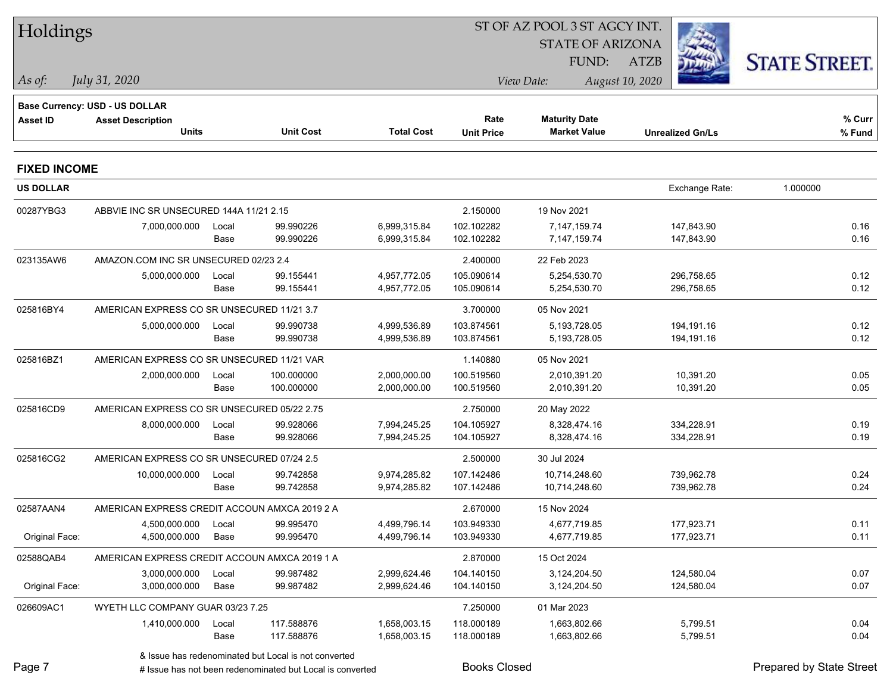# Holdings

ST OF AZ POOL 3 ST AGCY INT.
STATE OF ARIZONA
FUND: ATZB

*As of: July 31, 2020*
*View Date: August 10, 2020*

**Base Currency: USD - US DOLLAR**

## FIXED INCOME

**US DOLLAR** — Exchange Rate: 1.000000

| Asset ID | Asset Description / Units | | Unit Cost | Total Cost | Rate / Unit Price | Maturity Date / Market Value | Unrealized Gn/Ls | % Curr / % Fund |
|---|---|---|---|---|---|---|---|---|
| 00287YBG3 | ABBVIE INC SR UNSECURED 144A 11/21 2.15 | | | | 2.150000 | 19 Nov 2021 | | |
| | 7,000,000.000 | Local | 99.990226 | 6,999,315.84 | 102.102282 | 7,147,159.74 | 147,843.90 | 0.16 |
| | | Base | 99.990226 | 6,999,315.84 | 102.102282 | 7,147,159.74 | 147,843.90 | 0.16 |
| 023135AW6 | AMAZON.COM INC SR UNSECURED 02/23 2.4 | | | | 2.400000 | 22 Feb 2023 | | |
| | 5,000,000.000 | Local | 99.155441 | 4,957,772.05 | 105.090614 | 5,254,530.70 | 296,758.65 | 0.12 |
| | | Base | 99.155441 | 4,957,772.05 | 105.090614 | 5,254,530.70 | 296,758.65 | 0.12 |
| 025816BY4 | AMERICAN EXPRESS CO SR UNSECURED 11/21 3.7 | | | | 3.700000 | 05 Nov 2021 | | |
| | 5,000,000.000 | Local | 99.990738 | 4,999,536.89 | 103.874561 | 5,193,728.05 | 194,191.16 | 0.12 |
| | | Base | 99.990738 | 4,999,536.89 | 103.874561 | 5,193,728.05 | 194,191.16 | 0.12 |
| 025816BZ1 | AMERICAN EXPRESS CO SR UNSECURED 11/21 VAR | | | | 1.140880 | 05 Nov 2021 | | |
| | 2,000,000.000 | Local | 100.000000 | 2,000,000.00 | 100.519560 | 2,010,391.20 | 10,391.20 | 0.05 |
| | | Base | 100.000000 | 2,000,000.00 | 100.519560 | 2,010,391.20 | 10,391.20 | 0.05 |
| 025816CD9 | AMERICAN EXPRESS CO SR UNSECURED 05/22 2.75 | | | | 2.750000 | 20 May 2022 | | |
| | 8,000,000.000 | Local | 99.928066 | 7,994,245.25 | 104.105927 | 8,328,474.16 | 334,228.91 | 0.19 |
| | | Base | 99.928066 | 7,994,245.25 | 104.105927 | 8,328,474.16 | 334,228.91 | 0.19 |
| 025816CG2 | AMERICAN EXPRESS CO SR UNSECURED 07/24 2.5 | | | | 2.500000 | 30 Jul 2024 | | |
| | 10,000,000.000 | Local | 99.742858 | 9,974,285.82 | 107.142486 | 10,714,248.60 | 739,962.78 | 0.24 |
| | | Base | 99.742858 | 9,974,285.82 | 107.142486 | 10,714,248.60 | 739,962.78 | 0.24 |
| 02587AAN4 | AMERICAN EXPRESS CREDIT ACCOUN AMXCA 2019 2 A | | | | 2.670000 | 15 Nov 2024 | | |
| | 4,500,000.000 | Local | 99.995470 | 4,499,796.14 | 103.949330 | 4,677,719.85 | 177,923.71 | 0.11 |
| Original Face: | 4,500,000.000 | Base | 99.995470 | 4,499,796.14 | 103.949330 | 4,677,719.85 | 177,923.71 | 0.11 |
| 02588QAB4 | AMERICAN EXPRESS CREDIT ACCOUN AMXCA 2019 1 A | | | | 2.870000 | 15 Oct 2024 | | |
| | 3,000,000.000 | Local | 99.987482 | 2,999,624.46 | 104.140150 | 3,124,204.50 | 124,580.04 | 0.07 |
| Original Face: | 3,000,000.000 | Base | 99.987482 | 2,999,624.46 | 104.140150 | 3,124,204.50 | 124,580.04 | 0.07 |
| 026609AC1 | WYETH LLC COMPANY GUAR 03/23 7.25 | | | | 7.250000 | 01 Mar 2023 | | |
| | 1,410,000.000 | Local | 117.588876 | 1,658,003.15 | 118.000189 | 1,663,802.66 | 5,799.51 | 0.04 |
| | | Base | 117.588876 | 1,658,003.15 | 118.000189 | 1,663,802.66 | 5,799.51 | 0.04 |

& Issue has redenominated but Local is not converted
# Issue has not been redenominated but Local is converted

Books Closed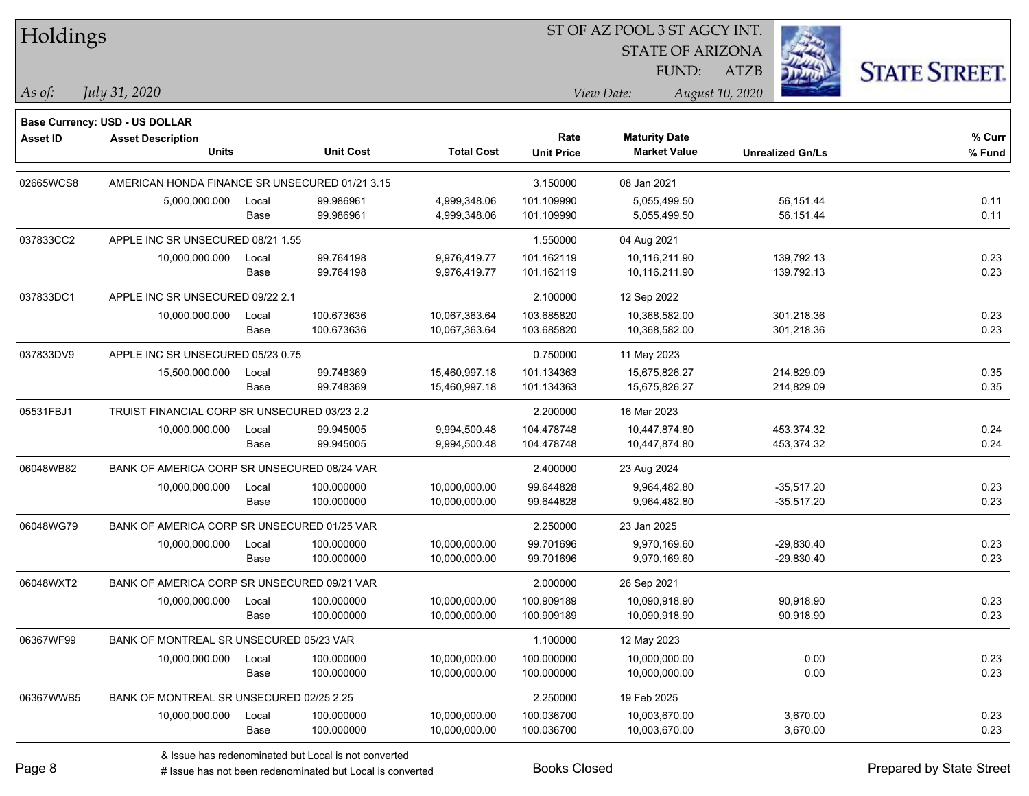# Holdings

ST OF AZ POOL 3 ST AGCY INT.
STATE OF ARIZONA
FUND: ATZB

*As of:* *July 31, 2020*

*View Date:* *August 10, 2020*

**Base Currency: USD - US DOLLAR**

| Asset ID | Asset Description / Units | | Unit Cost | Total Cost | Rate / Unit Price | Maturity Date / Market Value | Unrealized Gn/Ls | % Curr / % Fund |
|---|---|---|---|---|---|---|---|---|
| 02665WCS8 | AMERICAN HONDA FINANCE SR UNSECURED 01/21 3.15 | | | | 3.150000 | 08 Jan 2021 | | |
| | 5,000,000.000 | Local | 99.986961 | 4,999,348.06 | 101.109990 | 5,055,499.50 | 56,151.44 | 0.11 |
| | | Base | 99.986961 | 4,999,348.06 | 101.109990 | 5,055,499.50 | 56,151.44 | 0.11 |
| 037833CC2 | APPLE INC SR UNSECURED 08/21 1.55 | | | | 1.550000 | 04 Aug 2021 | | |
| | 10,000,000.000 | Local | 99.764198 | 9,976,419.77 | 101.162119 | 10,116,211.90 | 139,792.13 | 0.23 |
| | | Base | 99.764198 | 9,976,419.77 | 101.162119 | 10,116,211.90 | 139,792.13 | 0.23 |
| 037833DC1 | APPLE INC SR UNSECURED 09/22 2.1 | | | | 2.100000 | 12 Sep 2022 | | |
| | 10,000,000.000 | Local | 100.673636 | 10,067,363.64 | 103.685820 | 10,368,582.00 | 301,218.36 | 0.23 |
| | | Base | 100.673636 | 10,067,363.64 | 103.685820 | 10,368,582.00 | 301,218.36 | 0.23 |
| 037833DV9 | APPLE INC SR UNSECURED 05/23 0.75 | | | | 0.750000 | 11 May 2023 | | |
| | 15,500,000.000 | Local | 99.748369 | 15,460,997.18 | 101.134363 | 15,675,826.27 | 214,829.09 | 0.35 |
| | | Base | 99.748369 | 15,460,997.18 | 101.134363 | 15,675,826.27 | 214,829.09 | 0.35 |
| 05531FBJ1 | TRUIST FINANCIAL CORP SR UNSECURED 03/23 2.2 | | | | 2.200000 | 16 Mar 2023 | | |
| | 10,000,000.000 | Local | 99.945005 | 9,994,500.48 | 104.478748 | 10,447,874.80 | 453,374.32 | 0.24 |
| | | Base | 99.945005 | 9,994,500.48 | 104.478748 | 10,447,874.80 | 453,374.32 | 0.24 |
| 06048WB82 | BANK OF AMERICA CORP SR UNSECURED 08/24 VAR | | | | 2.400000 | 23 Aug 2024 | | |
| | 10,000,000.000 | Local | 100.000000 | 10,000,000.00 | 99.644828 | 9,964,482.80 | -35,517.20 | 0.23 |
| | | Base | 100.000000 | 10,000,000.00 | 99.644828 | 9,964,482.80 | -35,517.20 | 0.23 |
| 06048WG79 | BANK OF AMERICA CORP SR UNSECURED 01/25 VAR | | | | 2.250000 | 23 Jan 2025 | | |
| | 10,000,000.000 | Local | 100.000000 | 10,000,000.00 | 99.701696 | 9,970,169.60 | -29,830.40 | 0.23 |
| | | Base | 100.000000 | 10,000,000.00 | 99.701696 | 9,970,169.60 | -29,830.40 | 0.23 |
| 06048WXT2 | BANK OF AMERICA CORP SR UNSECURED 09/21 VAR | | | | 2.000000 | 26 Sep 2021 | | |
| | 10,000,000.000 | Local | 100.000000 | 10,000,000.00 | 100.909189 | 10,090,918.90 | 90,918.90 | 0.23 |
| | | Base | 100.000000 | 10,000,000.00 | 100.909189 | 10,090,918.90 | 90,918.90 | 0.23 |
| 06367WF99 | BANK OF MONTREAL SR UNSECURED 05/23 VAR | | | | 1.100000 | 12 May 2023 | | |
| | 10,000,000.000 | Local | 100.000000 | 10,000,000.00 | 100.000000 | 10,000,000.00 | 0.00 | 0.23 |
| | | Base | 100.000000 | 10,000,000.00 | 100.000000 | 10,000,000.00 | 0.00 | 0.23 |
| 06367WWB5 | BANK OF MONTREAL SR UNSECURED 02/25 2.25 | | | | 2.250000 | 19 Feb 2025 | | |
| | 10,000,000.000 | Local | 100.000000 | 10,000,000.00 | 100.036700 | 10,003,670.00 | 3,670.00 | 0.23 |
| | | Base | 100.000000 | 10,000,000.00 | 100.036700 | 10,003,670.00 | 3,670.00 | 0.23 |

& Issue has redenominated but Local is not converted
# Issue has not been redenominated but Local is converted

Books Closed

Prepared by State Street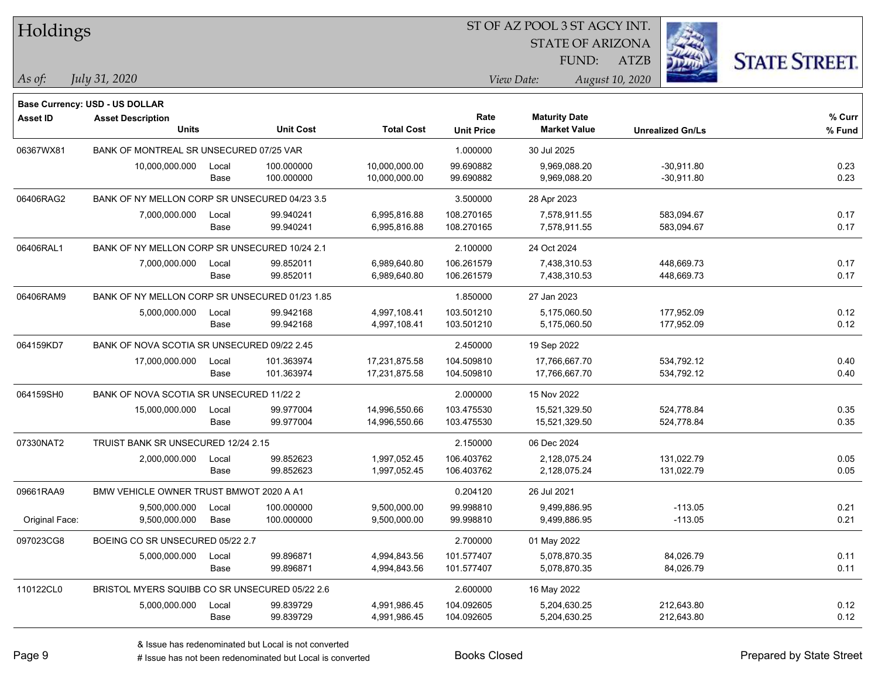# Holdings

ST OF AZ POOL 3 ST AGCY INT.
STATE OF ARIZONA
FUND: ATZB

*As of:* *July 31, 2020*
*View Date:* *August 10, 2020*

**Base Currency: USD - US DOLLAR**

| Asset ID | Asset Description / Units | | Unit Cost | Total Cost | Rate / Unit Price | Maturity Date / Market Value | Unrealized Gn/Ls | % Curr / % Fund |
|---|---|---|---|---|---|---|---|---|
| 06367WX81 | BANK OF MONTREAL SR UNSECURED 07/25 VAR | | | | 1.000000 | 30 Jul 2025 | | |
| | 10,000,000.000 | Local | 100.000000 | 10,000,000.00 | 99.690882 | 9,969,088.20 | -30,911.80 | 0.23 |
| | | Base | 100.000000 | 10,000,000.00 | 99.690882 | 9,969,088.20 | -30,911.80 | 0.23 |
| 06406RAG2 | BANK OF NY MELLON CORP SR UNSECURED 04/23 3.5 | | | | 3.500000 | 28 Apr 2023 | | |
| | 7,000,000.000 | Local | 99.940241 | 6,995,816.88 | 108.270165 | 7,578,911.55 | 583,094.67 | 0.17 |
| | | Base | 99.940241 | 6,995,816.88 | 108.270165 | 7,578,911.55 | 583,094.67 | 0.17 |
| 06406RAL1 | BANK OF NY MELLON CORP SR UNSECURED 10/24 2.1 | | | | 2.100000 | 24 Oct 2024 | | |
| | 7,000,000.000 | Local | 99.852011 | 6,989,640.80 | 106.261579 | 7,438,310.53 | 448,669.73 | 0.17 |
| | | Base | 99.852011 | 6,989,640.80 | 106.261579 | 7,438,310.53 | 448,669.73 | 0.17 |
| 06406RAM9 | BANK OF NY MELLON CORP SR UNSECURED 01/23 1.85 | | | | 1.850000 | 27 Jan 2023 | | |
| | 5,000,000.000 | Local | 99.942168 | 4,997,108.41 | 103.501210 | 5,175,060.50 | 177,952.09 | 0.12 |
| | | Base | 99.942168 | 4,997,108.41 | 103.501210 | 5,175,060.50 | 177,952.09 | 0.12 |
| 064159KD7 | BANK OF NOVA SCOTIA SR UNSECURED 09/22 2.45 | | | | 2.450000 | 19 Sep 2022 | | |
| | 17,000,000.000 | Local | 101.363974 | 17,231,875.58 | 104.509810 | 17,766,667.70 | 534,792.12 | 0.40 |
| | | Base | 101.363974 | 17,231,875.58 | 104.509810 | 17,766,667.70 | 534,792.12 | 0.40 |
| 064159SH0 | BANK OF NOVA SCOTIA SR UNSECURED 11/22 2 | | | | 2.000000 | 15 Nov 2022 | | |
| | 15,000,000.000 | Local | 99.977004 | 14,996,550.66 | 103.475530 | 15,521,329.50 | 524,778.84 | 0.35 |
| | | Base | 99.977004 | 14,996,550.66 | 103.475530 | 15,521,329.50 | 524,778.84 | 0.35 |
| 07330NAT2 | TRUIST BANK SR UNSECURED 12/24 2.15 | | | | 2.150000 | 06 Dec 2024 | | |
| | 2,000,000.000 | Local | 99.852623 | 1,997,052.45 | 106.403762 | 2,128,075.24 | 131,022.79 | 0.05 |
| | | Base | 99.852623 | 1,997,052.45 | 106.403762 | 2,128,075.24 | 131,022.79 | 0.05 |
| 09661RAA9 | BMW VEHICLE OWNER TRUST BMWOT 2020 A A1 | | | | 0.204120 | 26 Jul 2021 | | |
| | 9,500,000.000 | Local | 100.000000 | 9,500,000.00 | 99.998810 | 9,499,886.95 | -113.05 | 0.21 |
| Original Face: | 9,500,000.000 | Base | 100.000000 | 9,500,000.00 | 99.998810 | 9,499,886.95 | -113.05 | 0.21 |
| 097023CG8 | BOEING CO SR UNSECURED 05/22 2.7 | | | | 2.700000 | 01 May 2022 | | |
| | 5,000,000.000 | Local | 99.896871 | 4,994,843.56 | 101.577407 | 5,078,870.35 | 84,026.79 | 0.11 |
| | | Base | 99.896871 | 4,994,843.56 | 101.577407 | 5,078,870.35 | 84,026.79 | 0.11 |
| 110122CL0 | BRISTOL MYERS SQUIBB CO SR UNSECURED 05/22 2.6 | | | | 2.600000 | 16 May 2022 | | |
| | 5,000,000.000 | Local | 99.839729 | 4,991,986.45 | 104.092605 | 5,204,630.25 | 212,643.80 | 0.12 |
| | | Base | 99.839729 | 4,991,986.45 | 104.092605 | 5,204,630.25 | 212,643.80 | 0.12 |

& Issue has redenominated but Local is not converted
# Issue has not been redenominated but Local is converted

Books Closed

Prepared by State Street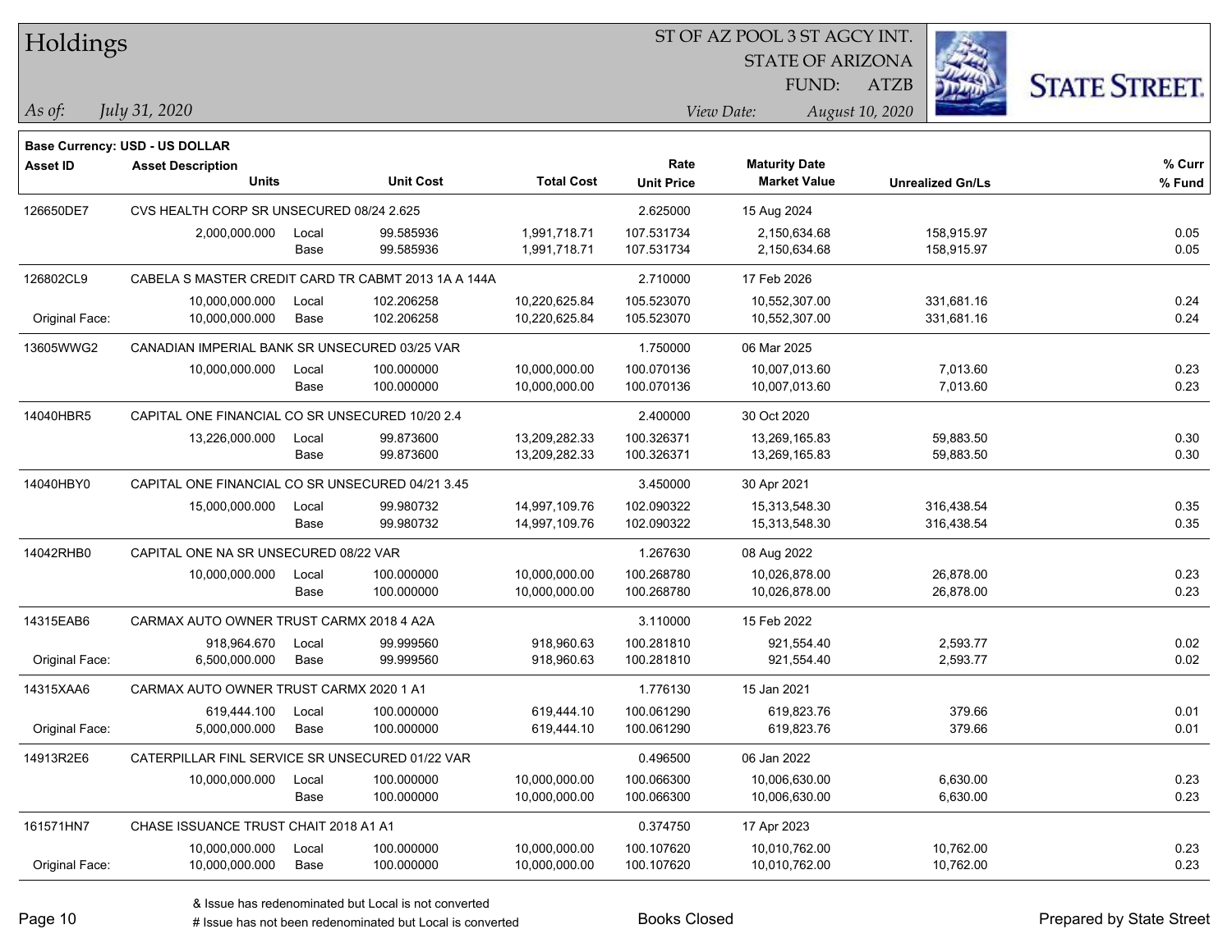# Holdings

ST OF AZ POOL 3 ST AGCY INT.
STATE OF ARIZONA
FUND: ATZB

*As of:* *July 31, 2020*
*View Date:* *August 10, 2020*

**Base Currency: USD - US DOLLAR**

| Asset ID | Asset Description / Units | | Unit Cost | Total Cost | Rate / Unit Price | Maturity Date / Market Value | Unrealized Gn/Ls | % Curr / % Fund |
|---|---|---|---|---|---|---|---|---|
| 126650DE7 | CVS HEALTH CORP SR UNSECURED 08/24 2.625 | | | | 2.625000 | 15 Aug 2024 | | |
| | 2,000,000.000 | Local | 99.585936 | 1,991,718.71 | 107.531734 | 2,150,634.68 | 158,915.97 | 0.05 |
| | | Base | 99.585936 | 1,991,718.71 | 107.531734 | 2,150,634.68 | 158,915.97 | 0.05 |
| 126802CL9 | CABELA S MASTER CREDIT CARD TR CABMT 2013 1A A 144A | | | | 2.710000 | 17 Feb 2026 | | |
| | 10,000,000.000 | Local | 102.206258 | 10,220,625.84 | 105.523070 | 10,552,307.00 | 331,681.16 | 0.24 |
| Original Face: | 10,000,000.000 | Base | 102.206258 | 10,220,625.84 | 105.523070 | 10,552,307.00 | 331,681.16 | 0.24 |
| 13605WWG2 | CANADIAN IMPERIAL BANK SR UNSECURED 03/25 VAR | | | | 1.750000 | 06 Mar 2025 | | |
| | 10,000,000.000 | Local | 100.000000 | 10,000,000.00 | 100.070136 | 10,007,013.60 | 7,013.60 | 0.23 |
| | | Base | 100.000000 | 10,000,000.00 | 100.070136 | 10,007,013.60 | 7,013.60 | 0.23 |
| 14040HBR5 | CAPITAL ONE FINANCIAL CO SR UNSECURED 10/20 2.4 | | | | 2.400000 | 30 Oct 2020 | | |
| | 13,226,000.000 | Local | 99.873600 | 13,209,282.33 | 100.326371 | 13,269,165.83 | 59,883.50 | 0.30 |
| | | Base | 99.873600 | 13,209,282.33 | 100.326371 | 13,269,165.83 | 59,883.50 | 0.30 |
| 14040HBY0 | CAPITAL ONE FINANCIAL CO SR UNSECURED 04/21 3.45 | | | | 3.450000 | 30 Apr 2021 | | |
| | 15,000,000.000 | Local | 99.980732 | 14,997,109.76 | 102.090322 | 15,313,548.30 | 316,438.54 | 0.35 |
| | | Base | 99.980732 | 14,997,109.76 | 102.090322 | 15,313,548.30 | 316,438.54 | 0.35 |
| 14042RHB0 | CAPITAL ONE NA SR UNSECURED 08/22 VAR | | | | 1.267630 | 08 Aug 2022 | | |
| | 10,000,000.000 | Local | 100.000000 | 10,000,000.00 | 100.268780 | 10,026,878.00 | 26,878.00 | 0.23 |
| | | Base | 100.000000 | 10,000,000.00 | 100.268780 | 10,026,878.00 | 26,878.00 | 0.23 |
| 14315EAB6 | CARMAX AUTO OWNER TRUST CARMX 2018 4 A2A | | | | 3.110000 | 15 Feb 2022 | | |
| | 918,964.670 | Local | 99.999560 | 918,960.63 | 100.281810 | 921,554.40 | 2,593.77 | 0.02 |
| Original Face: | 6,500,000.000 | Base | 99.999560 | 918,960.63 | 100.281810 | 921,554.40 | 2,593.77 | 0.02 |
| 14315XAA6 | CARMAX AUTO OWNER TRUST CARMX 2020 1 A1 | | | | 1.776130 | 15 Jan 2021 | | |
| | 619,444.100 | Local | 100.000000 | 619,444.10 | 100.061290 | 619,823.76 | 379.66 | 0.01 |
| Original Face: | 5,000,000.000 | Base | 100.000000 | 619,444.10 | 100.061290 | 619,823.76 | 379.66 | 0.01 |
| 14913R2E6 | CATERPILLAR FINL SERVICE SR UNSECURED 01/22 VAR | | | | 0.496500 | 06 Jan 2022 | | |
| | 10,000,000.000 | Local | 100.000000 | 10,000,000.00 | 100.066300 | 10,006,630.00 | 6,630.00 | 0.23 |
| | | Base | 100.000000 | 10,000,000.00 | 100.066300 | 10,006,630.00 | 6,630.00 | 0.23 |
| 161571HN7 | CHASE ISSUANCE TRUST CHAIT 2018 A1 A1 | | | | 0.374750 | 17 Apr 2023 | | |
| | 10,000,000.000 | Local | 100.000000 | 10,000,000.00 | 100.107620 | 10,010,762.00 | 10,762.00 | 0.23 |
| Original Face: | 10,000,000.000 | Base | 100.000000 | 10,000,000.00 | 100.107620 | 10,010,762.00 | 10,762.00 | 0.23 |

& Issue has redenominated but Local is not converted
# Issue has not been redenominated but Local is converted

Books Closed

Prepared by State Street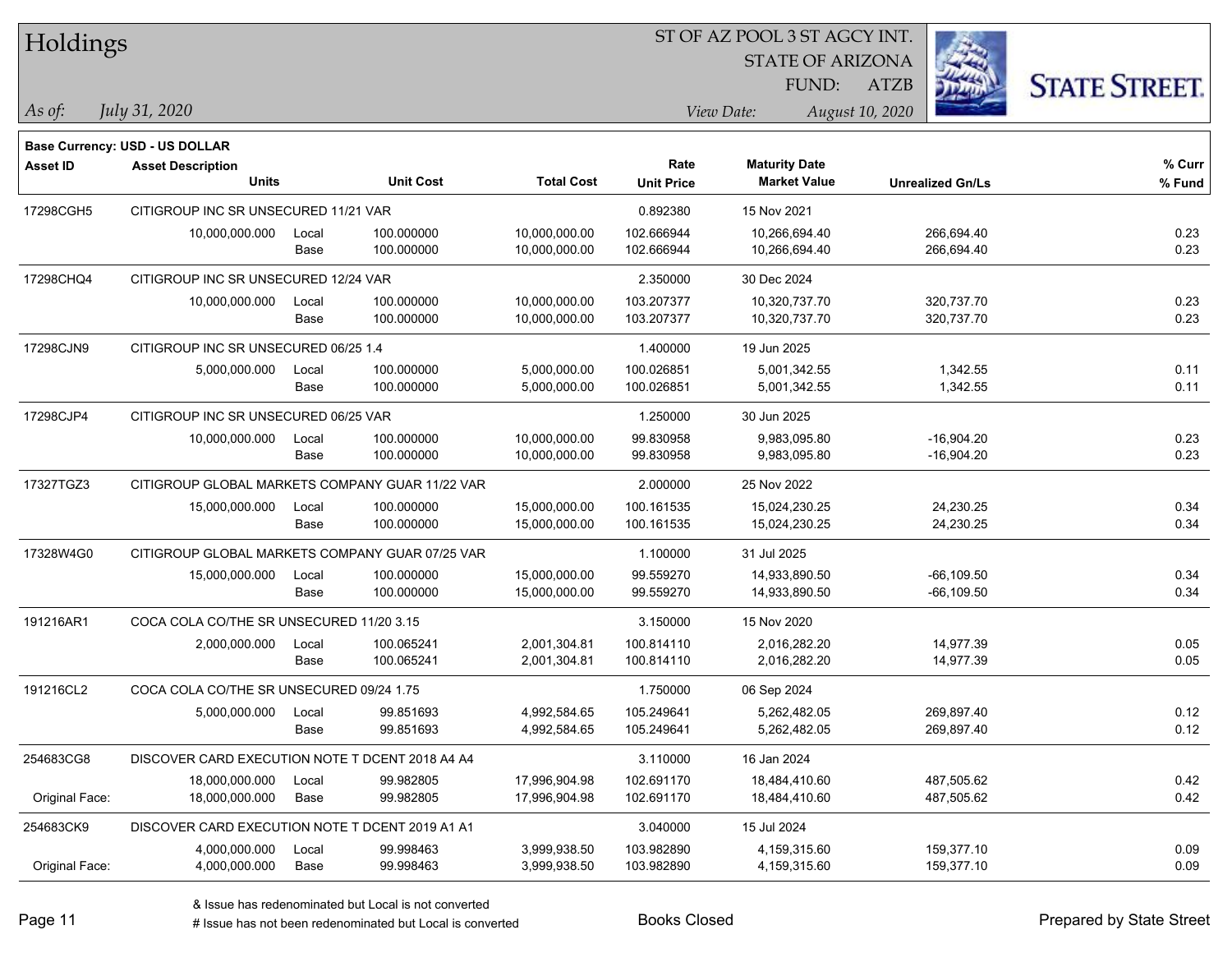# Holdings

ST OF AZ POOL 3 ST AGCY INT.
STATE OF ARIZONA
FUND: ATZB

*As of: July 31, 2020*

*View Date: August 10, 2020*

**Base Currency: USD - US DOLLAR**

| Asset ID | Asset Description / Units | | Unit Cost | Total Cost | Rate / Unit Price | Maturity Date / Market Value | Unrealized Gn/Ls | % Curr / % Fund |
|---|---|---|---|---|---|---|---|---|
| 17298CGH5 | CITIGROUP INC SR UNSECURED 11/21 VAR | | | | 0.892380 | 15 Nov 2021 | | |
| | 10,000,000.000 | Local | 100.000000 | 10,000,000.00 | 102.666944 | 10,266,694.40 | 266,694.40 | 0.23 |
| | | Base | 100.000000 | 10,000,000.00 | 102.666944 | 10,266,694.40 | 266,694.40 | 0.23 |
| 17298CHQ4 | CITIGROUP INC SR UNSECURED 12/24 VAR | | | | 2.350000 | 30 Dec 2024 | | |
| | 10,000,000.000 | Local | 100.000000 | 10,000,000.00 | 103.207377 | 10,320,737.70 | 320,737.70 | 0.23 |
| | | Base | 100.000000 | 10,000,000.00 | 103.207377 | 10,320,737.70 | 320,737.70 | 0.23 |
| 17298CJN9 | CITIGROUP INC SR UNSECURED 06/25 1.4 | | | | 1.400000 | 19 Jun 2025 | | |
| | 5,000,000.000 | Local | 100.000000 | 5,000,000.00 | 100.026851 | 5,001,342.55 | 1,342.55 | 0.11 |
| | | Base | 100.000000 | 5,000,000.00 | 100.026851 | 5,001,342.55 | 1,342.55 | 0.11 |
| 17298CJP4 | CITIGROUP INC SR UNSECURED 06/25 VAR | | | | 1.250000 | 30 Jun 2025 | | |
| | 10,000,000.000 | Local | 100.000000 | 10,000,000.00 | 99.830958 | 9,983,095.80 | -16,904.20 | 0.23 |
| | | Base | 100.000000 | 10,000,000.00 | 99.830958 | 9,983,095.80 | -16,904.20 | 0.23 |
| 17327TGZ3 | CITIGROUP GLOBAL MARKETS COMPANY GUAR 11/22 VAR | | | | 2.000000 | 25 Nov 2022 | | |
| | 15,000,000.000 | Local | 100.000000 | 15,000,000.00 | 100.161535 | 15,024,230.25 | 24,230.25 | 0.34 |
| | | Base | 100.000000 | 15,000,000.00 | 100.161535 | 15,024,230.25 | 24,230.25 | 0.34 |
| 17328W4G0 | CITIGROUP GLOBAL MARKETS COMPANY GUAR 07/25 VAR | | | | 1.100000 | 31 Jul 2025 | | |
| | 15,000,000.000 | Local | 100.000000 | 15,000,000.00 | 99.559270 | 14,933,890.50 | -66,109.50 | 0.34 |
| | | Base | 100.000000 | 15,000,000.00 | 99.559270 | 14,933,890.50 | -66,109.50 | 0.34 |
| 191216AR1 | COCA COLA CO/THE SR UNSECURED 11/20 3.15 | | | | 3.150000 | 15 Nov 2020 | | |
| | 2,000,000.000 | Local | 100.065241 | 2,001,304.81 | 100.814110 | 2,016,282.20 | 14,977.39 | 0.05 |
| | | Base | 100.065241 | 2,001,304.81 | 100.814110 | 2,016,282.20 | 14,977.39 | 0.05 |
| 191216CL2 | COCA COLA CO/THE SR UNSECURED 09/24 1.75 | | | | 1.750000 | 06 Sep 2024 | | |
| | 5,000,000.000 | Local | 99.851693 | 4,992,584.65 | 105.249641 | 5,262,482.05 | 269,897.40 | 0.12 |
| | | Base | 99.851693 | 4,992,584.65 | 105.249641 | 5,262,482.05 | 269,897.40 | 0.12 |
| 254683CG8 | DISCOVER CARD EXECUTION NOTE T DCENT 2018 A4 A4 | | | | 3.110000 | 16 Jan 2024 | | |
| | 18,000,000.000 | Local | 99.982805 | 17,996,904.98 | 102.691170 | 18,484,410.60 | 487,505.62 | 0.42 |
| Original Face: | 18,000,000.000 | Base | 99.982805 | 17,996,904.98 | 102.691170 | 18,484,410.60 | 487,505.62 | 0.42 |
| 254683CK9 | DISCOVER CARD EXECUTION NOTE T DCENT 2019 A1 A1 | | | | 3.040000 | 15 Jul 2024 | | |
| | 4,000,000.000 | Local | 99.998463 | 3,999,938.50 | 103.982890 | 4,159,315.60 | 159,377.10 | 0.09 |
| Original Face: | 4,000,000.000 | Base | 99.998463 | 3,999,938.50 | 103.982890 | 4,159,315.60 | 159,377.10 | 0.09 |

& Issue has redenominated but Local is not converted

# Issue has not been redenominated but Local is converted

Books Closed

Prepared by State Street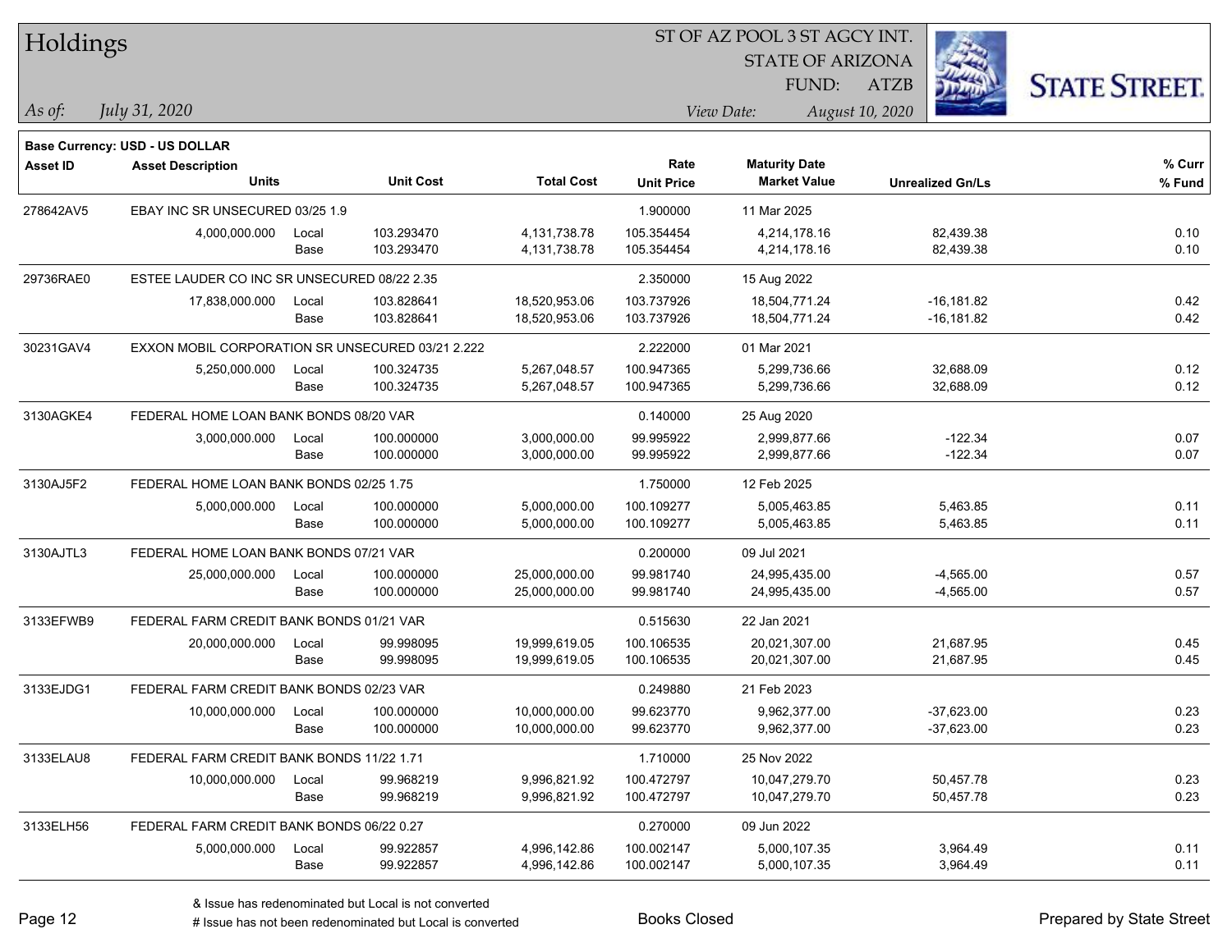# Holdings

ST OF AZ POOL 3 ST AGCY INT.
STATE OF ARIZONA
FUND: ATZB

*As of: July 31, 2020*

*View Date: August 10, 2020*

**Base Currency: USD - US DOLLAR**

| Asset ID | Asset Description / Units | | Unit Cost | Total Cost | Rate / Unit Price | Maturity Date / Market Value | Unrealized Gn/Ls | % Curr / % Fund |
|---|---|---|---|---|---|---|---|---|
| 278642AV5 | EBAY INC SR UNSECURED 03/25 1.9 | | | | 1.900000 | 11 Mar 2025 | | |
| | 4,000,000.000 | Local | 103.293470 | 4,131,738.78 | 105.354454 | 4,214,178.16 | 82,439.38 | 0.10 |
| | | Base | 103.293470 | 4,131,738.78 | 105.354454 | 4,214,178.16 | 82,439.38 | 0.10 |
| 29736RAE0 | ESTEE LAUDER CO INC SR UNSECURED 08/22 2.35 | | | | 2.350000 | 15 Aug 2022 | | |
| | 17,838,000.000 | Local | 103.828641 | 18,520,953.06 | 103.737926 | 18,504,771.24 | -16,181.82 | 0.42 |
| | | Base | 103.828641 | 18,520,953.06 | 103.737926 | 18,504,771.24 | -16,181.82 | 0.42 |
| 30231GAV4 | EXXON MOBIL CORPORATION SR UNSECURED 03/21 2.222 | | | | 2.222000 | 01 Mar 2021 | | |
| | 5,250,000.000 | Local | 100.324735 | 5,267,048.57 | 100.947365 | 5,299,736.66 | 32,688.09 | 0.12 |
| | | Base | 100.324735 | 5,267,048.57 | 100.947365 | 5,299,736.66 | 32,688.09 | 0.12 |
| 3130AGKE4 | FEDERAL HOME LOAN BANK BONDS 08/20 VAR | | | | 0.140000 | 25 Aug 2020 | | |
| | 3,000,000.000 | Local | 100.000000 | 3,000,000.00 | 99.995922 | 2,999,877.66 | -122.34 | 0.07 |
| | | Base | 100.000000 | 3,000,000.00 | 99.995922 | 2,999,877.66 | -122.34 | 0.07 |
| 3130AJ5F2 | FEDERAL HOME LOAN BANK BONDS 02/25 1.75 | | | | 1.750000 | 12 Feb 2025 | | |
| | 5,000,000.000 | Local | 100.000000 | 5,000,000.00 | 100.109277 | 5,005,463.85 | 5,463.85 | 0.11 |
| | | Base | 100.000000 | 5,000,000.00 | 100.109277 | 5,005,463.85 | 5,463.85 | 0.11 |
| 3130AJTL3 | FEDERAL HOME LOAN BANK BONDS 07/21 VAR | | | | 0.200000 | 09 Jul 2021 | | |
| | 25,000,000.000 | Local | 100.000000 | 25,000,000.00 | 99.981740 | 24,995,435.00 | -4,565.00 | 0.57 |
| | | Base | 100.000000 | 25,000,000.00 | 99.981740 | 24,995,435.00 | -4,565.00 | 0.57 |
| 3133EFWB9 | FEDERAL FARM CREDIT BANK BONDS 01/21 VAR | | | | 0.515630 | 22 Jan 2021 | | |
| | 20,000,000.000 | Local | 99.998095 | 19,999,619.05 | 100.106535 | 20,021,307.00 | 21,687.95 | 0.45 |
| | | Base | 99.998095 | 19,999,619.05 | 100.106535 | 20,021,307.00 | 21,687.95 | 0.45 |
| 3133EJDG1 | FEDERAL FARM CREDIT BANK BONDS 02/23 VAR | | | | 0.249880 | 21 Feb 2023 | | |
| | 10,000,000.000 | Local | 100.000000 | 10,000,000.00 | 99.623770 | 9,962,377.00 | -37,623.00 | 0.23 |
| | | Base | 100.000000 | 10,000,000.00 | 99.623770 | 9,962,377.00 | -37,623.00 | 0.23 |
| 3133ELAU8 | FEDERAL FARM CREDIT BANK BONDS 11/22 1.71 | | | | 1.710000 | 25 Nov 2022 | | |
| | 10,000,000.000 | Local | 99.968219 | 9,996,821.92 | 100.472797 | 10,047,279.70 | 50,457.78 | 0.23 |
| | | Base | 99.968219 | 9,996,821.92 | 100.472797 | 10,047,279.70 | 50,457.78 | 0.23 |
| 3133ELH56 | FEDERAL FARM CREDIT BANK BONDS 06/22 0.27 | | | | 0.270000 | 09 Jun 2022 | | |
| | 5,000,000.000 | Local | 99.922857 | 4,996,142.86 | 100.002147 | 5,000,107.35 | 3,964.49 | 0.11 |
| | | Base | 99.922857 | 4,996,142.86 | 100.002147 | 5,000,107.35 | 3,964.49 | 0.11 |

& Issue has redenominated but Local is not converted
# Issue has not been redenominated but Local is converted

Books Closed

Prepared by State Street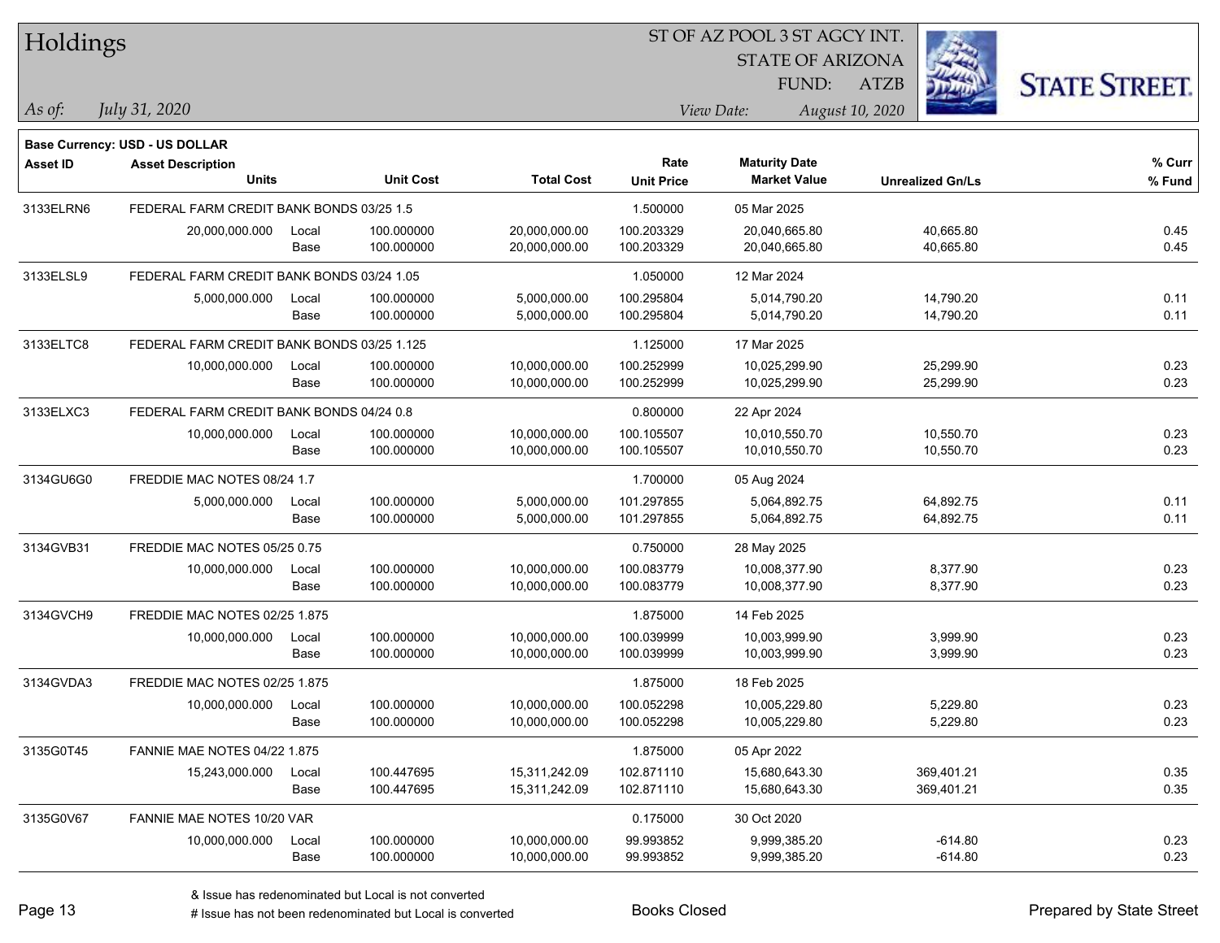# Holdings

ST OF AZ POOL 3 ST AGCY INT.
STATE OF ARIZONA
FUND: ATZB

*As of:* *July 31, 2020*
*View Date:* *August 10, 2020*

**Base Currency: USD - US DOLLAR**

| Asset ID | Asset Description / Units | | Unit Cost | Total Cost | Rate / Unit Price | Maturity Date / Market Value | Unrealized Gn/Ls | % Curr / % Fund |
|---|---|---|---|---|---|---|---|---|
| 3133ELRN6 | FEDERAL FARM CREDIT BANK BONDS 03/25 1.5 | | | | 1.500000 | 05 Mar 2025 | | |
| | 20,000,000.000 | Local | 100.000000 | 20,000,000.00 | 100.203329 | 20,040,665.80 | 40,665.80 | 0.45 |
| | | Base | 100.000000 | 20,000,000.00 | 100.203329 | 20,040,665.80 | 40,665.80 | 0.45 |
| 3133ELSL9 | FEDERAL FARM CREDIT BANK BONDS 03/24 1.05 | | | | 1.050000 | 12 Mar 2024 | | |
| | 5,000,000.000 | Local | 100.000000 | 5,000,000.00 | 100.295804 | 5,014,790.20 | 14,790.20 | 0.11 |
| | | Base | 100.000000 | 5,000,000.00 | 100.295804 | 5,014,790.20 | 14,790.20 | 0.11 |
| 3133ELTC8 | FEDERAL FARM CREDIT BANK BONDS 03/25 1.125 | | | | 1.125000 | 17 Mar 2025 | | |
| | 10,000,000.000 | Local | 100.000000 | 10,000,000.00 | 100.252999 | 10,025,299.90 | 25,299.90 | 0.23 |
| | | Base | 100.000000 | 10,000,000.00 | 100.252999 | 10,025,299.90 | 25,299.90 | 0.23 |
| 3133ELXC3 | FEDERAL FARM CREDIT BANK BONDS 04/24 0.8 | | | | 0.800000 | 22 Apr 2024 | | |
| | 10,000,000.000 | Local | 100.000000 | 10,000,000.00 | 100.105507 | 10,010,550.70 | 10,550.70 | 0.23 |
| | | Base | 100.000000 | 10,000,000.00 | 100.105507 | 10,010,550.70 | 10,550.70 | 0.23 |
| 3134GU6G0 | FREDDIE MAC NOTES 08/24 1.7 | | | | 1.700000 | 05 Aug 2024 | | |
| | 5,000,000.000 | Local | 100.000000 | 5,000,000.00 | 101.297855 | 5,064,892.75 | 64,892.75 | 0.11 |
| | | Base | 100.000000 | 5,000,000.00 | 101.297855 | 5,064,892.75 | 64,892.75 | 0.11 |
| 3134GVB31 | FREDDIE MAC NOTES 05/25 0.75 | | | | 0.750000 | 28 May 2025 | | |
| | 10,000,000.000 | Local | 100.000000 | 10,000,000.00 | 100.083779 | 10,008,377.90 | 8,377.90 | 0.23 |
| | | Base | 100.000000 | 10,000,000.00 | 100.083779 | 10,008,377.90 | 8,377.90 | 0.23 |
| 3134GVCH9 | FREDDIE MAC NOTES 02/25 1.875 | | | | 1.875000 | 14 Feb 2025 | | |
| | 10,000,000.000 | Local | 100.000000 | 10,000,000.00 | 100.039999 | 10,003,999.90 | 3,999.90 | 0.23 |
| | | Base | 100.000000 | 10,000,000.00 | 100.039999 | 10,003,999.90 | 3,999.90 | 0.23 |
| 3134GVDA3 | FREDDIE MAC NOTES 02/25 1.875 | | | | 1.875000 | 18 Feb 2025 | | |
| | 10,000,000.000 | Local | 100.000000 | 10,000,000.00 | 100.052298 | 10,005,229.80 | 5,229.80 | 0.23 |
| | | Base | 100.000000 | 10,000,000.00 | 100.052298 | 10,005,229.80 | 5,229.80 | 0.23 |
| 3135G0T45 | FANNIE MAE NOTES 04/22 1.875 | | | | 1.875000 | 05 Apr 2022 | | |
| | 15,243,000.000 | Local | 100.447695 | 15,311,242.09 | 102.871110 | 15,680,643.30 | 369,401.21 | 0.35 |
| | | Base | 100.447695 | 15,311,242.09 | 102.871110 | 15,680,643.30 | 369,401.21 | 0.35 |
| 3135G0V67 | FANNIE MAE NOTES 10/20 VAR | | | | 0.175000 | 30 Oct 2020 | | |
| | 10,000,000.000 | Local | 100.000000 | 10,000,000.00 | 99.993852 | 9,999,385.20 | -614.80 | 0.23 |
| | | Base | 100.000000 | 10,000,000.00 | 99.993852 | 9,999,385.20 | -614.80 | 0.23 |

& Issue has redenominated but Local is not converted
# Issue has not been redenominated but Local is converted

Books Closed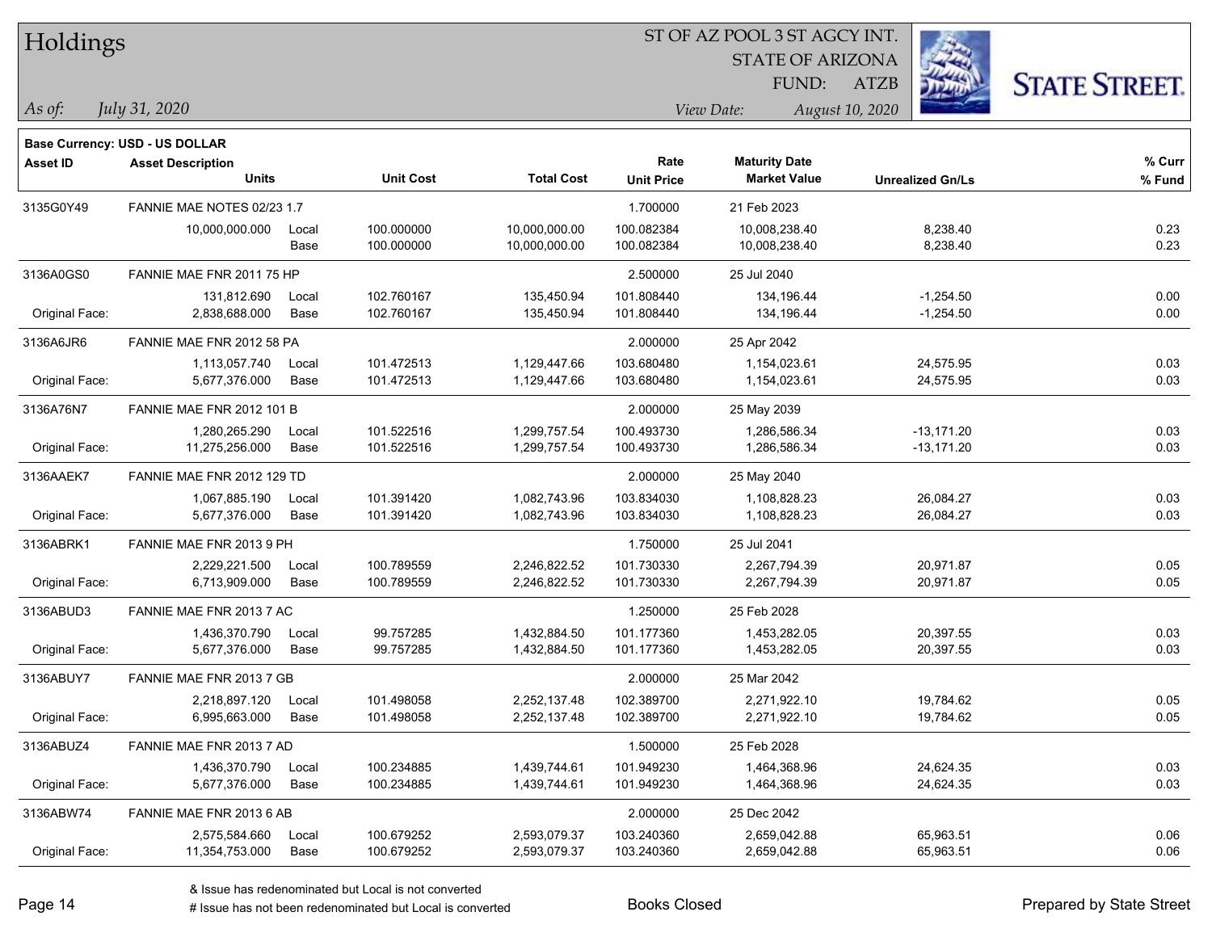# Holdings

ST OF AZ POOL 3 ST AGCY INT.
STATE OF ARIZONA
FUND: ATZB

*As of: July 31, 2020*

*View Date: August 10, 2020*

**Base Currency: USD - US DOLLAR**

| Asset ID | Asset Description / Units | | Unit Cost | Total Cost | Rate / Unit Price | Maturity Date / Market Value | Unrealized Gn/Ls | % Curr / % Fund |
|---|---|---|---|---|---|---|---|---|
| 3135G0Y49 | FANNIE MAE NOTES 02/23 1.7 | | | | 1.700000 | 21 Feb 2023 | | |
| | 10,000,000.000 | Local | 100.000000 | 10,000,000.00 | 100.082384 | 10,008,238.40 | 8,238.40 | 0.23 |
| | | Base | 100.000000 | 10,000,000.00 | 100.082384 | 10,008,238.40 | 8,238.40 | 0.23 |
| 3136A0GS0 | FANNIE MAE FNR 2011 75 HP | | | | 2.500000 | 25 Jul 2040 | | |
| | 131,812.690 | Local | 102.760167 | 135,450.94 | 101.808440 | 134,196.44 | -1,254.50 | 0.00 |
| Original Face: | 2,838,688.000 | Base | 102.760167 | 135,450.94 | 101.808440 | 134,196.44 | -1,254.50 | 0.00 |
| 3136A6JR6 | FANNIE MAE FNR 2012 58 PA | | | | 2.000000 | 25 Apr 2042 | | |
| | 1,113,057.740 | Local | 101.472513 | 1,129,447.66 | 103.680480 | 1,154,023.61 | 24,575.95 | 0.03 |
| Original Face: | 5,677,376.000 | Base | 101.472513 | 1,129,447.66 | 103.680480 | 1,154,023.61 | 24,575.95 | 0.03 |
| 3136A76N7 | FANNIE MAE FNR 2012 101 B | | | | 2.000000 | 25 May 2039 | | |
| | 1,280,265.290 | Local | 101.522516 | 1,299,757.54 | 100.493730 | 1,286,586.34 | -13,171.20 | 0.03 |
| Original Face: | 11,275,256.000 | Base | 101.522516 | 1,299,757.54 | 100.493730 | 1,286,586.34 | -13,171.20 | 0.03 |
| 3136AAEK7 | FANNIE MAE FNR 2012 129 TD | | | | 2.000000 | 25 May 2040 | | |
| | 1,067,885.190 | Local | 101.391420 | 1,082,743.96 | 103.834030 | 1,108,828.23 | 26,084.27 | 0.03 |
| Original Face: | 5,677,376.000 | Base | 101.391420 | 1,082,743.96 | 103.834030 | 1,108,828.23 | 26,084.27 | 0.03 |
| 3136ABRK1 | FANNIE MAE FNR 2013 9 PH | | | | 1.750000 | 25 Jul 2041 | | |
| | 2,229,221.500 | Local | 100.789559 | 2,246,822.52 | 101.730330 | 2,267,794.39 | 20,971.87 | 0.05 |
| Original Face: | 6,713,909.000 | Base | 100.789559 | 2,246,822.52 | 101.730330 | 2,267,794.39 | 20,971.87 | 0.05 |
| 3136ABUD3 | FANNIE MAE FNR 2013 7 AC | | | | 1.250000 | 25 Feb 2028 | | |
| | 1,436,370.790 | Local | 99.757285 | 1,432,884.50 | 101.177360 | 1,453,282.05 | 20,397.55 | 0.03 |
| Original Face: | 5,677,376.000 | Base | 99.757285 | 1,432,884.50 | 101.177360 | 1,453,282.05 | 20,397.55 | 0.03 |
| 3136ABUY7 | FANNIE MAE FNR 2013 7 GB | | | | 2.000000 | 25 Mar 2042 | | |
| | 2,218,897.120 | Local | 101.498058 | 2,252,137.48 | 102.389700 | 2,271,922.10 | 19,784.62 | 0.05 |
| Original Face: | 6,995,663.000 | Base | 101.498058 | 2,252,137.48 | 102.389700 | 2,271,922.10 | 19,784.62 | 0.05 |
| 3136ABUZ4 | FANNIE MAE FNR 2013 7 AD | | | | 1.500000 | 25 Feb 2028 | | |
| | 1,436,370.790 | Local | 100.234885 | 1,439,744.61 | 101.949230 | 1,464,368.96 | 24,624.35 | 0.03 |
| Original Face: | 5,677,376.000 | Base | 100.234885 | 1,439,744.61 | 101.949230 | 1,464,368.96 | 24,624.35 | 0.03 |
| 3136ABW74 | FANNIE MAE FNR 2013 6 AB | | | | 2.000000 | 25 Dec 2042 | | |
| | 2,575,584.660 | Local | 100.679252 | 2,593,079.37 | 103.240360 | 2,659,042.88 | 65,963.51 | 0.06 |
| Original Face: | 11,354,753.000 | Base | 100.679252 | 2,593,079.37 | 103.240360 | 2,659,042.88 | 65,963.51 | 0.06 |

& Issue has redenominated but Local is not converted

# Issue has not been redenominated but Local is converted

Books Closed

Prepared by State Street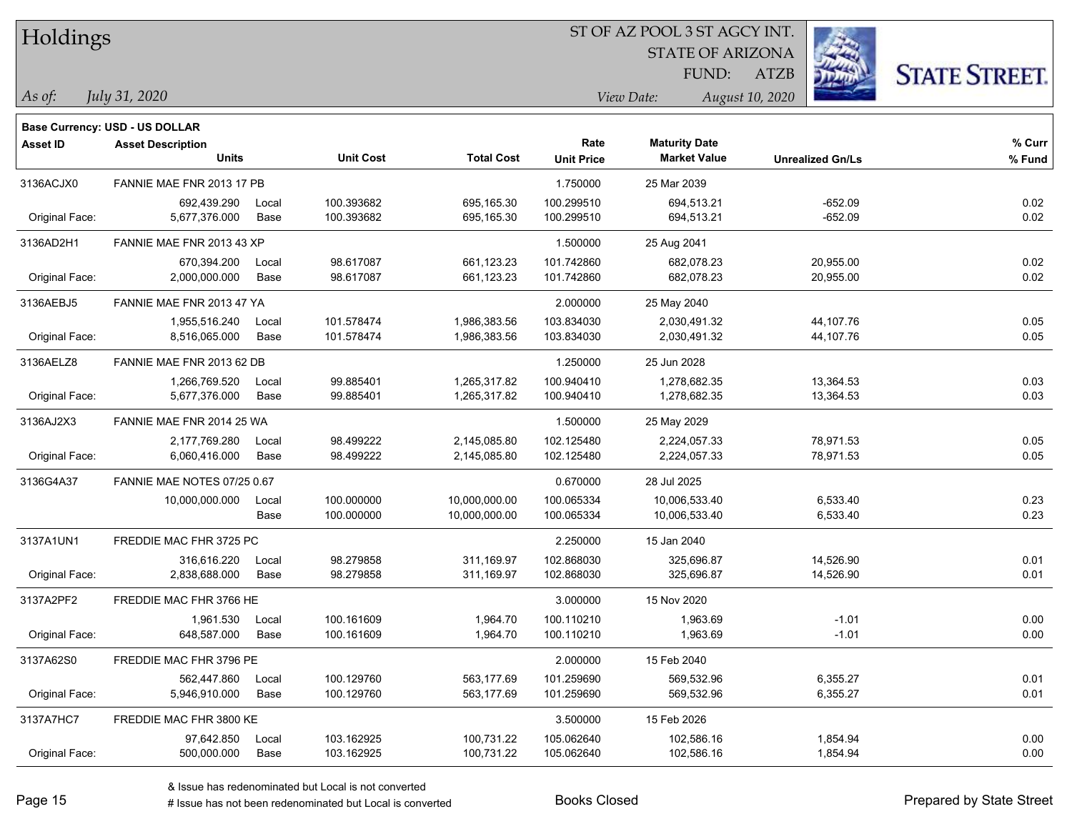# Holdings

ST OF AZ POOL 3 ST AGCY INT.
STATE OF ARIZONA
FUND: ATZB

*As of:* *July 31, 2020*

*View Date:* *August 10, 2020*

**Base Currency: USD - US DOLLAR**

| Asset ID | Asset Description / Units | | Unit Cost | Total Cost | Rate / Unit Price | Maturity Date / Market Value | Unrealized Gn/Ls | % Curr / % Fund |
|---|---|---|---|---|---|---|---|---|
| 3136ACJX0 | FANNIE MAE FNR 2013 17 PB | | | | 1.750000 | 25 Mar 2039 | | |
| | 692,439.290 | Local | 100.393682 | 695,165.30 | 100.299510 | 694,513.21 | -652.09 | 0.02 |
| Original Face: | 5,677,376.000 | Base | 100.393682 | 695,165.30 | 100.299510 | 694,513.21 | -652.09 | 0.02 |
| 3136AD2H1 | FANNIE MAE FNR 2013 43 XP | | | | 1.500000 | 25 Aug 2041 | | |
| | 670,394.200 | Local | 98.617087 | 661,123.23 | 101.742860 | 682,078.23 | 20,955.00 | 0.02 |
| Original Face: | 2,000,000.000 | Base | 98.617087 | 661,123.23 | 101.742860 | 682,078.23 | 20,955.00 | 0.02 |
| 3136AEBJ5 | FANNIE MAE FNR 2013 47 YA | | | | 2.000000 | 25 May 2040 | | |
| | 1,955,516.240 | Local | 101.578474 | 1,986,383.56 | 103.834030 | 2,030,491.32 | 44,107.76 | 0.05 |
| Original Face: | 8,516,065.000 | Base | 101.578474 | 1,986,383.56 | 103.834030 | 2,030,491.32 | 44,107.76 | 0.05 |
| 3136AELZ8 | FANNIE MAE FNR 2013 62 DB | | | | 1.250000 | 25 Jun 2028 | | |
| | 1,266,769.520 | Local | 99.885401 | 1,265,317.82 | 100.940410 | 1,278,682.35 | 13,364.53 | 0.03 |
| Original Face: | 5,677,376.000 | Base | 99.885401 | 1,265,317.82 | 100.940410 | 1,278,682.35 | 13,364.53 | 0.03 |
| 3136AJ2X3 | FANNIE MAE FNR 2014 25 WA | | | | 1.500000 | 25 May 2029 | | |
| | 2,177,769.280 | Local | 98.499222 | 2,145,085.80 | 102.125480 | 2,224,057.33 | 78,971.53 | 0.05 |
| Original Face: | 6,060,416.000 | Base | 98.499222 | 2,145,085.80 | 102.125480 | 2,224,057.33 | 78,971.53 | 0.05 |
| 3136G4A37 | FANNIE MAE NOTES 07/25 0.67 | | | | 0.670000 | 28 Jul 2025 | | |
| | 10,000,000.000 | Local | 100.000000 | 10,000,000.00 | 100.065334 | 10,006,533.40 | 6,533.40 | 0.23 |
| | | Base | 100.000000 | 10,000,000.00 | 100.065334 | 10,006,533.40 | 6,533.40 | 0.23 |
| 3137A1UN1 | FREDDIE MAC FHR 3725 PC | | | | 2.250000 | 15 Jan 2040 | | |
| | 316,616.220 | Local | 98.279858 | 311,169.97 | 102.868030 | 325,696.87 | 14,526.90 | 0.01 |
| Original Face: | 2,838,688.000 | Base | 98.279858 | 311,169.97 | 102.868030 | 325,696.87 | 14,526.90 | 0.01 |
| 3137A2PF2 | FREDDIE MAC FHR 3766 HE | | | | 3.000000 | 15 Nov 2020 | | |
| | 1,961.530 | Local | 100.161609 | 1,964.70 | 100.110210 | 1,963.69 | -1.01 | 0.00 |
| Original Face: | 648,587.000 | Base | 100.161609 | 1,964.70 | 100.110210 | 1,963.69 | -1.01 | 0.00 |
| 3137A62S0 | FREDDIE MAC FHR 3796 PE | | | | 2.000000 | 15 Feb 2040 | | |
| | 562,447.860 | Local | 100.129760 | 563,177.69 | 101.259690 | 569,532.96 | 6,355.27 | 0.01 |
| Original Face: | 5,946,910.000 | Base | 100.129760 | 563,177.69 | 101.259690 | 569,532.96 | 6,355.27 | 0.01 |
| 3137A7HC7 | FREDDIE MAC FHR 3800 KE | | | | 3.500000 | 15 Feb 2026 | | |
| | 97,642.850 | Local | 103.162925 | 100,731.22 | 105.062640 | 102,586.16 | 1,854.94 | 0.00 |
| Original Face: | 500,000.000 | Base | 103.162925 | 100,731.22 | 105.062640 | 102,586.16 | 1,854.94 | 0.00 |

& Issue has redenominated but Local is not converted
# Issue has not been redenominated but Local is converted

Books Closed

Prepared by State Street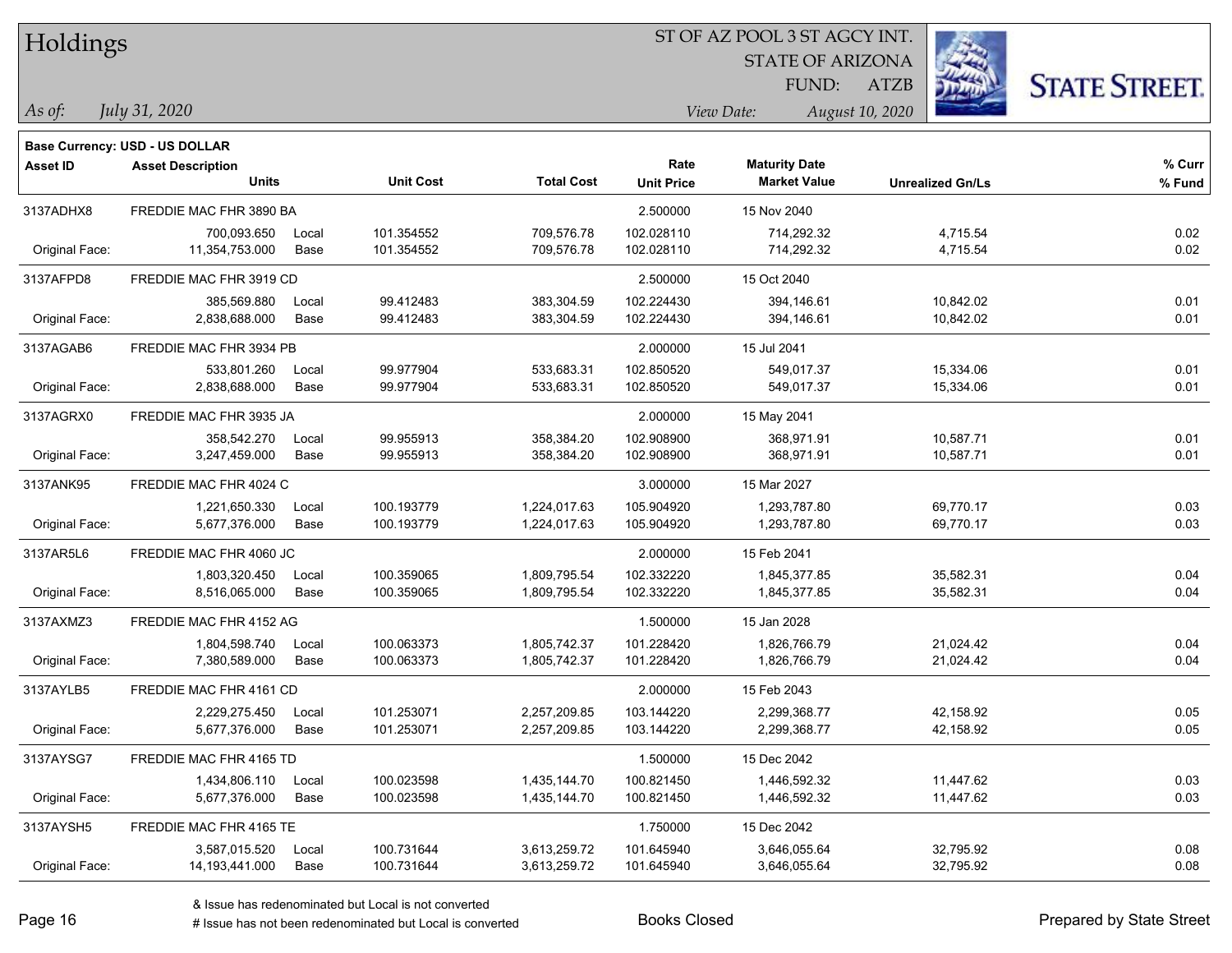# Holdings

ST OF AZ POOL 3 ST AGCY INT.
STATE OF ARIZONA
FUND: ATZB

*As of:* *July 31, 2020*
*View Date:* *August 10, 2020*

**Base Currency: USD - US DOLLAR**

| Asset ID | Asset Description / Units | | Unit Cost | Total Cost | Rate / Unit Price | Maturity Date / Market Value | Unrealized Gn/Ls | % Curr / % Fund |
|---|---|---|---|---|---|---|---|---|
| 3137ADHX8 | FREDDIE MAC FHR 3890 BA | | | | 2.500000 | 15 Nov 2040 | | |
| | 700,093.650 | Local | 101.354552 | 709,576.78 | 102.028110 | 714,292.32 | 4,715.54 | 0.02 |
| Original Face: | 11,354,753.000 | Base | 101.354552 | 709,576.78 | 102.028110 | 714,292.32 | 4,715.54 | 0.02 |
| 3137AFPD8 | FREDDIE MAC FHR 3919 CD | | | | 2.500000 | 15 Oct 2040 | | |
| | 385,569.880 | Local | 99.412483 | 383,304.59 | 102.224430 | 394,146.61 | 10,842.02 | 0.01 |
| Original Face: | 2,838,688.000 | Base | 99.412483 | 383,304.59 | 102.224430 | 394,146.61 | 10,842.02 | 0.01 |
| 3137AGAB6 | FREDDIE MAC FHR 3934 PB | | | | 2.000000 | 15 Jul 2041 | | |
| | 533,801.260 | Local | 99.977904 | 533,683.31 | 102.850520 | 549,017.37 | 15,334.06 | 0.01 |
| Original Face: | 2,838,688.000 | Base | 99.977904 | 533,683.31 | 102.850520 | 549,017.37 | 15,334.06 | 0.01 |
| 3137AGRX0 | FREDDIE MAC FHR 3935 JA | | | | 2.000000 | 15 May 2041 | | |
| | 358,542.270 | Local | 99.955913 | 358,384.20 | 102.908900 | 368,971.91 | 10,587.71 | 0.01 |
| Original Face: | 3,247,459.000 | Base | 99.955913 | 358,384.20 | 102.908900 | 368,971.91 | 10,587.71 | 0.01 |
| 3137ANK95 | FREDDIE MAC FHR 4024 C | | | | 3.000000 | 15 Mar 2027 | | |
| | 1,221,650.330 | Local | 100.193779 | 1,224,017.63 | 105.904920 | 1,293,787.80 | 69,770.17 | 0.03 |
| Original Face: | 5,677,376.000 | Base | 100.193779 | 1,224,017.63 | 105.904920 | 1,293,787.80 | 69,770.17 | 0.03 |
| 3137AR5L6 | FREDDIE MAC FHR 4060 JC | | | | 2.000000 | 15 Feb 2041 | | |
| | 1,803,320.450 | Local | 100.359065 | 1,809,795.54 | 102.332220 | 1,845,377.85 | 35,582.31 | 0.04 |
| Original Face: | 8,516,065.000 | Base | 100.359065 | 1,809,795.54 | 102.332220 | 1,845,377.85 | 35,582.31 | 0.04 |
| 3137AXMZ3 | FREDDIE MAC FHR 4152 AG | | | | 1.500000 | 15 Jan 2028 | | |
| | 1,804,598.740 | Local | 100.063373 | 1,805,742.37 | 101.228420 | 1,826,766.79 | 21,024.42 | 0.04 |
| Original Face: | 7,380,589.000 | Base | 100.063373 | 1,805,742.37 | 101.228420 | 1,826,766.79 | 21,024.42 | 0.04 |
| 3137AYLB5 | FREDDIE MAC FHR 4161 CD | | | | 2.000000 | 15 Feb 2043 | | |
| | 2,229,275.450 | Local | 101.253071 | 2,257,209.85 | 103.144220 | 2,299,368.77 | 42,158.92 | 0.05 |
| Original Face: | 5,677,376.000 | Base | 101.253071 | 2,257,209.85 | 103.144220 | 2,299,368.77 | 42,158.92 | 0.05 |
| 3137AYSG7 | FREDDIE MAC FHR 4165 TD | | | | 1.500000 | 15 Dec 2042 | | |
| | 1,434,806.110 | Local | 100.023598 | 1,435,144.70 | 100.821450 | 1,446,592.32 | 11,447.62 | 0.03 |
| Original Face: | 5,677,376.000 | Base | 100.023598 | 1,435,144.70 | 100.821450 | 1,446,592.32 | 11,447.62 | 0.03 |
| 3137AYSH5 | FREDDIE MAC FHR 4165 TE | | | | 1.750000 | 15 Dec 2042 | | |
| | 3,587,015.520 | Local | 100.731644 | 3,613,259.72 | 101.645940 | 3,646,055.64 | 32,795.92 | 0.08 |
| Original Face: | 14,193,441.000 | Base | 100.731644 | 3,613,259.72 | 101.645940 | 3,646,055.64 | 32,795.92 | 0.08 |

& Issue has redenominated but Local is not converted
# Issue has not been redenominated but Local is converted

Books Closed

Prepared by State Street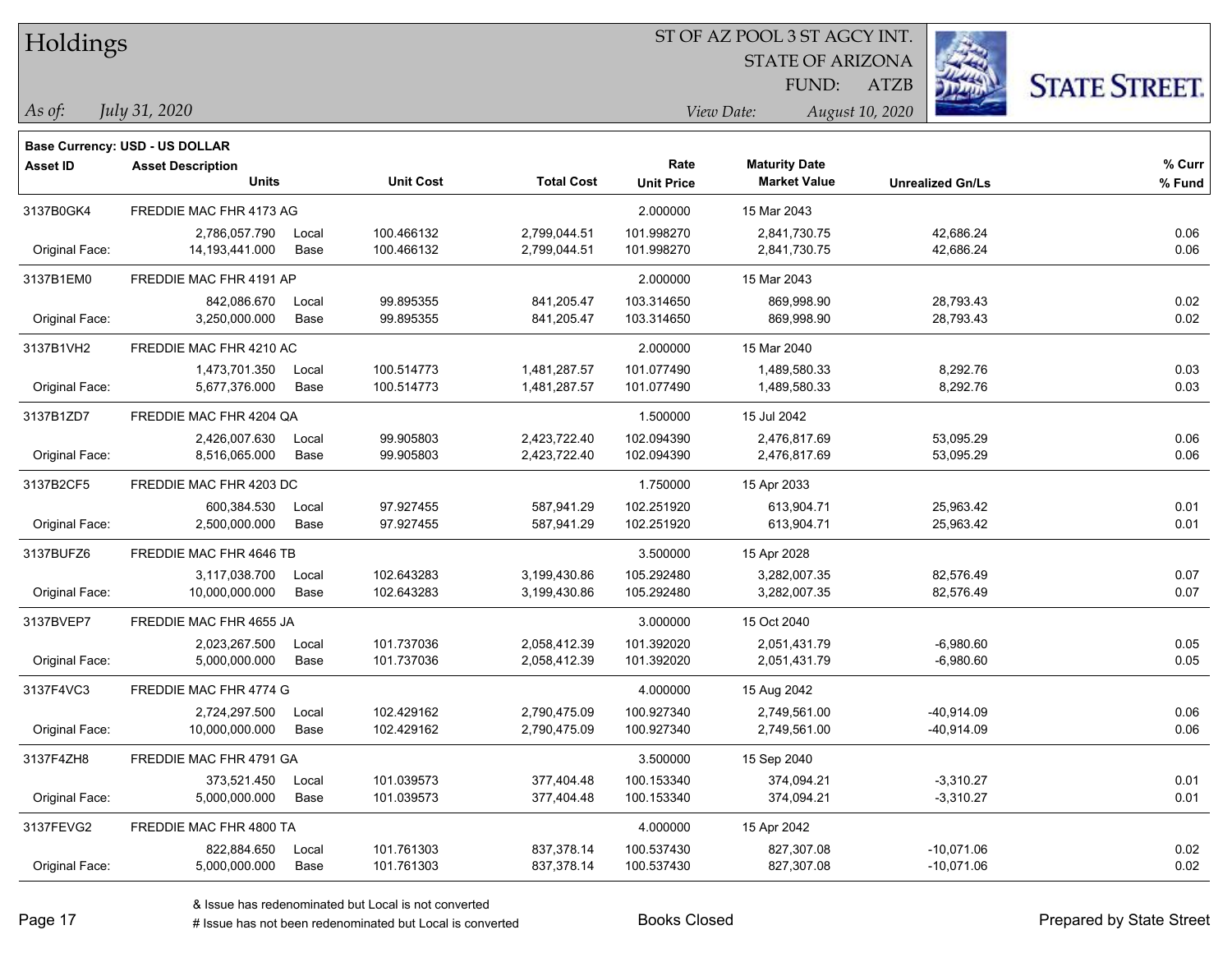# Holdings

ST OF AZ POOL 3 ST AGCY INT.
STATE OF ARIZONA
FUND: ATZB

*As of:* *July 31, 2020*

*View Date:* *August 10, 2020*

**Base Currency: USD - US DOLLAR**

| Asset ID | Asset Description / Units | | Unit Cost | Total Cost | Rate / Unit Price | Maturity Date / Market Value | Unrealized Gn/Ls | % Curr / % Fund |
|---|---|---|---|---|---|---|---|---|
| 3137B0GK4 | FREDDIE MAC FHR 4173 AG | | | | 2.000000 | 15 Mar 2043 | | |
| | 2,786,057.790 | Local | 100.466132 | 2,799,044.51 | 101.998270 | 2,841,730.75 | 42,686.24 | 0.06 |
| Original Face: | 14,193,441.000 | Base | 100.466132 | 2,799,044.51 | 101.998270 | 2,841,730.75 | 42,686.24 | 0.06 |
| 3137B1EM0 | FREDDIE MAC FHR 4191 AP | | | | 2.000000 | 15 Mar 2043 | | |
| | 842,086.670 | Local | 99.895355 | 841,205.47 | 103.314650 | 869,998.90 | 28,793.43 | 0.02 |
| Original Face: | 3,250,000.000 | Base | 99.895355 | 841,205.47 | 103.314650 | 869,998.90 | 28,793.43 | 0.02 |
| 3137B1VH2 | FREDDIE MAC FHR 4210 AC | | | | 2.000000 | 15 Mar 2040 | | |
| | 1,473,701.350 | Local | 100.514773 | 1,481,287.57 | 101.077490 | 1,489,580.33 | 8,292.76 | 0.03 |
| Original Face: | 5,677,376.000 | Base | 100.514773 | 1,481,287.57 | 101.077490 | 1,489,580.33 | 8,292.76 | 0.03 |
| 3137B1ZD7 | FREDDIE MAC FHR 4204 QA | | | | 1.500000 | 15 Jul 2042 | | |
| | 2,426,007.630 | Local | 99.905803 | 2,423,722.40 | 102.094390 | 2,476,817.69 | 53,095.29 | 0.06 |
| Original Face: | 8,516,065.000 | Base | 99.905803 | 2,423,722.40 | 102.094390 | 2,476,817.69 | 53,095.29 | 0.06 |
| 3137B2CF5 | FREDDIE MAC FHR 4203 DC | | | | 1.750000 | 15 Apr 2033 | | |
| | 600,384.530 | Local | 97.927455 | 587,941.29 | 102.251920 | 613,904.71 | 25,963.42 | 0.01 |
| Original Face: | 2,500,000.000 | Base | 97.927455 | 587,941.29 | 102.251920 | 613,904.71 | 25,963.42 | 0.01 |
| 3137BUFZ6 | FREDDIE MAC FHR 4646 TB | | | | 3.500000 | 15 Apr 2028 | | |
| | 3,117,038.700 | Local | 102.643283 | 3,199,430.86 | 105.292480 | 3,282,007.35 | 82,576.49 | 0.07 |
| Original Face: | 10,000,000.000 | Base | 102.643283 | 3,199,430.86 | 105.292480 | 3,282,007.35 | 82,576.49 | 0.07 |
| 3137BVEP7 | FREDDIE MAC FHR 4655 JA | | | | 3.000000 | 15 Oct 2040 | | |
| | 2,023,267.500 | Local | 101.737036 | 2,058,412.39 | 101.392020 | 2,051,431.79 | -6,980.60 | 0.05 |
| Original Face: | 5,000,000.000 | Base | 101.737036 | 2,058,412.39 | 101.392020 | 2,051,431.79 | -6,980.60 | 0.05 |
| 3137F4VC3 | FREDDIE MAC FHR 4774 G | | | | 4.000000 | 15 Aug 2042 | | |
| | 2,724,297.500 | Local | 102.429162 | 2,790,475.09 | 100.927340 | 2,749,561.00 | -40,914.09 | 0.06 |
| Original Face: | 10,000,000.000 | Base | 102.429162 | 2,790,475.09 | 100.927340 | 2,749,561.00 | -40,914.09 | 0.06 |
| 3137F4ZH8 | FREDDIE MAC FHR 4791 GA | | | | 3.500000 | 15 Sep 2040 | | |
| | 373,521.450 | Local | 101.039573 | 377,404.48 | 100.153340 | 374,094.21 | -3,310.27 | 0.01 |
| Original Face: | 5,000,000.000 | Base | 101.039573 | 377,404.48 | 100.153340 | 374,094.21 | -3,310.27 | 0.01 |
| 3137FEVG2 | FREDDIE MAC FHR 4800 TA | | | | 4.000000 | 15 Apr 2042 | | |
| | 822,884.650 | Local | 101.761303 | 837,378.14 | 100.537430 | 827,307.08 | -10,071.06 | 0.02 |
| Original Face: | 5,000,000.000 | Base | 101.761303 | 837,378.14 | 100.537430 | 827,307.08 | -10,071.06 | 0.02 |

& Issue has redenominated but Local is not converted
# Issue has not been redenominated but Local is converted

Books Closed

Prepared by State Street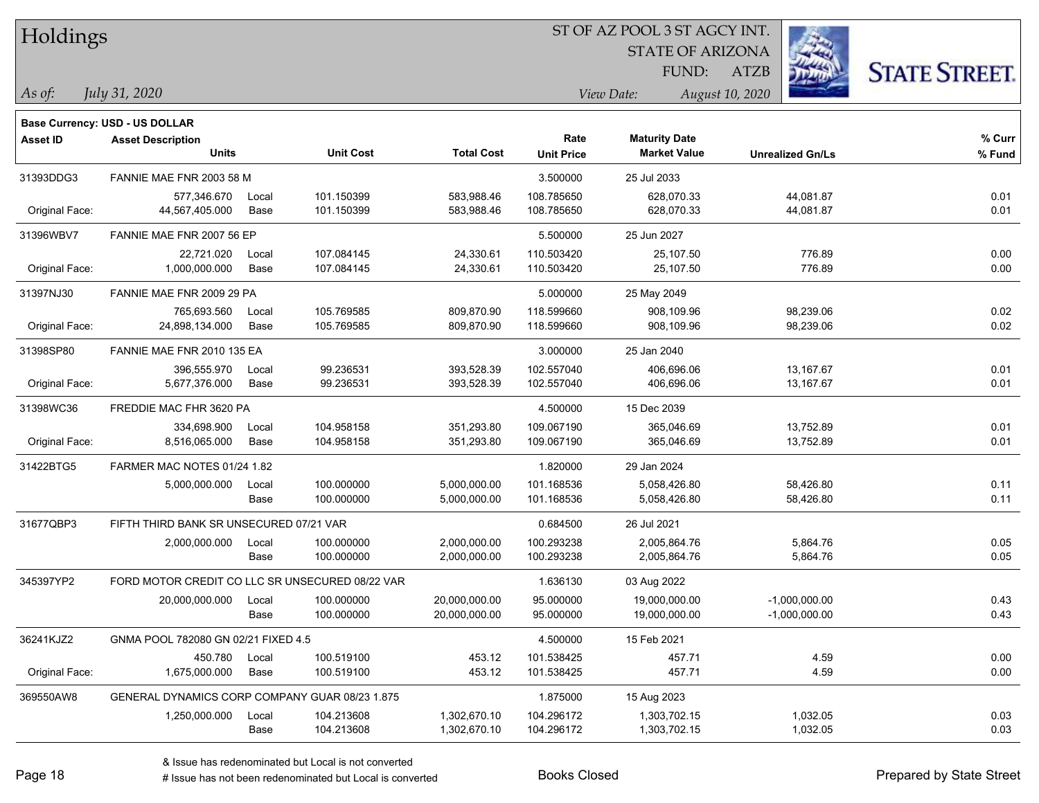# Holdings

ST OF AZ POOL 3 ST AGCY INT.
STATE OF ARIZONA
FUND: ATZB

*As of:* *July 31, 2020*

*View Date:* *August 10, 2020*

**Base Currency: USD - US DOLLAR**

| Asset ID | Asset Description / Units | | Unit Cost | Total Cost | Rate / Unit Price | Maturity Date / Market Value | Unrealized Gn/Ls | % Curr / % Fund |
|---|---|---|---|---|---|---|---|---|
| 31393DDG3 | FANNIE MAE FNR 2003 58 M | | | | 3.500000 | 25 Jul 2033 | | |
| | 577,346.670 | Local | 101.150399 | 583,988.46 | 108.785650 | 628,070.33 | 44,081.87 | 0.01 |
| Original Face: | 44,567,405.000 | Base | 101.150399 | 583,988.46 | 108.785650 | 628,070.33 | 44,081.87 | 0.01 |
| 31396WBV7 | FANNIE MAE FNR 2007 56 EP | | | | 5.500000 | 25 Jun 2027 | | |
| | 22,721.020 | Local | 107.084145 | 24,330.61 | 110.503420 | 25,107.50 | 776.89 | 0.00 |
| Original Face: | 1,000,000.000 | Base | 107.084145 | 24,330.61 | 110.503420 | 25,107.50 | 776.89 | 0.00 |
| 31397NJ30 | FANNIE MAE FNR 2009 29 PA | | | | 5.000000 | 25 May 2049 | | |
| | 765,693.560 | Local | 105.769585 | 809,870.90 | 118.599660 | 908,109.96 | 98,239.06 | 0.02 |
| Original Face: | 24,898,134.000 | Base | 105.769585 | 809,870.90 | 118.599660 | 908,109.96 | 98,239.06 | 0.02 |
| 31398SP80 | FANNIE MAE FNR 2010 135 EA | | | | 3.000000 | 25 Jan 2040 | | |
| | 396,555.970 | Local | 99.236531 | 393,528.39 | 102.557040 | 406,696.06 | 13,167.67 | 0.01 |
| Original Face: | 5,677,376.000 | Base | 99.236531 | 393,528.39 | 102.557040 | 406,696.06 | 13,167.67 | 0.01 |
| 31398WC36 | FREDDIE MAC FHR 3620 PA | | | | 4.500000 | 15 Dec 2039 | | |
| | 334,698.900 | Local | 104.958158 | 351,293.80 | 109.067190 | 365,046.69 | 13,752.89 | 0.01 |
| Original Face: | 8,516,065.000 | Base | 104.958158 | 351,293.80 | 109.067190 | 365,046.69 | 13,752.89 | 0.01 |
| 31422BTG5 | FARMER MAC NOTES 01/24 1.82 | | | | 1.820000 | 29 Jan 2024 | | |
| | 5,000,000.000 | Local | 100.000000 | 5,000,000.00 | 101.168536 | 5,058,426.80 | 58,426.80 | 0.11 |
| | | Base | 100.000000 | 5,000,000.00 | 101.168536 | 5,058,426.80 | 58,426.80 | 0.11 |
| 31677QBP3 | FIFTH THIRD BANK SR UNSECURED 07/21 VAR | | | | 0.684500 | 26 Jul 2021 | | |
| | 2,000,000.000 | Local | 100.000000 | 2,000,000.00 | 100.293238 | 2,005,864.76 | 5,864.76 | 0.05 |
| | | Base | 100.000000 | 2,000,000.00 | 100.293238 | 2,005,864.76 | 5,864.76 | 0.05 |
| 345397YP2 | FORD MOTOR CREDIT CO LLC SR UNSECURED 08/22 VAR | | | | 1.636130 | 03 Aug 2022 | | |
| | 20,000,000.000 | Local | 100.000000 | 20,000,000.00 | 95.000000 | 19,000,000.00 | -1,000,000.00 | 0.43 |
| | | Base | 100.000000 | 20,000,000.00 | 95.000000 | 19,000,000.00 | -1,000,000.00 | 0.43 |
| 36241KJZ2 | GNMA POOL 782080 GN 02/21 FIXED 4.5 | | | | 4.500000 | 15 Feb 2021 | | |
| | 450.780 | Local | 100.519100 | 453.12 | 101.538425 | 457.71 | 4.59 | 0.00 |
| Original Face: | 1,675,000.000 | Base | 100.519100 | 453.12 | 101.538425 | 457.71 | 4.59 | 0.00 |
| 369550AW8 | GENERAL DYNAMICS CORP COMPANY GUAR 08/23 1.875 | | | | 1.875000 | 15 Aug 2023 | | |
| | 1,250,000.000 | Local | 104.213608 | 1,302,670.10 | 104.296172 | 1,303,702.15 | 1,032.05 | 0.03 |
| | | Base | 104.213608 | 1,302,670.10 | 104.296172 | 1,303,702.15 | 1,032.05 | 0.03 |

& Issue has redenominated but Local is not converted
# Issue has not been redenominated but Local is converted

Books Closed

Prepared by State Street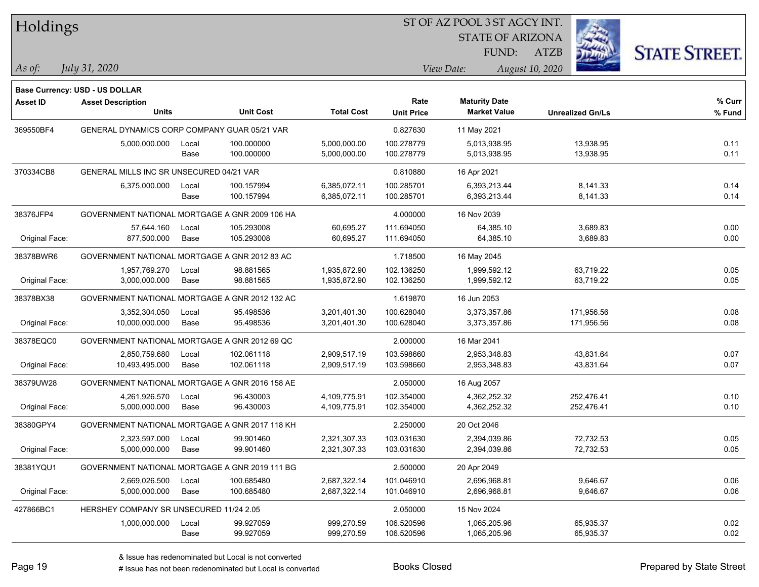# Holdings

ST OF AZ POOL 3 ST AGCY INT.
STATE OF ARIZONA
FUND: ATZB

*As of:* *July 31, 2020*

*View Date:* *August 10, 2020*

**Base Currency: USD - US DOLLAR**

| Asset ID | Asset Description / Units | | Unit Cost | Total Cost | Rate / Unit Price | Maturity Date / Market Value | Unrealized Gn/Ls | % Curr / % Fund |
|---|---|---|---|---|---|---|---|---|
| 369550BF4 | GENERAL DYNAMICS CORP COMPANY GUAR 05/21 VAR | | | | 0.827630 | 11 May 2021 | | |
| | 5,000,000.000 | Local | 100.000000 | 5,000,000.00 | 100.278779 | 5,013,938.95 | 13,938.95 | 0.11 |
| | | Base | 100.000000 | 5,000,000.00 | 100.278779 | 5,013,938.95 | 13,938.95 | 0.11 |
| 370334CB8 | GENERAL MILLS INC SR UNSECURED 04/21 VAR | | | | 0.810880 | 16 Apr 2021 | | |
| | 6,375,000.000 | Local | 100.157994 | 6,385,072.11 | 100.285701 | 6,393,213.44 | 8,141.33 | 0.14 |
| | | Base | 100.157994 | 6,385,072.11 | 100.285701 | 6,393,213.44 | 8,141.33 | 0.14 |
| 38376JFP4 | GOVERNMENT NATIONAL MORTGAGE A GNR 2009 106 HA | | | | 4.000000 | 16 Nov 2039 | | |
| | 57,644.160 | Local | 105.293008 | 60,695.27 | 111.694050 | 64,385.10 | 3,689.83 | 0.00 |
| Original Face: | 877,500.000 | Base | 105.293008 | 60,695.27 | 111.694050 | 64,385.10 | 3,689.83 | 0.00 |
| 38378BWR6 | GOVERNMENT NATIONAL MORTGAGE A GNR 2012 83 AC | | | | 1.718500 | 16 May 2045 | | |
| | 1,957,769.270 | Local | 98.881565 | 1,935,872.90 | 102.136250 | 1,999,592.12 | 63,719.22 | 0.05 |
| Original Face: | 3,000,000.000 | Base | 98.881565 | 1,935,872.90 | 102.136250 | 1,999,592.12 | 63,719.22 | 0.05 |
| 38378BX38 | GOVERNMENT NATIONAL MORTGAGE A GNR 2012 132 AC | | | | 1.619870 | 16 Jun 2053 | | |
| | 3,352,304.050 | Local | 95.498536 | 3,201,401.30 | 100.628040 | 3,373,357.86 | 171,956.56 | 0.08 |
| Original Face: | 10,000,000.000 | Base | 95.498536 | 3,201,401.30 | 100.628040 | 3,373,357.86 | 171,956.56 | 0.08 |
| 38378EQC0 | GOVERNMENT NATIONAL MORTGAGE A GNR 2012 69 QC | | | | 2.000000 | 16 Mar 2041 | | |
| | 2,850,759.680 | Local | 102.061118 | 2,909,517.19 | 103.598660 | 2,953,348.83 | 43,831.64 | 0.07 |
| Original Face: | 10,493,495.000 | Base | 102.061118 | 2,909,517.19 | 103.598660 | 2,953,348.83 | 43,831.64 | 0.07 |
| 38379UW28 | GOVERNMENT NATIONAL MORTGAGE A GNR 2016 158 AE | | | | 2.050000 | 16 Aug 2057 | | |
| | 4,261,926.570 | Local | 96.430003 | 4,109,775.91 | 102.354000 | 4,362,252.32 | 252,476.41 | 0.10 |
| Original Face: | 5,000,000.000 | Base | 96.430003 | 4,109,775.91 | 102.354000 | 4,362,252.32 | 252,476.41 | 0.10 |
| 38380GPY4 | GOVERNMENT NATIONAL MORTGAGE A GNR 2017 118 KH | | | | 2.250000 | 20 Oct 2046 | | |
| | 2,323,597.000 | Local | 99.901460 | 2,321,307.33 | 103.031630 | 2,394,039.86 | 72,732.53 | 0.05 |
| Original Face: | 5,000,000.000 | Base | 99.901460 | 2,321,307.33 | 103.031630 | 2,394,039.86 | 72,732.53 | 0.05 |
| 38381YQU1 | GOVERNMENT NATIONAL MORTGAGE A GNR 2019 111 BG | | | | 2.500000 | 20 Apr 2049 | | |
| | 2,669,026.500 | Local | 100.685480 | 2,687,322.14 | 101.046910 | 2,696,968.81 | 9,646.67 | 0.06 |
| Original Face: | 5,000,000.000 | Base | 100.685480 | 2,687,322.14 | 101.046910 | 2,696,968.81 | 9,646.67 | 0.06 |
| 427866BC1 | HERSHEY COMPANY SR UNSECURED 11/24 2.05 | | | | 2.050000 | 15 Nov 2024 | | |
| | 1,000,000.000 | Local | 99.927059 | 999,270.59 | 106.520596 | 1,065,205.96 | 65,935.37 | 0.02 |
| | | Base | 99.927059 | 999,270.59 | 106.520596 | 1,065,205.96 | 65,935.37 | 0.02 |

& Issue has redenominated but Local is not converted
# Issue has not been redenominated but Local is converted

Books Closed

Prepared by State Street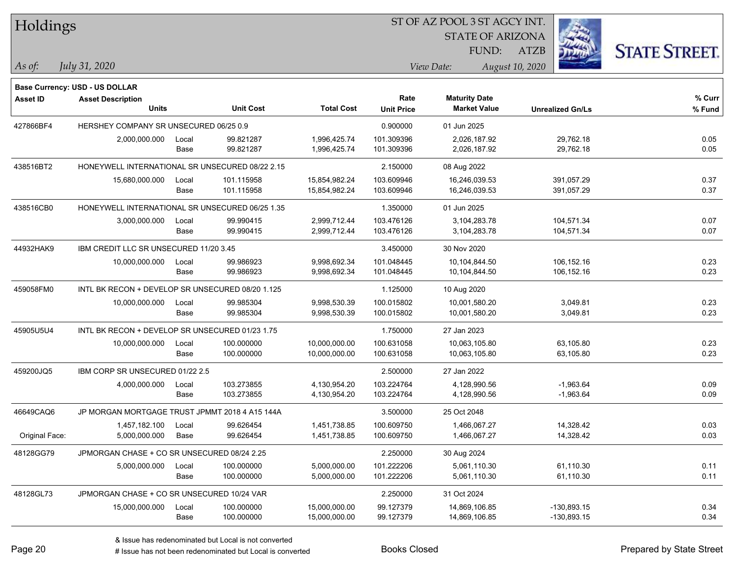# Holdings

ST OF AZ POOL 3 ST AGCY INT.
STATE OF ARIZONA
FUND: ATZB

*As of:* *July 31, 2020*
*View Date:* *August 10, 2020*

**Base Currency: USD - US DOLLAR**

| Asset ID | Asset Description / Units | | Unit Cost | Total Cost | Rate / Unit Price | Maturity Date / Market Value | Unrealized Gn/Ls | % Curr / % Fund |
|---|---|---|---|---|---|---|---|---|
| 427866BF4 | HERSHEY COMPANY SR UNSECURED 06/25 0.9 | | | | 0.900000 | 01 Jun 2025 | | |
| | 2,000,000.000 | Local | 99.821287 | 1,996,425.74 | 101.309396 | 2,026,187.92 | 29,762.18 | 0.05 |
| | | Base | 99.821287 | 1,996,425.74 | 101.309396 | 2,026,187.92 | 29,762.18 | 0.05 |
| 438516BT2 | HONEYWELL INTERNATIONAL SR UNSECURED 08/22 2.15 | | | | 2.150000 | 08 Aug 2022 | | |
| | 15,680,000.000 | Local | 101.115958 | 15,854,982.24 | 103.609946 | 16,246,039.53 | 391,057.29 | 0.37 |
| | | Base | 101.115958 | 15,854,982.24 | 103.609946 | 16,246,039.53 | 391,057.29 | 0.37 |
| 438516CB0 | HONEYWELL INTERNATIONAL SR UNSECURED 06/25 1.35 | | | | 1.350000 | 01 Jun 2025 | | |
| | 3,000,000.000 | Local | 99.990415 | 2,999,712.44 | 103.476126 | 3,104,283.78 | 104,571.34 | 0.07 |
| | | Base | 99.990415 | 2,999,712.44 | 103.476126 | 3,104,283.78 | 104,571.34 | 0.07 |
| 44932HAK9 | IBM CREDIT LLC SR UNSECURED 11/20 3.45 | | | | 3.450000 | 30 Nov 2020 | | |
| | 10,000,000.000 | Local | 99.986923 | 9,998,692.34 | 101.048445 | 10,104,844.50 | 106,152.16 | 0.23 |
| | | Base | 99.986923 | 9,998,692.34 | 101.048445 | 10,104,844.50 | 106,152.16 | 0.23 |
| 459058FM0 | INTL BK RECON + DEVELOP SR UNSECURED 08/20 1.125 | | | | 1.125000 | 10 Aug 2020 | | |
| | 10,000,000.000 | Local | 99.985304 | 9,998,530.39 | 100.015802 | 10,001,580.20 | 3,049.81 | 0.23 |
| | | Base | 99.985304 | 9,998,530.39 | 100.015802 | 10,001,580.20 | 3,049.81 | 0.23 |
| 45905U5U4 | INTL BK RECON + DEVELOP SR UNSECURED 01/23 1.75 | | | | 1.750000 | 27 Jan 2023 | | |
| | 10,000,000.000 | Local | 100.000000 | 10,000,000.00 | 100.631058 | 10,063,105.80 | 63,105.80 | 0.23 |
| | | Base | 100.000000 | 10,000,000.00 | 100.631058 | 10,063,105.80 | 63,105.80 | 0.23 |
| 459200JQ5 | IBM CORP SR UNSECURED 01/22 2.5 | | | | 2.500000 | 27 Jan 2022 | | |
| | 4,000,000.000 | Local | 103.273855 | 4,130,954.20 | 103.224764 | 4,128,990.56 | -1,963.64 | 0.09 |
| | | Base | 103.273855 | 4,130,954.20 | 103.224764 | 4,128,990.56 | -1,963.64 | 0.09 |
| 46649CAQ6 | JP MORGAN MORTGAGE TRUST JPMMT 2018 4 A15 144A | | | | 3.500000 | 25 Oct 2048 | | |
| | 1,457,182.100 | Local | 99.626454 | 1,451,738.85 | 100.609750 | 1,466,067.27 | 14,328.42 | 0.03 |
| Original Face: | 5,000,000.000 | Base | 99.626454 | 1,451,738.85 | 100.609750 | 1,466,067.27 | 14,328.42 | 0.03 |
| 48128GG79 | JPMORGAN CHASE + CO SR UNSECURED 08/24 2.25 | | | | 2.250000 | 30 Aug 2024 | | |
| | 5,000,000.000 | Local | 100.000000 | 5,000,000.00 | 101.222206 | 5,061,110.30 | 61,110.30 | 0.11 |
| | | Base | 100.000000 | 5,000,000.00 | 101.222206 | 5,061,110.30 | 61,110.30 | 0.11 |
| 48128GL73 | JPMORGAN CHASE + CO SR UNSECURED 10/24 VAR | | | | 2.250000 | 31 Oct 2024 | | |
| | 15,000,000.000 | Local | 100.000000 | 15,000,000.00 | 99.127379 | 14,869,106.85 | -130,893.15 | 0.34 |
| | | Base | 100.000000 | 15,000,000.00 | 99.127379 | 14,869,106.85 | -130,893.15 | 0.34 |

& Issue has redenominated but Local is not converted
# Issue has not been redenominated but Local is converted

Books Closed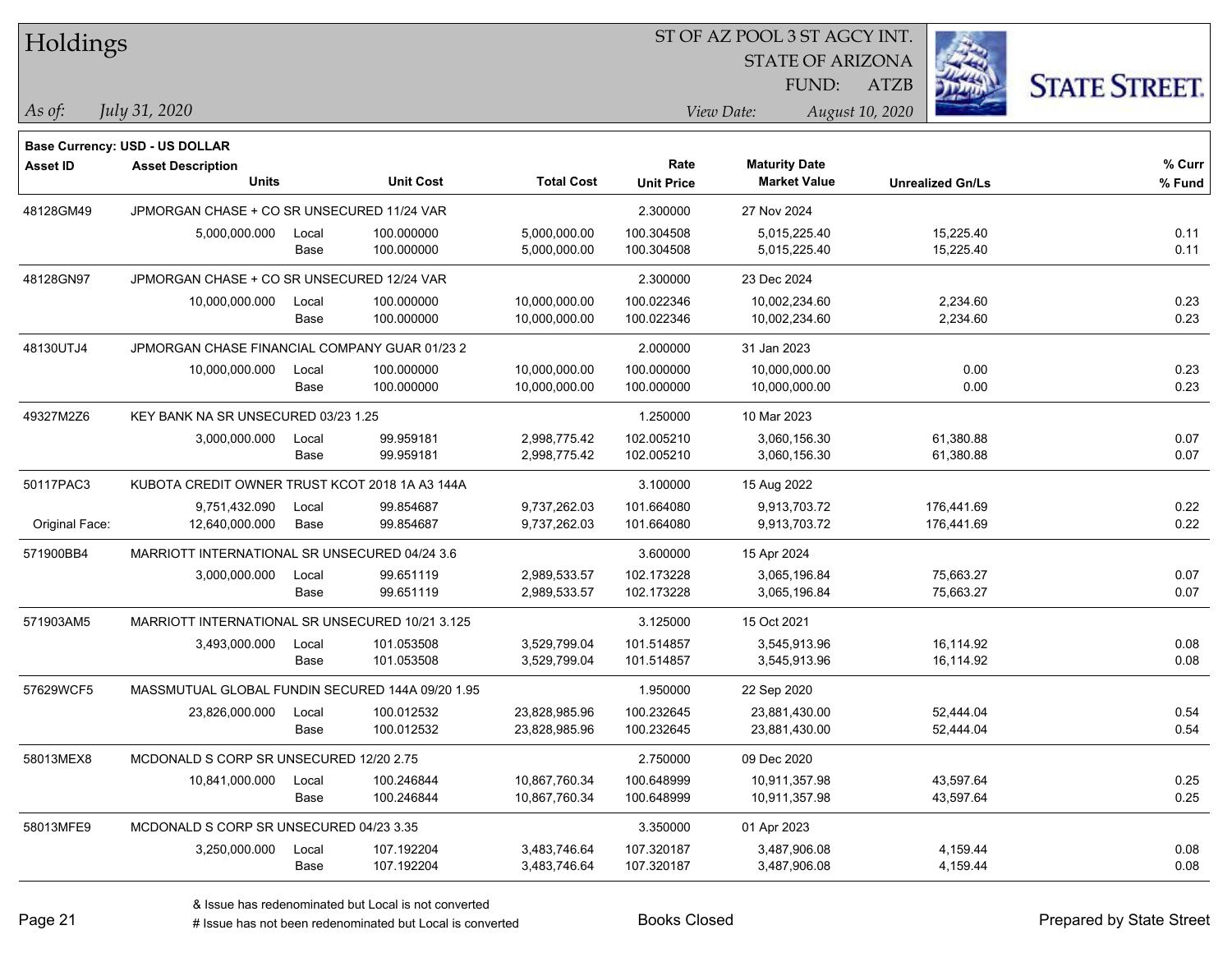# Holdings

ST OF AZ POOL 3 ST AGCY INT.
STATE OF ARIZONA
FUND: ATZB

*As of:* *July 31, 2020*

*View Date:* *August 10, 2020*

**Base Currency: USD - US DOLLAR**

| Asset ID | Asset Description / Units | | Unit Cost | Total Cost | Rate / Unit Price | Maturity Date / Market Value | Unrealized Gn/Ls | % Curr / % Fund |
|---|---|---|---|---|---|---|---|---|
| 48128GM49 | JPMORGAN CHASE + CO SR UNSECURED 11/24 VAR | | | | 2.300000 | 27 Nov 2024 | | |
| | 5,000,000.000 | Local | 100.000000 | 5,000,000.00 | 100.304508 | 5,015,225.40 | 15,225.40 | 0.11 |
| | | Base | 100.000000 | 5,000,000.00 | 100.304508 | 5,015,225.40 | 15,225.40 | 0.11 |
| 48128GN97 | JPMORGAN CHASE + CO SR UNSECURED 12/24 VAR | | | | 2.300000 | 23 Dec 2024 | | |
| | 10,000,000.000 | Local | 100.000000 | 10,000,000.00 | 100.022346 | 10,002,234.60 | 2,234.60 | 0.23 |
| | | Base | 100.000000 | 10,000,000.00 | 100.022346 | 10,002,234.60 | 2,234.60 | 0.23 |
| 48130UTJ4 | JPMORGAN CHASE FINANCIAL COMPANY GUAR 01/23 2 | | | | 2.000000 | 31 Jan 2023 | | |
| | 10,000,000.000 | Local | 100.000000 | 10,000,000.00 | 100.000000 | 10,000,000.00 | 0.00 | 0.23 |
| | | Base | 100.000000 | 10,000,000.00 | 100.000000 | 10,000,000.00 | 0.00 | 0.23 |
| 49327M2Z6 | KEY BANK NA SR UNSECURED 03/23 1.25 | | | | 1.250000 | 10 Mar 2023 | | |
| | 3,000,000.000 | Local | 99.959181 | 2,998,775.42 | 102.005210 | 3,060,156.30 | 61,380.88 | 0.07 |
| | | Base | 99.959181 | 2,998,775.42 | 102.005210 | 3,060,156.30 | 61,380.88 | 0.07 |
| 50117PAC3 | KUBOTA CREDIT OWNER TRUST KCOT 2018 1A A3 144A | | | | 3.100000 | 15 Aug 2022 | | |
| | 9,751,432.090 | Local | 99.854687 | 9,737,262.03 | 101.664080 | 9,913,703.72 | 176,441.69 | 0.22 |
| Original Face: | 12,640,000.000 | Base | 99.854687 | 9,737,262.03 | 101.664080 | 9,913,703.72 | 176,441.69 | 0.22 |
| 571900BB4 | MARRIOTT INTERNATIONAL SR UNSECURED 04/24 3.6 | | | | 3.600000 | 15 Apr 2024 | | |
| | 3,000,000.000 | Local | 99.651119 | 2,989,533.57 | 102.173228 | 3,065,196.84 | 75,663.27 | 0.07 |
| | | Base | 99.651119 | 2,989,533.57 | 102.173228 | 3,065,196.84 | 75,663.27 | 0.07 |
| 571903AM5 | MARRIOTT INTERNATIONAL SR UNSECURED 10/21 3.125 | | | | 3.125000 | 15 Oct 2021 | | |
| | 3,493,000.000 | Local | 101.053508 | 3,529,799.04 | 101.514857 | 3,545,913.96 | 16,114.92 | 0.08 |
| | | Base | 101.053508 | 3,529,799.04 | 101.514857 | 3,545,913.96 | 16,114.92 | 0.08 |
| 57629WCF5 | MASSMUTUAL GLOBAL FUNDIN SECURED 144A 09/20 1.95 | | | | 1.950000 | 22 Sep 2020 | | |
| | 23,826,000.000 | Local | 100.012532 | 23,828,985.96 | 100.232645 | 23,881,430.00 | 52,444.04 | 0.54 |
| | | Base | 100.012532 | 23,828,985.96 | 100.232645 | 23,881,430.00 | 52,444.04 | 0.54 |
| 58013MEX8 | MCDONALD S CORP SR UNSECURED 12/20 2.75 | | | | 2.750000 | 09 Dec 2020 | | |
| | 10,841,000.000 | Local | 100.246844 | 10,867,760.34 | 100.648999 | 10,911,357.98 | 43,597.64 | 0.25 |
| | | Base | 100.246844 | 10,867,760.34 | 100.648999 | 10,911,357.98 | 43,597.64 | 0.25 |
| 58013MFE9 | MCDONALD S CORP SR UNSECURED 04/23 3.35 | | | | 3.350000 | 01 Apr 2023 | | |
| | 3,250,000.000 | Local | 107.192204 | 3,483,746.64 | 107.320187 | 3,487,906.08 | 4,159.44 | 0.08 |
| | | Base | 107.192204 | 3,483,746.64 | 107.320187 | 3,487,906.08 | 4,159.44 | 0.08 |

& Issue has redenominated but Local is not converted
# Issue has not been redenominated but Local is converted

Books Closed

Prepared by State Street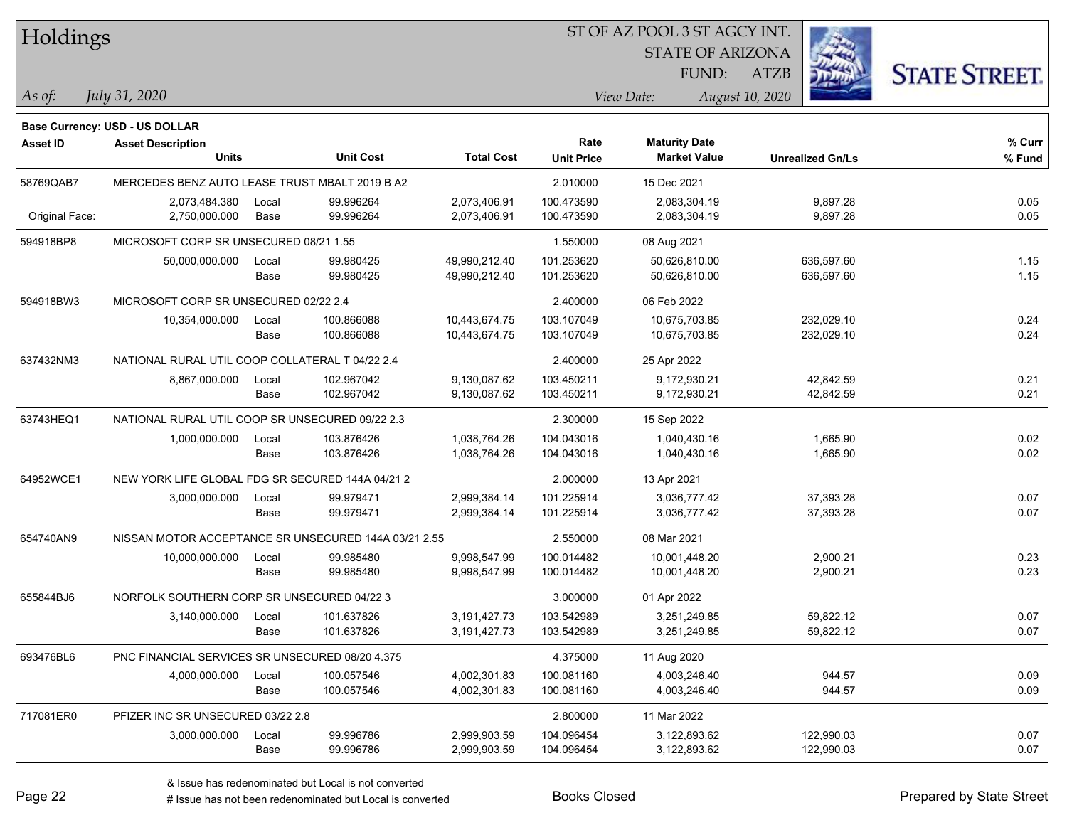# Holdings

ST OF AZ POOL 3 ST AGCY INT.
STATE OF ARIZONA
FUND: ATZB

*As of:* *July 31, 2020*

*View Date:* *August 10, 2020*

**Base Currency: USD - US DOLLAR**

| Asset ID | Asset Description / Units | | Unit Cost | Total Cost | Rate / Unit Price | Maturity Date / Market Value | Unrealized Gn/Ls | % Curr / % Fund |
|---|---|---|---|---|---|---|---|---|
| 58769QAB7 | MERCEDES BENZ AUTO LEASE TRUST MBALT 2019 B A2 | | | | 2.010000 | 15 Dec 2021 | | |
| | 2,073,484.380 | Local | 99.996264 | 2,073,406.91 | 100.473590 | 2,083,304.19 | 9,897.28 | 0.05 |
| Original Face: | 2,750,000.000 | Base | 99.996264 | 2,073,406.91 | 100.473590 | 2,083,304.19 | 9,897.28 | 0.05 |
| 594918BP8 | MICROSOFT CORP SR UNSECURED 08/21 1.55 | | | | 1.550000 | 08 Aug 2021 | | |
| | 50,000,000.000 | Local | 99.980425 | 49,990,212.40 | 101.253620 | 50,626,810.00 | 636,597.60 | 1.15 |
| | | Base | 99.980425 | 49,990,212.40 | 101.253620 | 50,626,810.00 | 636,597.60 | 1.15 |
| 594918BW3 | MICROSOFT CORP SR UNSECURED 02/22 2.4 | | | | 2.400000 | 06 Feb 2022 | | |
| | 10,354,000.000 | Local | 100.866088 | 10,443,674.75 | 103.107049 | 10,675,703.85 | 232,029.10 | 0.24 |
| | | Base | 100.866088 | 10,443,674.75 | 103.107049 | 10,675,703.85 | 232,029.10 | 0.24 |
| 637432NM3 | NATIONAL RURAL UTIL COOP COLLATERAL T 04/22 2.4 | | | | 2.400000 | 25 Apr 2022 | | |
| | 8,867,000.000 | Local | 102.967042 | 9,130,087.62 | 103.450211 | 9,172,930.21 | 42,842.59 | 0.21 |
| | | Base | 102.967042 | 9,130,087.62 | 103.450211 | 9,172,930.21 | 42,842.59 | 0.21 |
| 63743HEQ1 | NATIONAL RURAL UTIL COOP SR UNSECURED 09/22 2.3 | | | | 2.300000 | 15 Sep 2022 | | |
| | 1,000,000.000 | Local | 103.876426 | 1,038,764.26 | 104.043016 | 1,040,430.16 | 1,665.90 | 0.02 |
| | | Base | 103.876426 | 1,038,764.26 | 104.043016 | 1,040,430.16 | 1,665.90 | 0.02 |
| 64952WCE1 | NEW YORK LIFE GLOBAL FDG SR SECURED 144A 04/21 2 | | | | 2.000000 | 13 Apr 2021 | | |
| | 3,000,000.000 | Local | 99.979471 | 2,999,384.14 | 101.225914 | 3,036,777.42 | 37,393.28 | 0.07 |
| | | Base | 99.979471 | 2,999,384.14 | 101.225914 | 3,036,777.42 | 37,393.28 | 0.07 |
| 654740AN9 | NISSAN MOTOR ACCEPTANCE SR UNSECURED 144A 03/21 2.55 | | | | 2.550000 | 08 Mar 2021 | | |
| | 10,000,000.000 | Local | 99.985480 | 9,998,547.99 | 100.014482 | 10,001,448.20 | 2,900.21 | 0.23 |
| | | Base | 99.985480 | 9,998,547.99 | 100.014482 | 10,001,448.20 | 2,900.21 | 0.23 |
| 655844BJ6 | NORFOLK SOUTHERN CORP SR UNSECURED 04/22 3 | | | | 3.000000 | 01 Apr 2022 | | |
| | 3,140,000.000 | Local | 101.637826 | 3,191,427.73 | 103.542989 | 3,251,249.85 | 59,822.12 | 0.07 |
| | | Base | 101.637826 | 3,191,427.73 | 103.542989 | 3,251,249.85 | 59,822.12 | 0.07 |
| 693476BL6 | PNC FINANCIAL SERVICES SR UNSECURED 08/20 4.375 | | | | 4.375000 | 11 Aug 2020 | | |
| | 4,000,000.000 | Local | 100.057546 | 4,002,301.83 | 100.081160 | 4,003,246.40 | 944.57 | 0.09 |
| | | Base | 100.057546 | 4,002,301.83 | 100.081160 | 4,003,246.40 | 944.57 | 0.09 |
| 717081ER0 | PFIZER INC SR UNSECURED 03/22 2.8 | | | | 2.800000 | 11 Mar 2022 | | |
| | 3,000,000.000 | Local | 99.996786 | 2,999,903.59 | 104.096454 | 3,122,893.62 | 122,990.03 | 0.07 |
| | | Base | 99.996786 | 2,999,903.59 | 104.096454 | 3,122,893.62 | 122,990.03 | 0.07 |

& Issue has redenominated but Local is not converted
# Issue has not been redenominated but Local is converted

Books Closed

Prepared by State Street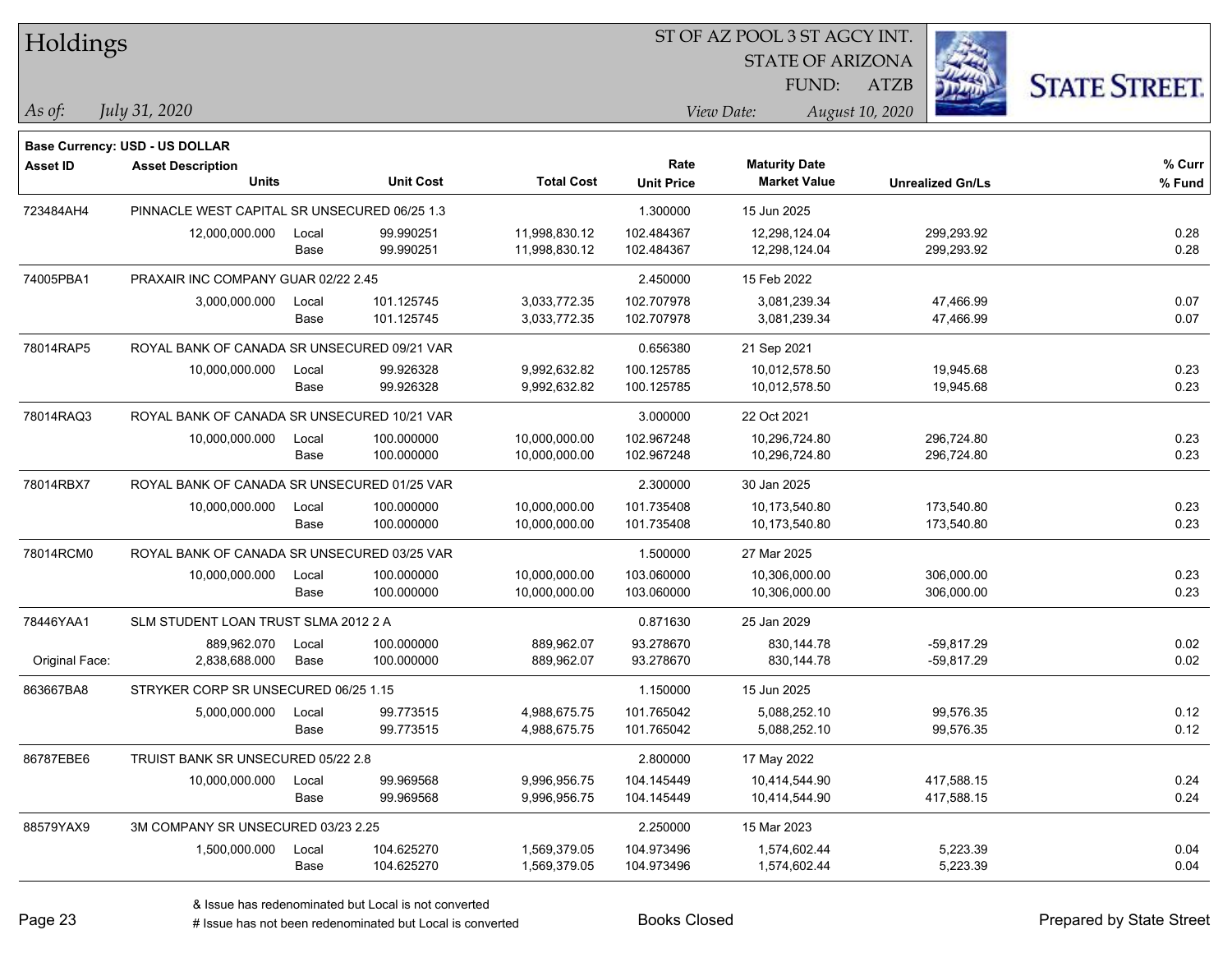# Holdings

ST OF AZ POOL 3 ST AGCY INT.
STATE OF ARIZONA
FUND: ATZB

*As of:* *July 31, 2020*
*View Date:* *August 10, 2020*

**Base Currency: USD - US DOLLAR**

| Asset ID | Asset Description / Units | | Unit Cost | Total Cost | Rate / Unit Price | Maturity Date / Market Value | Unrealized Gn/Ls | % Curr / % Fund |
|---|---|---|---|---|---|---|---|---|
| 723484AH4 | PINNACLE WEST CAPITAL SR UNSECURED 06/25 1.3 | | | | 1.300000 | 15 Jun 2025 | | |
| | 12,000,000.000 | Local | 99.990251 | 11,998,830.12 | 102.484367 | 12,298,124.04 | 299,293.92 | 0.28 |
| | | Base | 99.990251 | 11,998,830.12 | 102.484367 | 12,298,124.04 | 299,293.92 | 0.28 |
| 74005PBA1 | PRAXAIR INC COMPANY GUAR 02/22 2.45 | | | | 2.450000 | 15 Feb 2022 | | |
| | 3,000,000.000 | Local | 101.125745 | 3,033,772.35 | 102.707978 | 3,081,239.34 | 47,466.99 | 0.07 |
| | | Base | 101.125745 | 3,033,772.35 | 102.707978 | 3,081,239.34 | 47,466.99 | 0.07 |
| 78014RAP5 | ROYAL BANK OF CANADA SR UNSECURED 09/21 VAR | | | | 0.656380 | 21 Sep 2021 | | |
| | 10,000,000.000 | Local | 99.926328 | 9,992,632.82 | 100.125785 | 10,012,578.50 | 19,945.68 | 0.23 |
| | | Base | 99.926328 | 9,992,632.82 | 100.125785 | 10,012,578.50 | 19,945.68 | 0.23 |
| 78014RAQ3 | ROYAL BANK OF CANADA SR UNSECURED 10/21 VAR | | | | 3.000000 | 22 Oct 2021 | | |
| | 10,000,000.000 | Local | 100.000000 | 10,000,000.00 | 102.967248 | 10,296,724.80 | 296,724.80 | 0.23 |
| | | Base | 100.000000 | 10,000,000.00 | 102.967248 | 10,296,724.80 | 296,724.80 | 0.23 |
| 78014RBX7 | ROYAL BANK OF CANADA SR UNSECURED 01/25 VAR | | | | 2.300000 | 30 Jan 2025 | | |
| | 10,000,000.000 | Local | 100.000000 | 10,000,000.00 | 101.735408 | 10,173,540.80 | 173,540.80 | 0.23 |
| | | Base | 100.000000 | 10,000,000.00 | 101.735408 | 10,173,540.80 | 173,540.80 | 0.23 |
| 78014RCM0 | ROYAL BANK OF CANADA SR UNSECURED 03/25 VAR | | | | 1.500000 | 27 Mar 2025 | | |
| | 10,000,000.000 | Local | 100.000000 | 10,000,000.00 | 103.060000 | 10,306,000.00 | 306,000.00 | 0.23 |
| | | Base | 100.000000 | 10,000,000.00 | 103.060000 | 10,306,000.00 | 306,000.00 | 0.23 |
| 78446YAA1 | SLM STUDENT LOAN TRUST SLMA 2012 2 A | | | | 0.871630 | 25 Jan 2029 | | |
| | 889,962.070 | Local | 100.000000 | 889,962.07 | 93.278670 | 830,144.78 | -59,817.29 | 0.02 |
| Original Face: | 2,838,688.000 | Base | 100.000000 | 889,962.07 | 93.278670 | 830,144.78 | -59,817.29 | 0.02 |
| 863667BA8 | STRYKER CORP SR UNSECURED 06/25 1.15 | | | | 1.150000 | 15 Jun 2025 | | |
| | 5,000,000.000 | Local | 99.773515 | 4,988,675.75 | 101.765042 | 5,088,252.10 | 99,576.35 | 0.12 |
| | | Base | 99.773515 | 4,988,675.75 | 101.765042 | 5,088,252.10 | 99,576.35 | 0.12 |
| 86787EBE6 | TRUIST BANK SR UNSECURED 05/22 2.8 | | | | 2.800000 | 17 May 2022 | | |
| | 10,000,000.000 | Local | 99.969568 | 9,996,956.75 | 104.145449 | 10,414,544.90 | 417,588.15 | 0.24 |
| | | Base | 99.969568 | 9,996,956.75 | 104.145449 | 10,414,544.90 | 417,588.15 | 0.24 |
| 88579YAX9 | 3M COMPANY SR UNSECURED 03/23 2.25 | | | | 2.250000 | 15 Mar 2023 | | |
| | 1,500,000.000 | Local | 104.625270 | 1,569,379.05 | 104.973496 | 1,574,602.44 | 5,223.39 | 0.04 |
| | | Base | 104.625270 | 1,569,379.05 | 104.973496 | 1,574,602.44 | 5,223.39 | 0.04 |

& Issue has redenominated but Local is not converted
# Issue has not been redenominated but Local is converted

Books Closed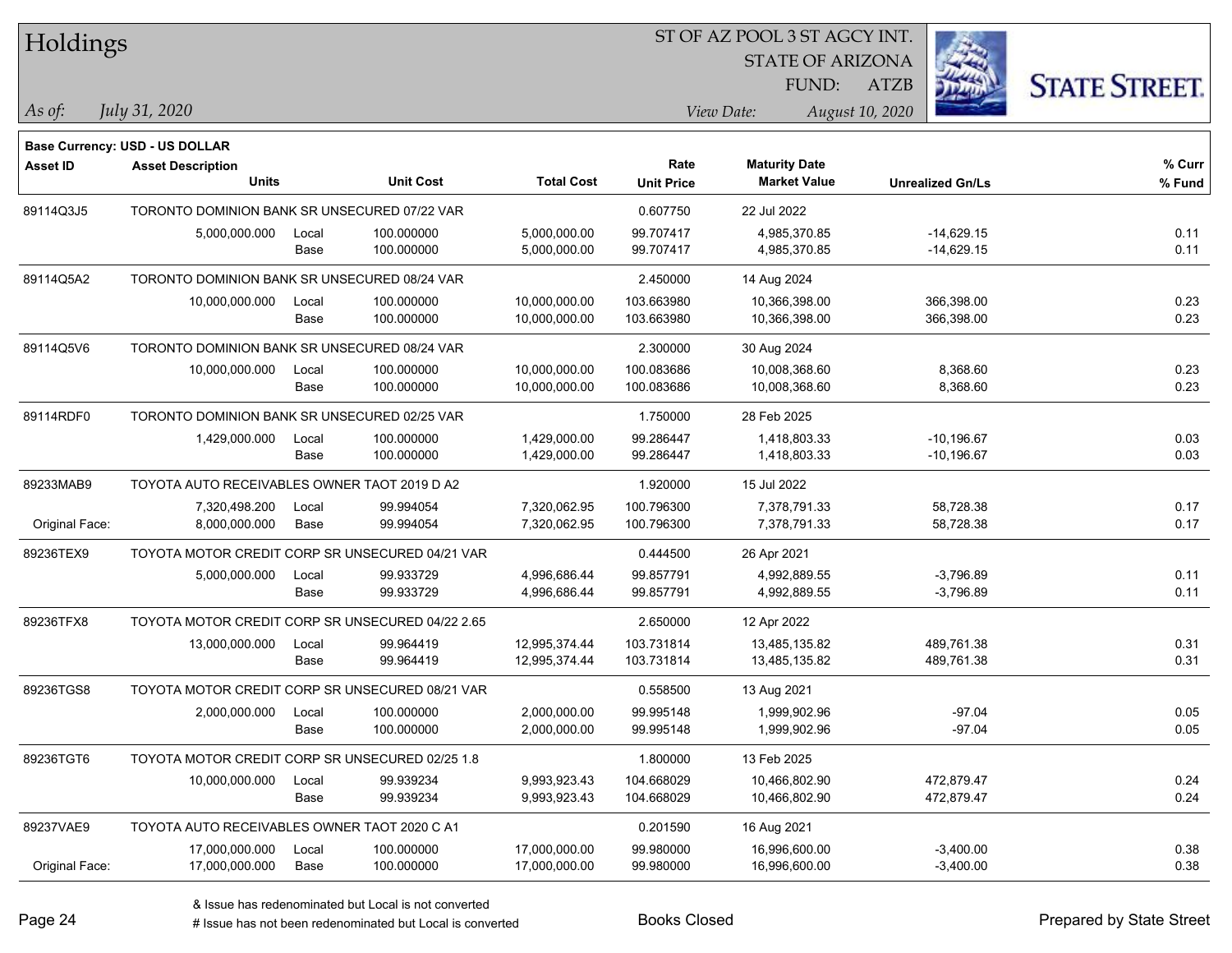**Base Currency: USD - US DOLLAR**

| Asset ID | Asset Description / Units | | Unit Cost | Total Cost | Rate / Unit Price | Maturity Date / Market Value | Unrealized Gn/Ls | % Curr / % Fund |
|---|---|---|---|---|---|---|---|---|
| 89114Q3J5 | TORONTO DOMINION BANK SR UNSECURED 07/22 VAR | | | | 0.607750 | 22 Jul 2022 | | |
| | 5,000,000.000 | Local | 100.000000 | 5,000,000.00 | 99.707417 | 4,985,370.85 | -14,629.15 | 0.11 |
| | | Base | 100.000000 | 5,000,000.00 | 99.707417 | 4,985,370.85 | -14,629.15 | 0.11 |
| 89114Q5A2 | TORONTO DOMINION BANK SR UNSECURED 08/24 VAR | | | | 2.450000 | 14 Aug 2024 | | |
| | 10,000,000.000 | Local | 100.000000 | 10,000,000.00 | 103.663980 | 10,366,398.00 | 366,398.00 | 0.23 |
| | | Base | 100.000000 | 10,000,000.00 | 103.663980 | 10,366,398.00 | 366,398.00 | 0.23 |
| 89114Q5V6 | TORONTO DOMINION BANK SR UNSECURED 08/24 VAR | | | | 2.300000 | 30 Aug 2024 | | |
| | 10,000,000.000 | Local | 100.000000 | 10,000,000.00 | 100.083686 | 10,008,368.60 | 8,368.60 | 0.23 |
| | | Base | 100.000000 | 10,000,000.00 | 100.083686 | 10,008,368.60 | 8,368.60 | 0.23 |
| 89114RDF0 | TORONTO DOMINION BANK SR UNSECURED 02/25 VAR | | | | 1.750000 | 28 Feb 2025 | | |
| | 1,429,000.000 | Local | 100.000000 | 1,429,000.00 | 99.286447 | 1,418,803.33 | -10,196.67 | 0.03 |
| | | Base | 100.000000 | 1,429,000.00 | 99.286447 | 1,418,803.33 | -10,196.67 | 0.03 |
| 89233MAB9 | TOYOTA AUTO RECEIVABLES OWNER TAOT 2019 D A2 | | | | 1.920000 | 15 Jul 2022 | | |
| | 7,320,498.200 | Local | 99.994054 | 7,320,062.95 | 100.796300 | 7,378,791.33 | 58,728.38 | 0.17 |
| Original Face: | 8,000,000.000 | Base | 99.994054 | 7,320,062.95 | 100.796300 | 7,378,791.33 | 58,728.38 | 0.17 |
| 89236TEX9 | TOYOTA MOTOR CREDIT CORP SR UNSECURED 04/21 VAR | | | | 0.444500 | 26 Apr 2021 | | |
| | 5,000,000.000 | Local | 99.933729 | 4,996,686.44 | 99.857791 | 4,992,889.55 | -3,796.89 | 0.11 |
| | | Base | 99.933729 | 4,996,686.44 | 99.857791 | 4,992,889.55 | -3,796.89 | 0.11 |
| 89236TFX8 | TOYOTA MOTOR CREDIT CORP SR UNSECURED 04/22 2.65 | | | | 2.650000 | 12 Apr 2022 | | |
| | 13,000,000.000 | Local | 99.964419 | 12,995,374.44 | 103.731814 | 13,485,135.82 | 489,761.38 | 0.31 |
| | | Base | 99.964419 | 12,995,374.44 | 103.731814 | 13,485,135.82 | 489,761.38 | 0.31 |
| 89236TGS8 | TOYOTA MOTOR CREDIT CORP SR UNSECURED 08/21 VAR | | | | 0.558500 | 13 Aug 2021 | | |
| | 2,000,000.000 | Local | 100.000000 | 2,000,000.00 | 99.995148 | 1,999,902.96 | -97.04 | 0.05 |
| | | Base | 100.000000 | 2,000,000.00 | 99.995148 | 1,999,902.96 | -97.04 | 0.05 |
| 89236TGT6 | TOYOTA MOTOR CREDIT CORP SR UNSECURED 02/25 1.8 | | | | 1.800000 | 13 Feb 2025 | | |
| | 10,000,000.000 | Local | 99.939234 | 9,993,923.43 | 104.668029 | 10,466,802.90 | 472,879.47 | 0.24 |
| | | Base | 99.939234 | 9,993,923.43 | 104.668029 | 10,466,802.90 | 472,879.47 | 0.24 |
| 89237VAE9 | TOYOTA AUTO RECEIVABLES OWNER TAOT 2020 C A1 | | | | 0.201590 | 16 Aug 2021 | | |
| | 17,000,000.000 | Local | 100.000000 | 17,000,000.00 | 99.980000 | 16,996,600.00 | -3,400.00 | 0.38 |
| Original Face: | 17,000,000.000 | Base | 100.000000 | 17,000,000.00 | 99.980000 | 16,996,600.00 | -3,400.00 | 0.38 |

& Issue has redenominated but Local is not converted

# Issue has not been redenominated but Local is converted

Books Closed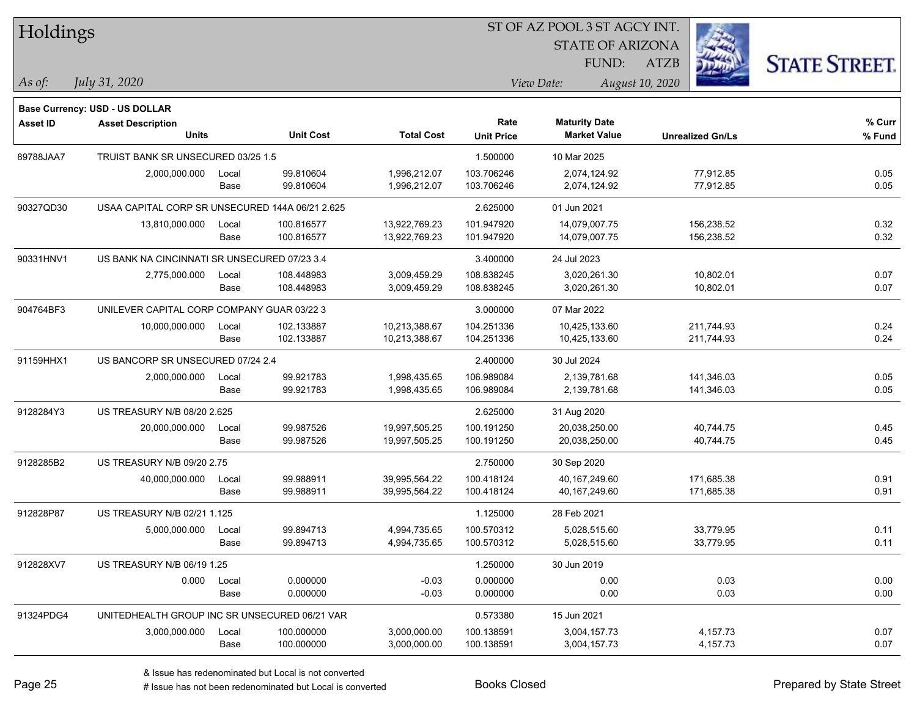Base Currency: USD - US DOLLAR

| Asset ID | Asset Description / Units | | Unit Cost | Total Cost | Rate / Unit Price | Maturity Date / Market Value | Unrealized Gn/Ls | % Curr / % Fund |
|---|---|---|---|---|---|---|---|---|
| 89788JAA7 | TRUIST BANK SR UNSECURED 03/25 1.5 | | | | 1.500000 | 10 Mar 2025 | | |
| | 2,000,000.000 | Local | 99.810604 | 1,996,212.07 | 103.706246 | 2,074,124.92 | 77,912.85 | 0.05 |
| | | Base | 99.810604 | 1,996,212.07 | 103.706246 | 2,074,124.92 | 77,912.85 | 0.05 |
| 90327QD30 | USAA CAPITAL CORP SR UNSECURED 144A 06/21 2.625 | | | | 2.625000 | 01 Jun 2021 | | |
| | 13,810,000.000 | Local | 100.816577 | 13,922,769.23 | 101.947920 | 14,079,007.75 | 156,238.52 | 0.32 |
| | | Base | 100.816577 | 13,922,769.23 | 101.947920 | 14,079,007.75 | 156,238.52 | 0.32 |
| 90331HNV1 | US BANK NA CINCINNATI SR UNSECURED 07/23 3.4 | | | | 3.400000 | 24 Jul 2023 | | |
| | 2,775,000.000 | Local | 108.448983 | 3,009,459.29 | 108.838245 | 3,020,261.30 | 10,802.01 | 0.07 |
| | | Base | 108.448983 | 3,009,459.29 | 108.838245 | 3,020,261.30 | 10,802.01 | 0.07 |
| 904764BF3 | UNILEVER CAPITAL CORP COMPANY GUAR 03/22 3 | | | | 3.000000 | 07 Mar 2022 | | |
| | 10,000,000.000 | Local | 102.133887 | 10,213,388.67 | 104.251336 | 10,425,133.60 | 211,744.93 | 0.24 |
| | | Base | 102.133887 | 10,213,388.67 | 104.251336 | 10,425,133.60 | 211,744.93 | 0.24 |
| 91159HHX1 | US BANCORP SR UNSECURED 07/24 2.4 | | | | 2.400000 | 30 Jul 2024 | | |
| | 2,000,000.000 | Local | 99.921783 | 1,998,435.65 | 106.989084 | 2,139,781.68 | 141,346.03 | 0.05 |
| | | Base | 99.921783 | 1,998,435.65 | 106.989084 | 2,139,781.68 | 141,346.03 | 0.05 |
| 9128284Y3 | US TREASURY N/B 08/20 2.625 | | | | 2.625000 | 31 Aug 2020 | | |
| | 20,000,000.000 | Local | 99.987526 | 19,997,505.25 | 100.191250 | 20,038,250.00 | 40,744.75 | 0.45 |
| | | Base | 99.987526 | 19,997,505.25 | 100.191250 | 20,038,250.00 | 40,744.75 | 0.45 |
| 9128285B2 | US TREASURY N/B 09/20 2.75 | | | | 2.750000 | 30 Sep 2020 | | |
| | 40,000,000.000 | Local | 99.988911 | 39,995,564.22 | 100.418124 | 40,167,249.60 | 171,685.38 | 0.91 |
| | | Base | 99.988911 | 39,995,564.22 | 100.418124 | 40,167,249.60 | 171,685.38 | 0.91 |
| 912828P87 | US TREASURY N/B 02/21 1.125 | | | | 1.125000 | 28 Feb 2021 | | |
| | 5,000,000.000 | Local | 99.894713 | 4,994,735.65 | 100.570312 | 5,028,515.60 | 33,779.95 | 0.11 |
| | | Base | 99.894713 | 4,994,735.65 | 100.570312 | 5,028,515.60 | 33,779.95 | 0.11 |
| 912828XV7 | US TREASURY N/B 06/19 1.25 | | | | 1.250000 | 30 Jun 2019 | | |
| | 0.000 | Local | 0.000000 | -0.03 | 0.000000 | 0.00 | 0.03 | 0.00 |
| | | Base | 0.000000 | -0.03 | 0.000000 | 0.00 | 0.03 | 0.00 |
| 91324PDG4 | UNITEDHEALTH GROUP INC SR UNSECURED 06/21 VAR | | | | 0.573380 | 15 Jun 2021 | | |
| | 3,000,000.000 | Local | 100.000000 | 3,000,000.00 | 100.138591 | 3,004,157.73 | 4,157.73 | 0.07 |
| | | Base | 100.000000 | 3,000,000.00 | 100.138591 | 3,004,157.73 | 4,157.73 | 0.07 |

& Issue has redenominated but Local is not converted

# Issue has not been redenominated but Local is converted

Books Closed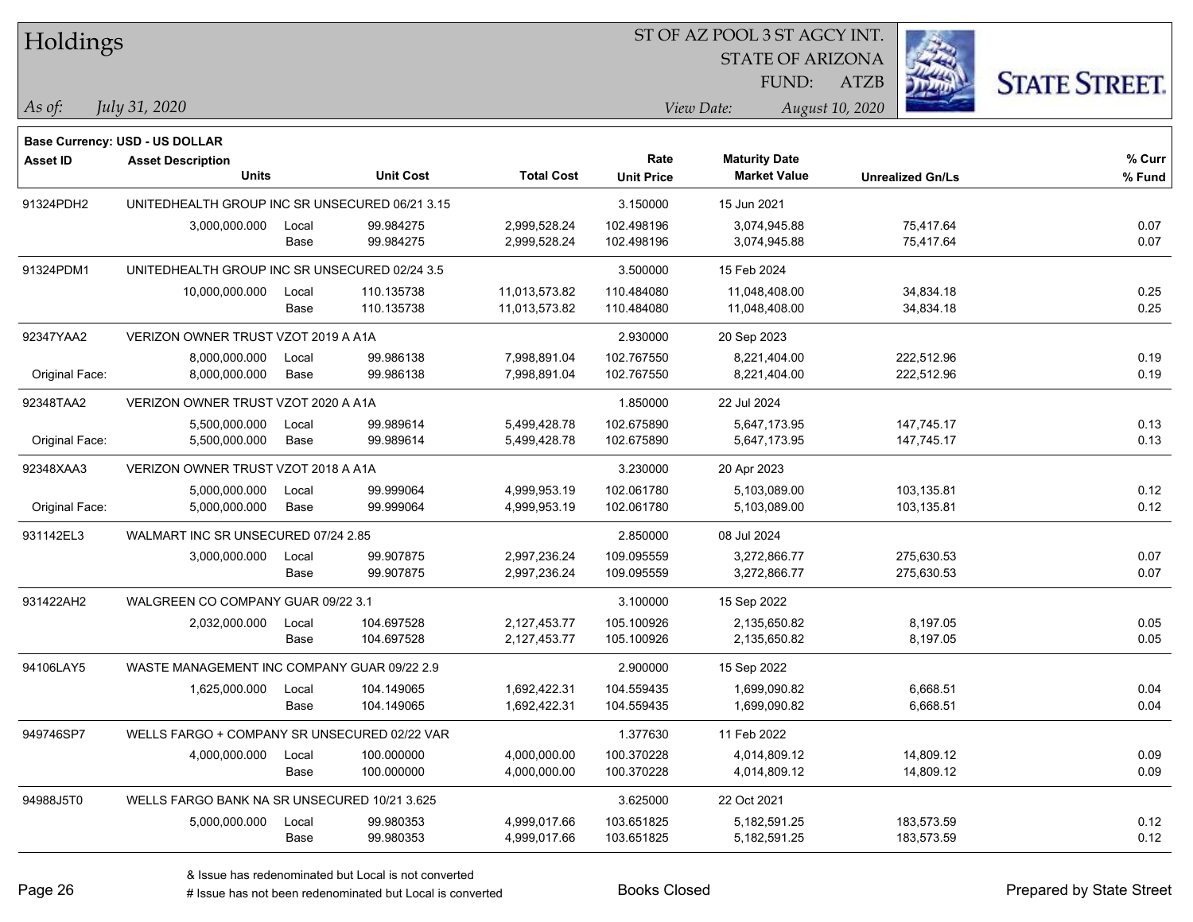# Holdings

ST OF AZ POOL 3 ST AGCY INT.
STATE OF ARIZONA
FUND: ATZB

*As of:* *July 31, 2020*

*View Date:* *August 10, 2020*

**Base Currency: USD - US DOLLAR**

| Asset ID | Asset Description / Units | | Unit Cost | Total Cost | Rate / Unit Price | Maturity Date / Market Value | Unrealized Gn/Ls | % Curr / % Fund |
|---|---|---|---|---|---|---|---|---|
| 91324PDH2 | UNITEDHEALTH GROUP INC SR UNSECURED 06/21 3.15 | | | | 3.150000 | 15 Jun 2021 | | |
| | 3,000,000.000 | Local | 99.984275 | 2,999,528.24 | 102.498196 | 3,074,945.88 | 75,417.64 | 0.07 |
| | | Base | 99.984275 | 2,999,528.24 | 102.498196 | 3,074,945.88 | 75,417.64 | 0.07 |
| 91324PDM1 | UNITEDHEALTH GROUP INC SR UNSECURED 02/24 3.5 | | | | 3.500000 | 15 Feb 2024 | | |
| | 10,000,000.000 | Local | 110.135738 | 11,013,573.82 | 110.484080 | 11,048,408.00 | 34,834.18 | 0.25 |
| | | Base | 110.135738 | 11,013,573.82 | 110.484080 | 11,048,408.00 | 34,834.18 | 0.25 |
| 92347YAA2 | VERIZON OWNER TRUST VZOT 2019 A A1A | | | | 2.930000 | 20 Sep 2023 | | |
| | 8,000,000.000 | Local | 99.986138 | 7,998,891.04 | 102.767550 | 8,221,404.00 | 222,512.96 | 0.19 |
| Original Face: | 8,000,000.000 | Base | 99.986138 | 7,998,891.04 | 102.767550 | 8,221,404.00 | 222,512.96 | 0.19 |
| 92348TAA2 | VERIZON OWNER TRUST VZOT 2020 A A1A | | | | 1.850000 | 22 Jul 2024 | | |
| | 5,500,000.000 | Local | 99.989614 | 5,499,428.78 | 102.675890 | 5,647,173.95 | 147,745.17 | 0.13 |
| Original Face: | 5,500,000.000 | Base | 99.989614 | 5,499,428.78 | 102.675890 | 5,647,173.95 | 147,745.17 | 0.13 |
| 92348XAA3 | VERIZON OWNER TRUST VZOT 2018 A A1A | | | | 3.230000 | 20 Apr 2023 | | |
| | 5,000,000.000 | Local | 99.999064 | 4,999,953.19 | 102.061780 | 5,103,089.00 | 103,135.81 | 0.12 |
| Original Face: | 5,000,000.000 | Base | 99.999064 | 4,999,953.19 | 102.061780 | 5,103,089.00 | 103,135.81 | 0.12 |
| 931142EL3 | WALMART INC SR UNSECURED 07/24 2.85 | | | | 2.850000 | 08 Jul 2024 | | |
| | 3,000,000.000 | Local | 99.907875 | 2,997,236.24 | 109.095559 | 3,272,866.77 | 275,630.53 | 0.07 |
| | | Base | 99.907875 | 2,997,236.24 | 109.095559 | 3,272,866.77 | 275,630.53 | 0.07 |
| 931422AH2 | WALGREEN CO COMPANY GUAR 09/22 3.1 | | | | 3.100000 | 15 Sep 2022 | | |
| | 2,032,000.000 | Local | 104.697528 | 2,127,453.77 | 105.100926 | 2,135,650.82 | 8,197.05 | 0.05 |
| | | Base | 104.697528 | 2,127,453.77 | 105.100926 | 2,135,650.82 | 8,197.05 | 0.05 |
| 94106LAY5 | WASTE MANAGEMENT INC COMPANY GUAR 09/22 2.9 | | | | 2.900000 | 15 Sep 2022 | | |
| | 1,625,000.000 | Local | 104.149065 | 1,692,422.31 | 104.559435 | 1,699,090.82 | 6,668.51 | 0.04 |
| | | Base | 104.149065 | 1,692,422.31 | 104.559435 | 1,699,090.82 | 6,668.51 | 0.04 |
| 949746SP7 | WELLS FARGO + COMPANY SR UNSECURED 02/22 VAR | | | | 1.377630 | 11 Feb 2022 | | |
| | 4,000,000.000 | Local | 100.000000 | 4,000,000.00 | 100.370228 | 4,014,809.12 | 14,809.12 | 0.09 |
| | | Base | 100.000000 | 4,000,000.00 | 100.370228 | 4,014,809.12 | 14,809.12 | 0.09 |
| 94988J5T0 | WELLS FARGO BANK NA SR UNSECURED 10/21 3.625 | | | | 3.625000 | 22 Oct 2021 | | |
| | 5,000,000.000 | Local | 99.980353 | 4,999,017.66 | 103.651825 | 5,182,591.25 | 183,573.59 | 0.12 |
| | | Base | 99.980353 | 4,999,017.66 | 103.651825 | 5,182,591.25 | 183,573.59 | 0.12 |

& Issue has redenominated but Local is not converted
# Issue has not been redenominated but Local is converted

Books Closed

Prepared by State Street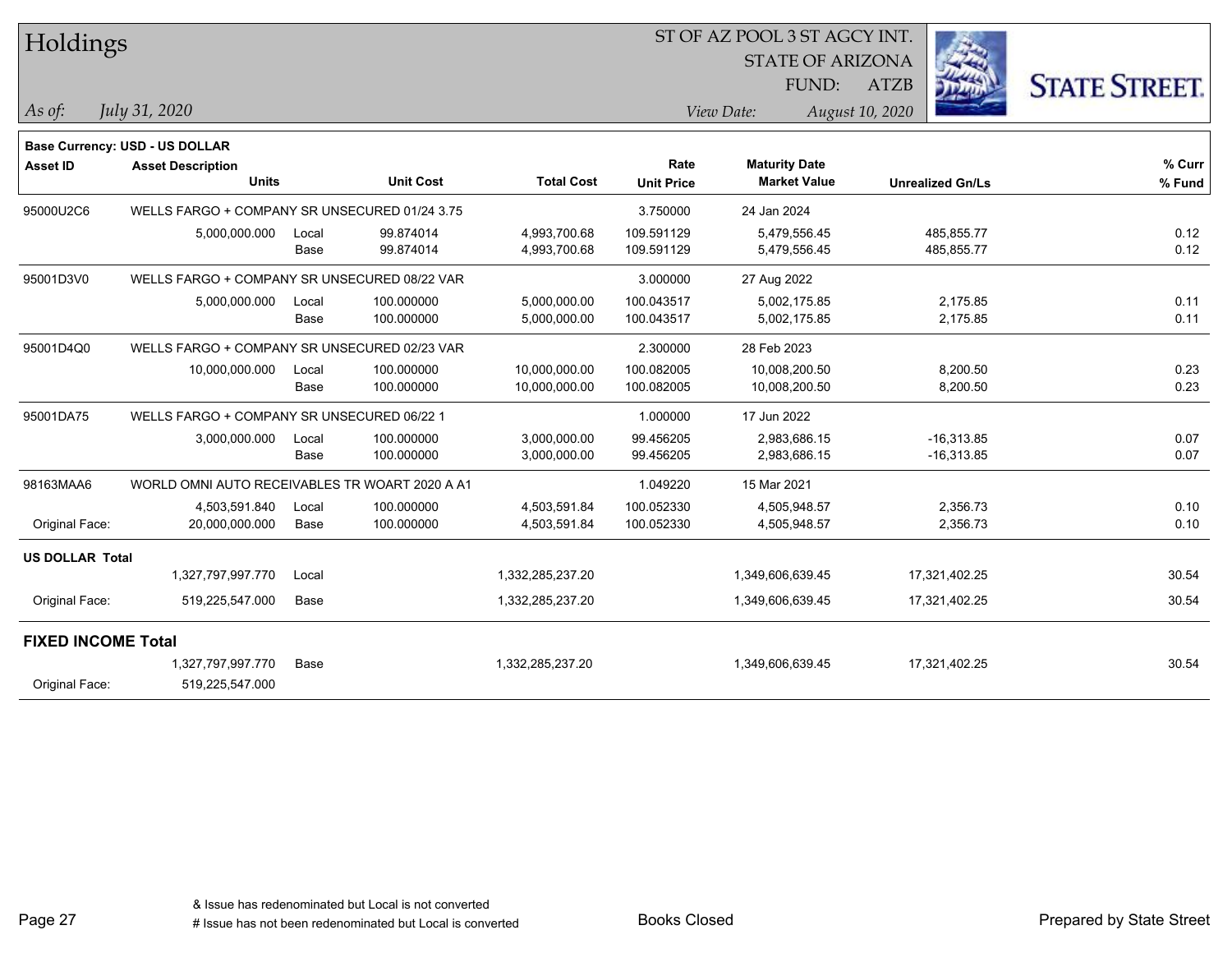# Holdings

ST OF AZ POOL 3 ST AGCY INT.
STATE OF ARIZONA
FUND: ATZB

*As of:* *July 31, 2020*

*View Date:* *August 10, 2020*

**Base Currency: USD - US DOLLAR**

| Asset ID | Asset Description / Units | | Unit Cost | Total Cost | Rate / Unit Price | Maturity Date / Market Value | Unrealized Gn/Ls | % Curr / % Fund |
|---|---|---|---|---|---|---|---|---|
| 95000U2C6 | WELLS FARGO + COMPANY SR UNSECURED 01/24 3.75 | | | | 3.750000 | 24 Jan 2024 | | |
| | 5,000,000.000 | Local | 99.874014 | 4,993,700.68 | 109.591129 | 5,479,556.45 | 485,855.77 | 0.12 |
| | | Base | 99.874014 | 4,993,700.68 | 109.591129 | 5,479,556.45 | 485,855.77 | 0.12 |
| 95001D3V0 | WELLS FARGO + COMPANY SR UNSECURED 08/22 VAR | | | | 3.000000 | 27 Aug 2022 | | |
| | 5,000,000.000 | Local | 100.000000 | 5,000,000.00 | 100.043517 | 5,002,175.85 | 2,175.85 | 0.11 |
| | | Base | 100.000000 | 5,000,000.00 | 100.043517 | 5,002,175.85 | 2,175.85 | 0.11 |
| 95001D4Q0 | WELLS FARGO + COMPANY SR UNSECURED 02/23 VAR | | | | 2.300000 | 28 Feb 2023 | | |
| | 10,000,000.000 | Local | 100.000000 | 10,000,000.00 | 100.082005 | 10,008,200.50 | 8,200.50 | 0.23 |
| | | Base | 100.000000 | 10,000,000.00 | 100.082005 | 10,008,200.50 | 8,200.50 | 0.23 |
| 95001DA75 | WELLS FARGO + COMPANY SR UNSECURED 06/22 1 | | | | 1.000000 | 17 Jun 2022 | | |
| | 3,000,000.000 | Local | 100.000000 | 3,000,000.00 | 99.456205 | 2,983,686.15 | -16,313.85 | 0.07 |
| | | Base | 100.000000 | 3,000,000.00 | 99.456205 | 2,983,686.15 | -16,313.85 | 0.07 |
| 98163MAA6 | WORLD OMNI AUTO RECEIVABLES TR WOART 2020 A A1 | | | | 1.049220 | 15 Mar 2021 | | |
| | 4,503,591.840 | Local | 100.000000 | 4,503,591.84 | 100.052330 | 4,505,948.57 | 2,356.73 | 0.10 |
| Original Face: | 20,000,000.000 | Base | 100.000000 | 4,503,591.84 | 100.052330 | 4,505,948.57 | 2,356.73 | 0.10 |
| **US DOLLAR Total** | | | | | | | | |
| | 1,327,797,997.770 | Local | | 1,332,285,237.20 | | 1,349,606,639.45 | 17,321,402.25 | 30.54 |
| Original Face: | 519,225,547.000 | Base | | 1,332,285,237.20 | | 1,349,606,639.45 | 17,321,402.25 | 30.54 |
| **FIXED INCOME Total** | | | | | | | | |
| | 1,327,797,997.770 | Base | | 1,332,285,237.20 | | 1,349,606,639.45 | 17,321,402.25 | 30.54 |
| Original Face: | 519,225,547.000 | | | | | | | |

& Issue has redenominated but Local is not converted
# Issue has not been redenominated but Local is converted

Books Closed

Prepared by State Street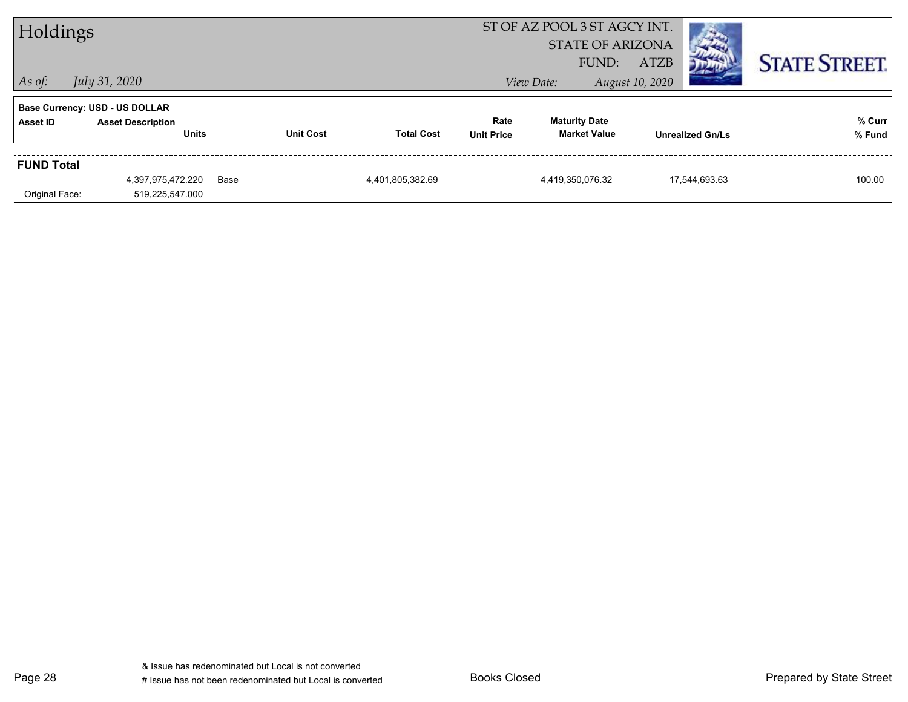# Holdings

ST OF AZ POOL 3 ST AGCY INT.
STATE OF ARIZONA
FUND: ATZB

*As of: July 31, 2020*

*View Date: August 10, 2020*

**Base Currency: USD - US DOLLAR**

| Asset ID | Asset Description / Units | | Unit Cost | Total Cost | Rate / Unit Price | Maturity Date / Market Value | Unrealized Gn/Ls | % Curr / % Fund |
|---|---|---|---|---|---|---|---|---|
| **FUND Total** | | | | | | | | |
| | 4,397,975,472.220 | Base | | 4,401,805,382.69 | | 4,419,350,076.32 | 17,544,693.63 | 100.00 |
| Original Face: | 519,225,547.000 | | | | | | | |

& Issue has redenominated but Local is not converted
# Issue has not been redenominated but Local is converted

Books Closed

Prepared by State Street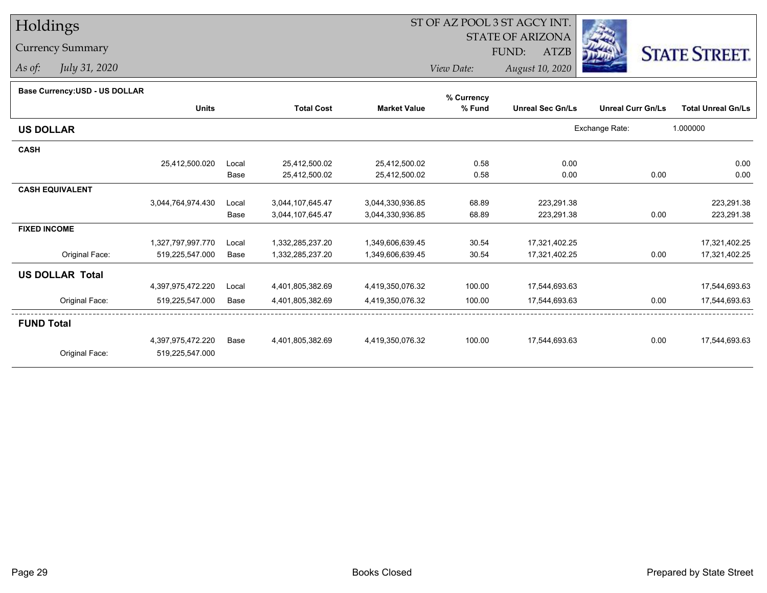# Holdings

## Currency Summary

*As of:* *July 31, 2020*

ST OF AZ POOL 3 ST AGCY INT.
STATE OF ARIZONA
FUND: ATZB

*View Date:* *August 10, 2020*

STATE STREET.

**Base Currency:USD - US DOLLAR**

| | Units | | Total Cost | Market Value | % Currency % Fund | Unreal Sec Gn/Ls | Unreal Curr Gn/Ls | Total Unreal Gn/Ls |
|---|---|---|---|---|---|---|---|---|
| **US DOLLAR** | | | | | | Exchange Rate: | 1.000000 | |
| **CASH** | | | | | | | | |
| | 25,412,500.020 | Local | 25,412,500.02 | 25,412,500.02 | 0.58 | 0.00 | | 0.00 |
| | | Base | 25,412,500.02 | 25,412,500.02 | 0.58 | 0.00 | 0.00 | 0.00 |
| **CASH EQUIVALENT** | | | | | | | | |
| | 3,044,764,974.430 | Local | 3,044,107,645.47 | 3,044,330,936.85 | 68.89 | 223,291.38 | | 223,291.38 |
| | | Base | 3,044,107,645.47 | 3,044,330,936.85 | 68.89 | 223,291.38 | 0.00 | 223,291.38 |
| **FIXED INCOME** | | | | | | | | |
| | 1,327,797,997.770 | Local | 1,332,285,237.20 | 1,349,606,639.45 | 30.54 | 17,321,402.25 | | 17,321,402.25 |
| Original Face: | 519,225,547.000 | Base | 1,332,285,237.20 | 1,349,606,639.45 | 30.54 | 17,321,402.25 | 0.00 | 17,321,402.25 |
| **US DOLLAR Total** | | | | | | | | |
| | 4,397,975,472.220 | Local | 4,401,805,382.69 | 4,419,350,076.32 | 100.00 | 17,544,693.63 | | 17,544,693.63 |
| Original Face: | 519,225,547.000 | Base | 4,401,805,382.69 | 4,419,350,076.32 | 100.00 | 17,544,693.63 | 0.00 | 17,544,693.63 |
| **FUND Total** | | | | | | | | |
| | 4,397,975,472.220 | Base | 4,401,805,382.69 | 4,419,350,076.32 | 100.00 | 17,544,693.63 | 0.00 | 17,544,693.63 |
| Original Face: | 519,225,547.000 | | | | | | | |

Books Closed

Prepared by State Street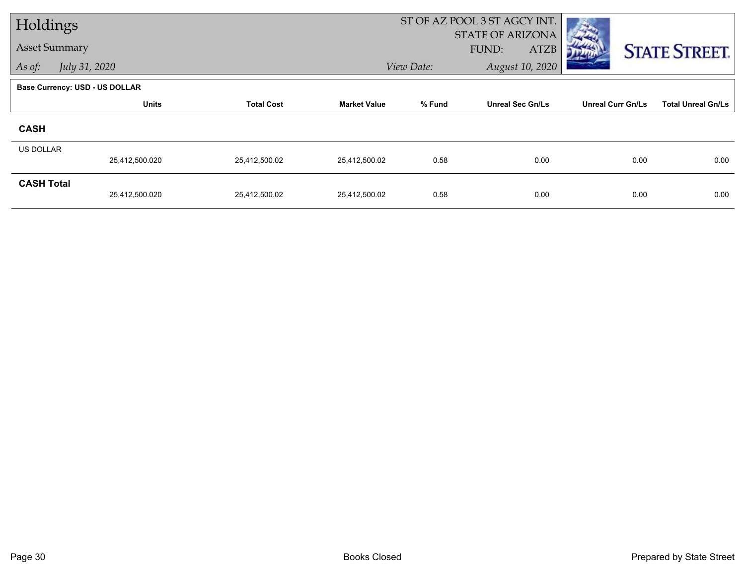# Holdings

## Asset Summary

*As of:* *July 31, 2020*

ST OF AZ POOL 3 ST AGCY INT.
STATE OF ARIZONA
FUND: ATZB

*View Date:* *August 10, 2020*

**Base Currency: USD - US DOLLAR**

| | Units | Total Cost | Market Value | % Fund | Unreal Sec Gn/Ls | Unreal Curr Gn/Ls | Total Unreal Gn/Ls |
|---|---|---|---|---|---|---|---|
| **CASH** | | | | | | | |
| US DOLLAR | 25,412,500.020 | 25,412,500.02 | 25,412,500.02 | 0.58 | 0.00 | 0.00 | 0.00 |
| **CASH Total** | 25,412,500.020 | 25,412,500.02 | 25,412,500.02 | 0.58 | 0.00 | 0.00 | 0.00 |

Books Closed

Prepared by State Street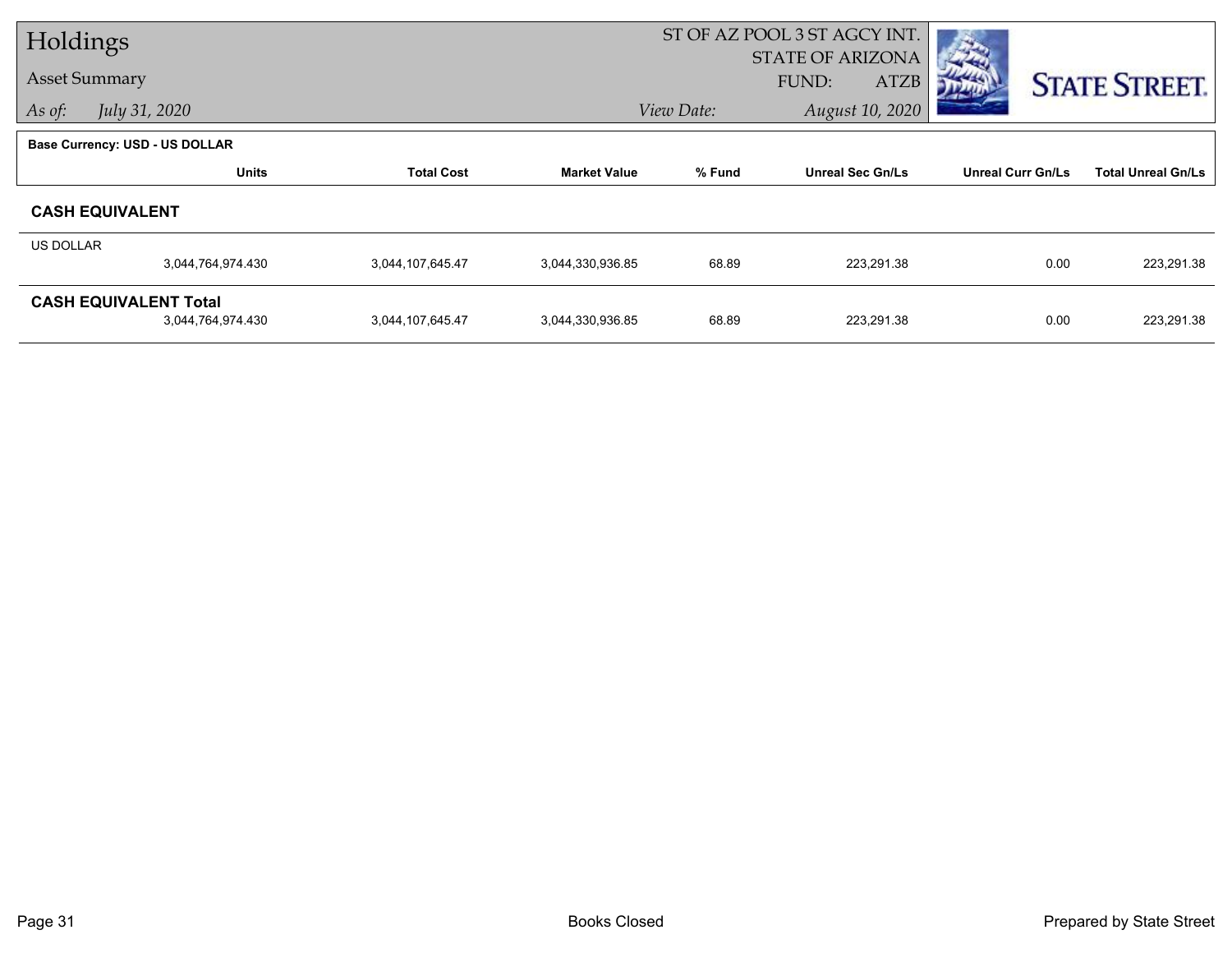# Holdings

## Asset Summary

*As of:* *July 31, 2020*

ST OF AZ POOL 3 ST AGCY INT.
STATE OF ARIZONA
FUND: ATZB
*View Date:* *August 10, 2020*

STATE STREET.

**Base Currency: USD - US DOLLAR**

| | Units | Total Cost | Market Value | % Fund | Unreal Sec Gn/Ls | Unreal Curr Gn/Ls | Total Unreal Gn/Ls |
|---|---|---|---|---|---|---|---|
| **CASH EQUIVALENT** | | | | | | | |
| US DOLLAR | 3,044,764,974.430 | 3,044,107,645.47 | 3,044,330,936.85 | 68.89 | 223,291.38 | 0.00 | 223,291.38 |
| **CASH EQUIVALENT Total** | 3,044,764,974.430 | 3,044,107,645.47 | 3,044,330,936.85 | 68.89 | 223,291.38 | 0.00 | 223,291.38 |

Books Closed

Prepared by State Street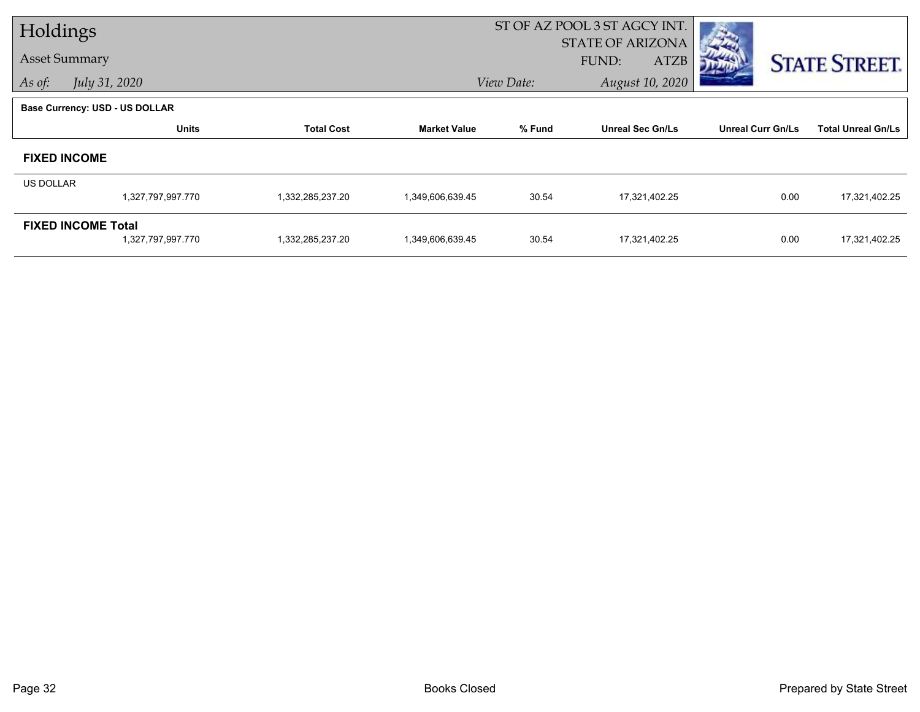# Holdings

## Asset Summary

*As of:* *July 31, 2020*

ST OF AZ POOL 3 ST AGCY INT.
STATE OF ARIZONA
FUND: ATZB
*View Date:* *August 10, 2020*

STATE STREET.

**Base Currency: USD - US DOLLAR**

| | Units | Total Cost | Market Value | % Fund | Unreal Sec Gn/Ls | Unreal Curr Gn/Ls | Total Unreal Gn/Ls |
|---|---|---|---|---|---|---|---|
| **FIXED INCOME** | | | | | | | |
| US DOLLAR | 1,327,797,997.770 | 1,332,285,237.20 | 1,349,606,639.45 | 30.54 | 17,321,402.25 | 0.00 | 17,321,402.25 |
| **FIXED INCOME Total** | 1,327,797,997.770 | 1,332,285,237.20 | 1,349,606,639.45 | 30.54 | 17,321,402.25 | 0.00 | 17,321,402.25 |

Books Closed

Prepared by State Street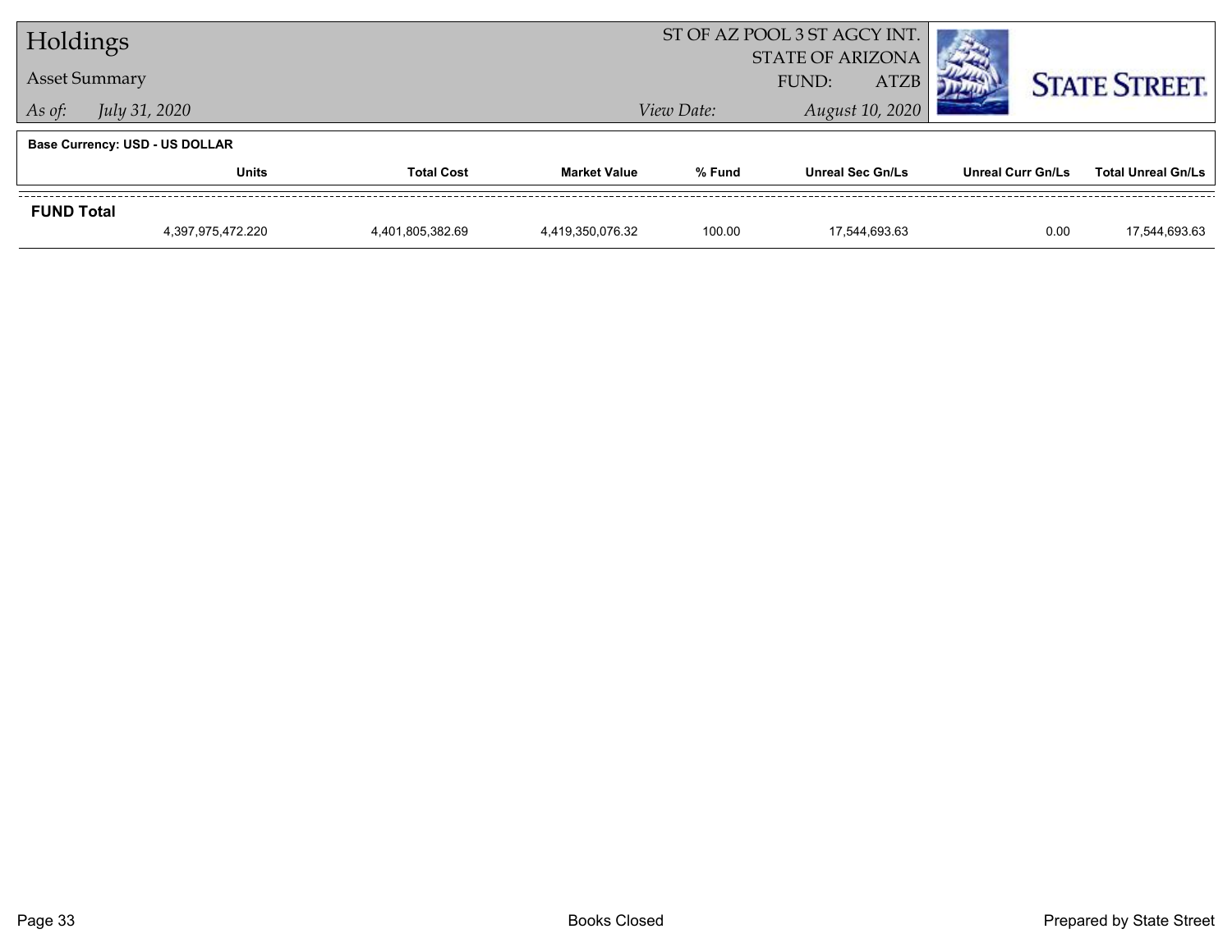# Holdings

## Asset Summary

*As of:* *July 31, 2020*

ST OF AZ POOL 3 ST AGCY INT.
STATE OF ARIZONA
FUND: ATZB

*View Date:* *August 10, 2020*

STATE STREET.

**Base Currency: USD - US DOLLAR**

| | Units | Total Cost | Market Value | % Fund | Unreal Sec Gn/Ls | Unreal Curr Gn/Ls | Total Unreal Gn/Ls |
|---|---|---|---|---|---|---|---|
| **FUND Total** | 4,397,975,472.220 | 4,401,805,382.69 | 4,419,350,076.32 | 100.00 | 17,544,693.63 | 0.00 | 17,544,693.63 |

Books Closed

Prepared by State Street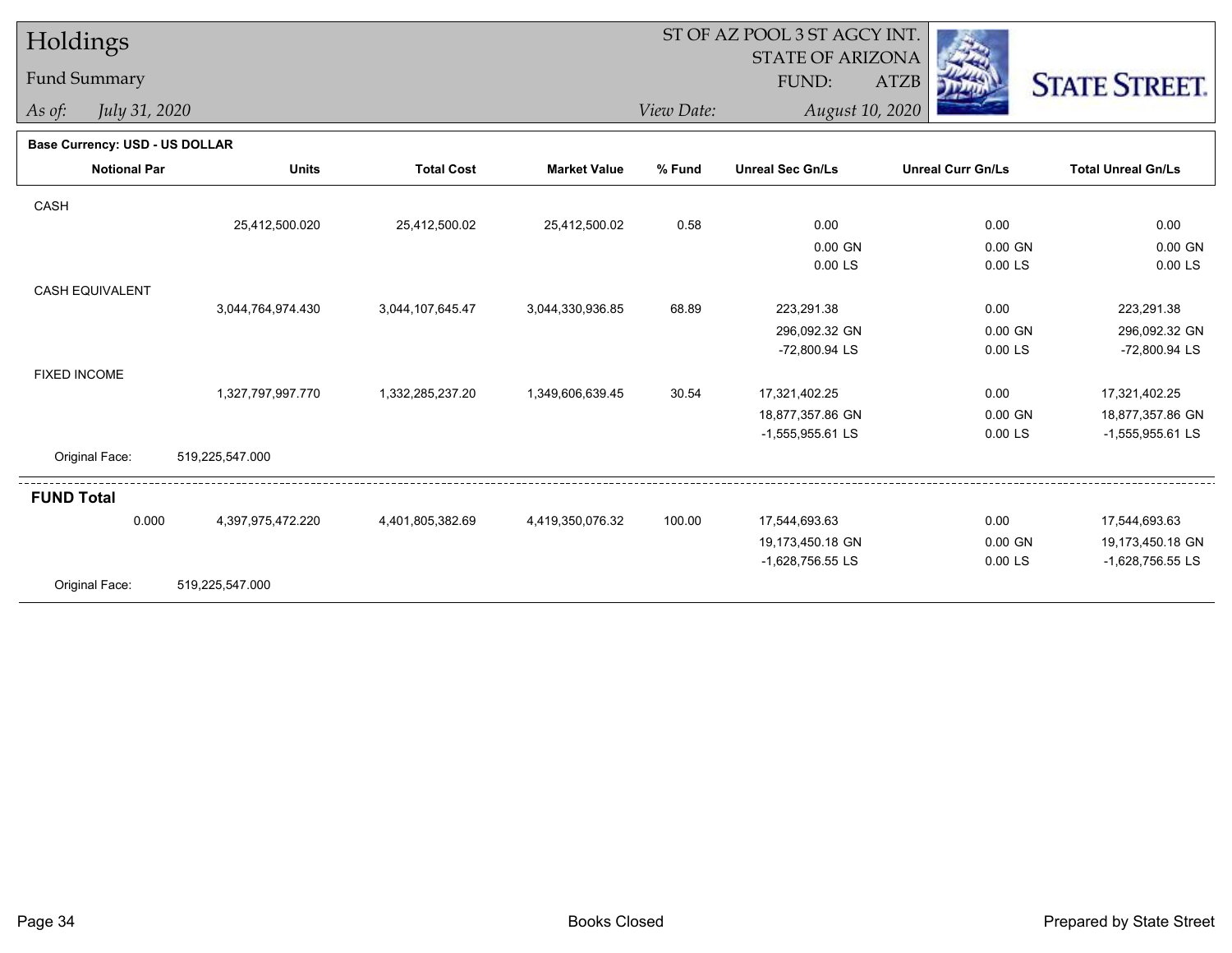# Holdings

Fund Summary

*As of: July 31, 2020*

ST OF AZ POOL 3 ST AGCY INT.
STATE OF ARIZONA
FUND: ATZB

*View Date: August 10, 2020*

STATE STREET.

**Base Currency: USD - US DOLLAR**

| Notional Par | Units | Total Cost | Market Value | % Fund | Unreal Sec Gn/Ls | Unreal Curr Gn/Ls | Total Unreal Gn/Ls |
|---|---|---|---|---|---|---|---|
| CASH | | | | | | | |
| | 25,412,500.020 | 25,412,500.02 | 25,412,500.02 | 0.58 | 0.00 | 0.00 | 0.00 |
| | | | | | 0.00 GN | 0.00 GN | 0.00 GN |
| | | | | | 0.00 LS | 0.00 LS | 0.00 LS |
| CASH EQUIVALENT | | | | | | | |
| | 3,044,764,974.430 | 3,044,107,645.47 | 3,044,330,936.85 | 68.89 | 223,291.38 | 0.00 | 223,291.38 |
| | | | | | 296,092.32 GN | 0.00 GN | 296,092.32 GN |
| | | | | | -72,800.94 LS | 0.00 LS | -72,800.94 LS |
| FIXED INCOME | | | | | | | |
| | 1,327,797,997.770 | 1,332,285,237.20 | 1,349,606,639.45 | 30.54 | 17,321,402.25 | 0.00 | 17,321,402.25 |
| | | | | | 18,877,357.86 GN | 0.00 GN | 18,877,357.86 GN |
| | | | | | -1,555,955.61 LS | 0.00 LS | -1,555,955.61 LS |
| Original Face: | 519,225,547.000 | | | | | | |
| **FUND Total** | | | | | | | |
| 0.000 | 4,397,975,472.220 | 4,401,805,382.69 | 4,419,350,076.32 | 100.00 | 17,544,693.63 | 0.00 | 17,544,693.63 |
| | | | | | 19,173,450.18 GN | 0.00 GN | 19,173,450.18 GN |
| | | | | | -1,628,756.55 LS | 0.00 LS | -1,628,756.55 LS |
| Original Face: | 519,225,547.000 | | | | | | |

Books Closed

Prepared by State Street